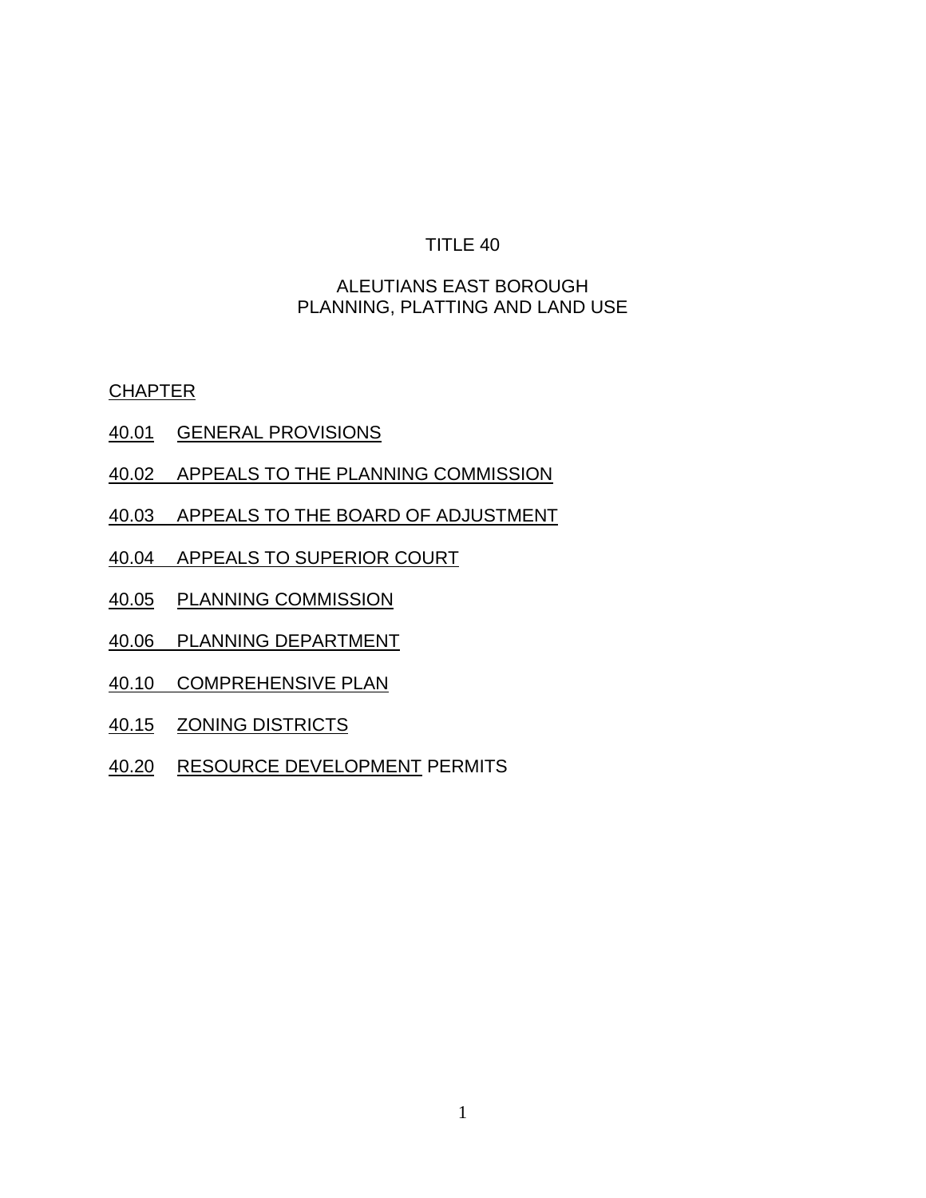# TITLE 40

## ALEUTIANS EAST BOROUGH
## PLANNING, PLATTING AND LAND USE

CHAPTER

40.01 GENERAL PROVISIONS

40.02 APPEALS TO THE PLANNING COMMISSION

40.03 APPEALS TO THE BOARD OF ADJUSTMENT

40.04 APPEALS TO SUPERIOR COURT

40.05 PLANNING COMMISSION

40.06 PLANNING DEPARTMENT

40.10 COMPREHENSIVE PLAN

40.15 ZONING DISTRICTS

40.20 RESOURCE DEVELOPMENT PERMITS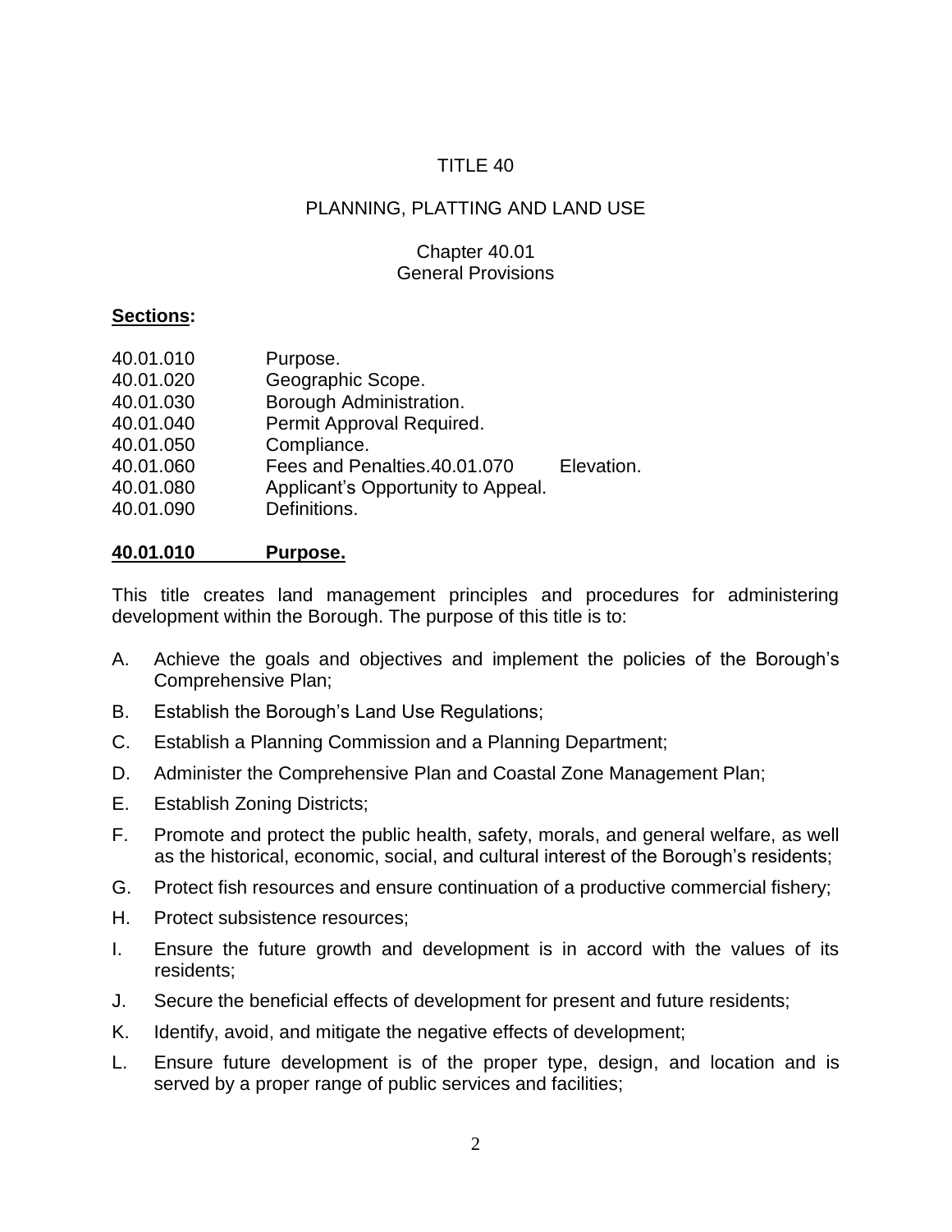# TITLE 40

## PLANNING, PLATTING AND LAND USE

### Chapter 40.01
### General Provisions

**Sections:**

| | |
|---|---|
| 40.01.010 | Purpose. |
| 40.01.020 | Geographic Scope. |
| 40.01.030 | Borough Administration. |
| 40.01.040 | Permit Approval Required. |
| 40.01.050 | Compliance. |
| 40.01.060 | Fees and Penalties.40.01.070 Elevation. |
| 40.01.080 | Applicant's Opportunity to Appeal. |
| 40.01.090 | Definitions. |

**40.01.010 Purpose.**

This title creates land management principles and procedures for administering development within the Borough. The purpose of this title is to:

A. Achieve the goals and objectives and implement the policies of the Borough's Comprehensive Plan;

B. Establish the Borough's Land Use Regulations;

C. Establish a Planning Commission and a Planning Department;

D. Administer the Comprehensive Plan and Coastal Zone Management Plan;

E. Establish Zoning Districts;

F. Promote and protect the public health, safety, morals, and general welfare, as well as the historical, economic, social, and cultural interest of the Borough's residents;

G. Protect fish resources and ensure continuation of a productive commercial fishery;

H. Protect subsistence resources;

I. Ensure the future growth and development is in accord with the values of its residents;

J. Secure the beneficial effects of development for present and future residents;

K. Identify, avoid, and mitigate the negative effects of development;

L. Ensure future development is of the proper type, design, and location and is served by a proper range of public services and facilities;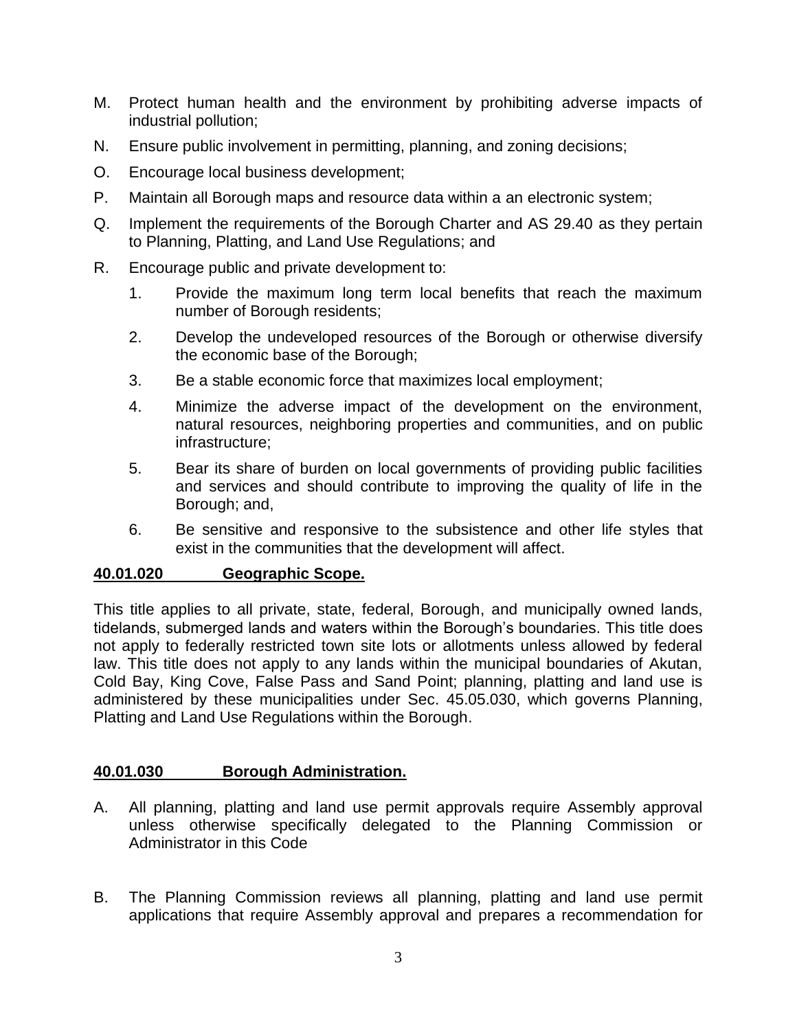M. Protect human health and the environment by prohibiting adverse impacts of industrial pollution;

N. Ensure public involvement in permitting, planning, and zoning decisions;

O. Encourage local business development;

P. Maintain all Borough maps and resource data within a an electronic system;

Q. Implement the requirements of the Borough Charter and AS 29.40 as they pertain to Planning, Platting, and Land Use Regulations; and

R. Encourage public and private development to:

   1. Provide the maximum long term local benefits that reach the maximum number of Borough residents;

   2. Develop the undeveloped resources of the Borough or otherwise diversify the economic base of the Borough;

   3. Be a stable economic force that maximizes local employment;

   4. Minimize the adverse impact of the development on the environment, natural resources, neighboring properties and communities, and on public infrastructure;

   5. Bear its share of burden on local governments of providing public facilities and services and should contribute to improving the quality of life in the Borough; and,

   6. Be sensitive and responsive to the subsistence and other life styles that exist in the communities that the development will affect.

**40.01.020 Geographic Scope.**

This title applies to all private, state, federal, Borough, and municipally owned lands, tidelands, submerged lands and waters within the Borough's boundaries. This title does not apply to federally restricted town site lots or allotments unless allowed by federal law. This title does not apply to any lands within the municipal boundaries of Akutan, Cold Bay, King Cove, False Pass and Sand Point; planning, platting and land use is administered by these municipalities under Sec. 45.05.030, which governs Planning, Platting and Land Use Regulations within the Borough.

**40.01.030 Borough Administration.**

A. All planning, platting and land use permit approvals require Assembly approval unless otherwise specifically delegated to the Planning Commission or Administrator in this Code

B. The Planning Commission reviews all planning, platting and land use permit applications that require Assembly approval and prepares a recommendation for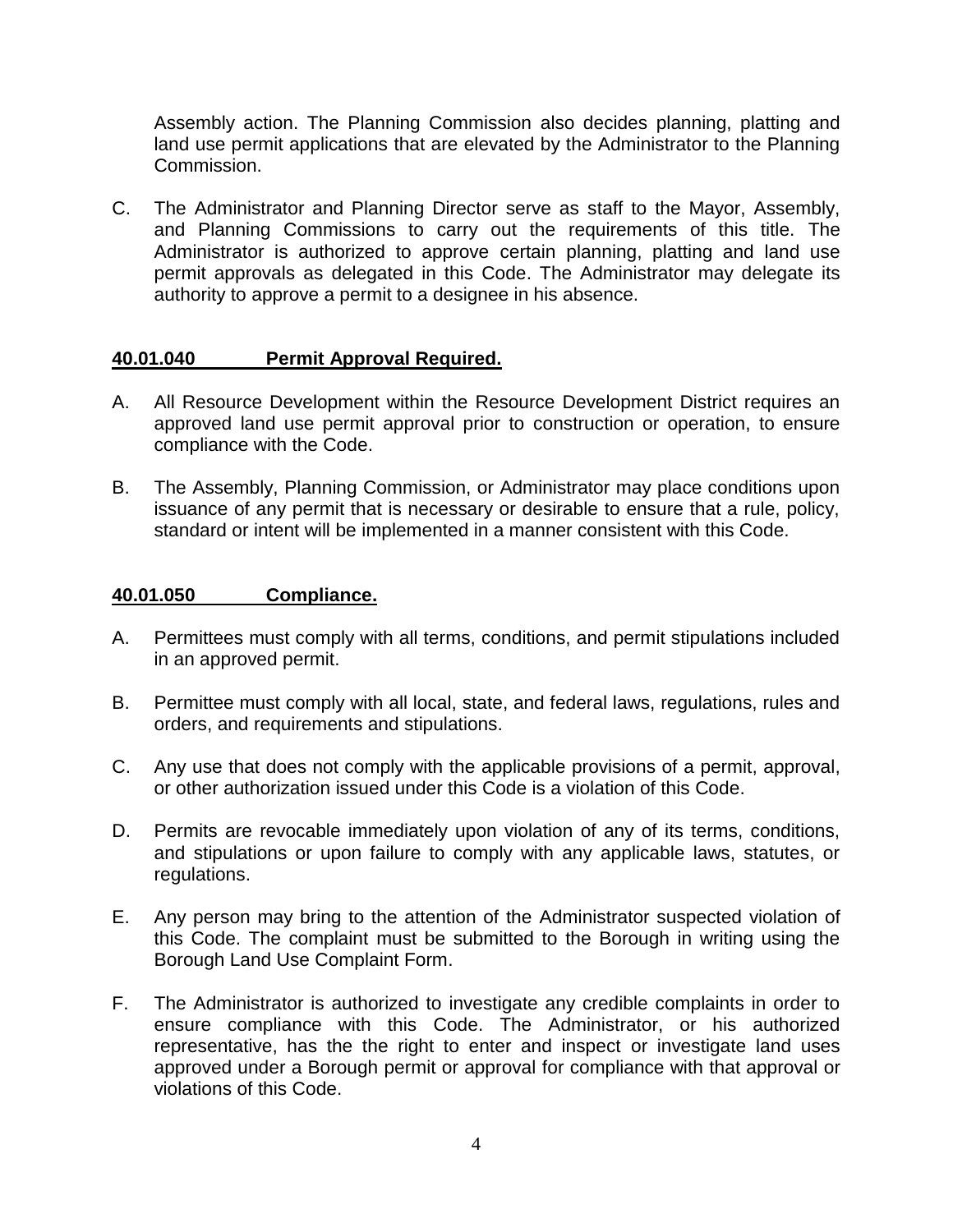Assembly action. The Planning Commission also decides planning, platting and land use permit applications that are elevated by the Administrator to the Planning Commission.

C. The Administrator and Planning Director serve as staff to the Mayor, Assembly, and Planning Commissions to carry out the requirements of this title. The Administrator is authorized to approve certain planning, platting and land use permit approvals as delegated in this Code. The Administrator may delegate its authority to approve a permit to a designee in his absence.

## 40.01.040 Permit Approval Required.

A. All Resource Development within the Resource Development District requires an approved land use permit approval prior to construction or operation, to ensure compliance with the Code.

B. The Assembly, Planning Commission, or Administrator may place conditions upon issuance of any permit that is necessary or desirable to ensure that a rule, policy, standard or intent will be implemented in a manner consistent with this Code.

## 40.01.050 Compliance.

A. Permittees must comply with all terms, conditions, and permit stipulations included in an approved permit.

B. Permittee must comply with all local, state, and federal laws, regulations, rules and orders, and requirements and stipulations.

C. Any use that does not comply with the applicable provisions of a permit, approval, or other authorization issued under this Code is a violation of this Code.

D. Permits are revocable immediately upon violation of any of its terms, conditions, and stipulations or upon failure to comply with any applicable laws, statutes, or regulations.

E. Any person may bring to the attention of the Administrator suspected violation of this Code. The complaint must be submitted to the Borough in writing using the Borough Land Use Complaint Form.

F. The Administrator is authorized to investigate any credible complaints in order to ensure compliance with this Code. The Administrator, or his authorized representative, has the the right to enter and inspect or investigate land uses approved under a Borough permit or approval for compliance with that approval or violations of this Code.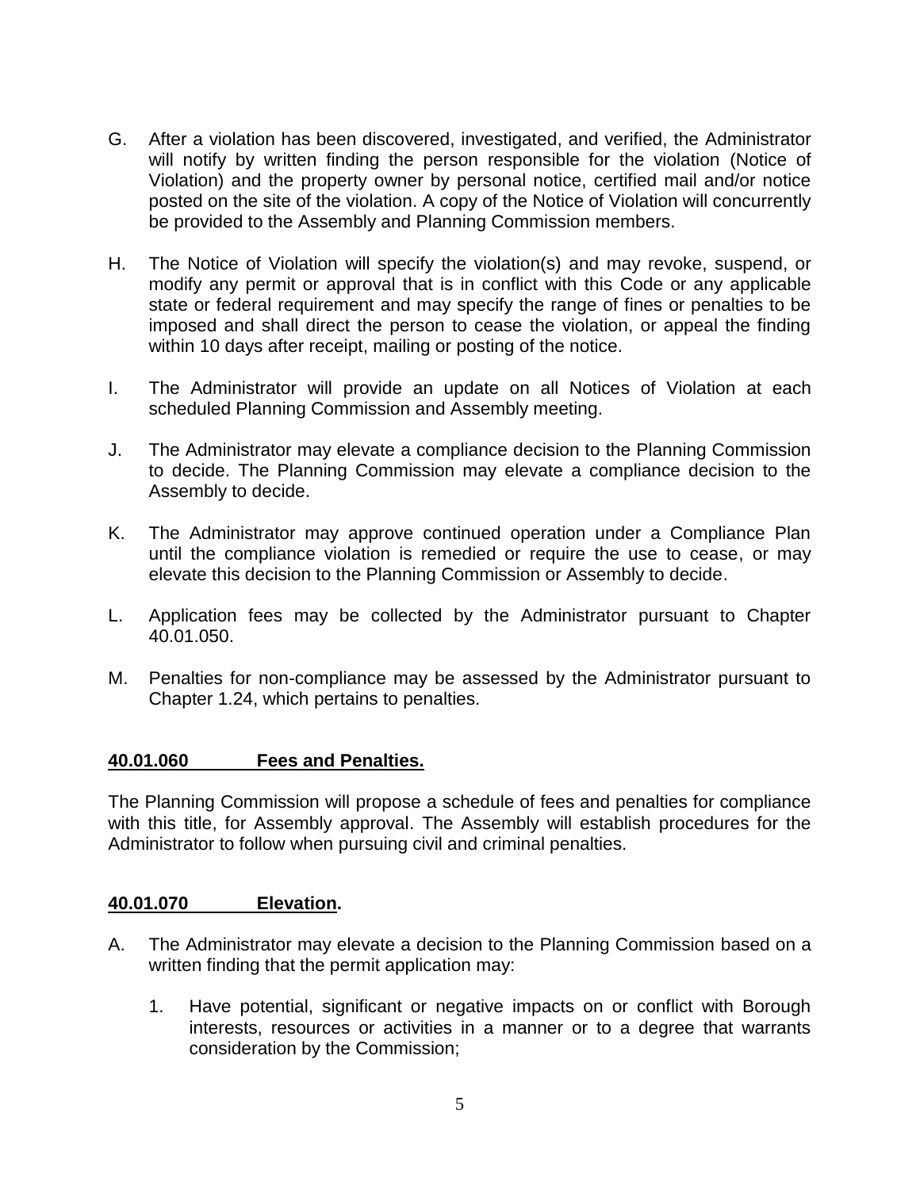G. After a violation has been discovered, investigated, and verified, the Administrator will notify by written finding the person responsible for the violation (Notice of Violation) and the property owner by personal notice, certified mail and/or notice posted on the site of the violation. A copy of the Notice of Violation will concurrently be provided to the Assembly and Planning Commission members.

H. The Notice of Violation will specify the violation(s) and may revoke, suspend, or modify any permit or approval that is in conflict with this Code or any applicable state or federal requirement and may specify the range of fines or penalties to be imposed and shall direct the person to cease the violation, or appeal the finding within 10 days after receipt, mailing or posting of the notice.

I. The Administrator will provide an update on all Notices of Violation at each scheduled Planning Commission and Assembly meeting.

J. The Administrator may elevate a compliance decision to the Planning Commission to decide. The Planning Commission may elevate a compliance decision to the Assembly to decide.

K. The Administrator may approve continued operation under a Compliance Plan until the compliance violation is remedied or require the use to cease, or may elevate this decision to the Planning Commission or Assembly to decide.

L. Application fees may be collected by the Administrator pursuant to Chapter 40.01.050.

M. Penalties for non-compliance may be assessed by the Administrator pursuant to Chapter 1.24, which pertains to penalties.

## **40.01.060 Fees and Penalties.**

The Planning Commission will propose a schedule of fees and penalties for compliance with this title, for Assembly approval. The Assembly will establish procedures for the Administrator to follow when pursuing civil and criminal penalties.

## **40.01.070 Elevation.**

A. The Administrator may elevate a decision to the Planning Commission based on a written finding that the permit application may:

   1. Have potential, significant or negative impacts on or conflict with Borough interests, resources or activities in a manner or to a degree that warrants consideration by the Commission;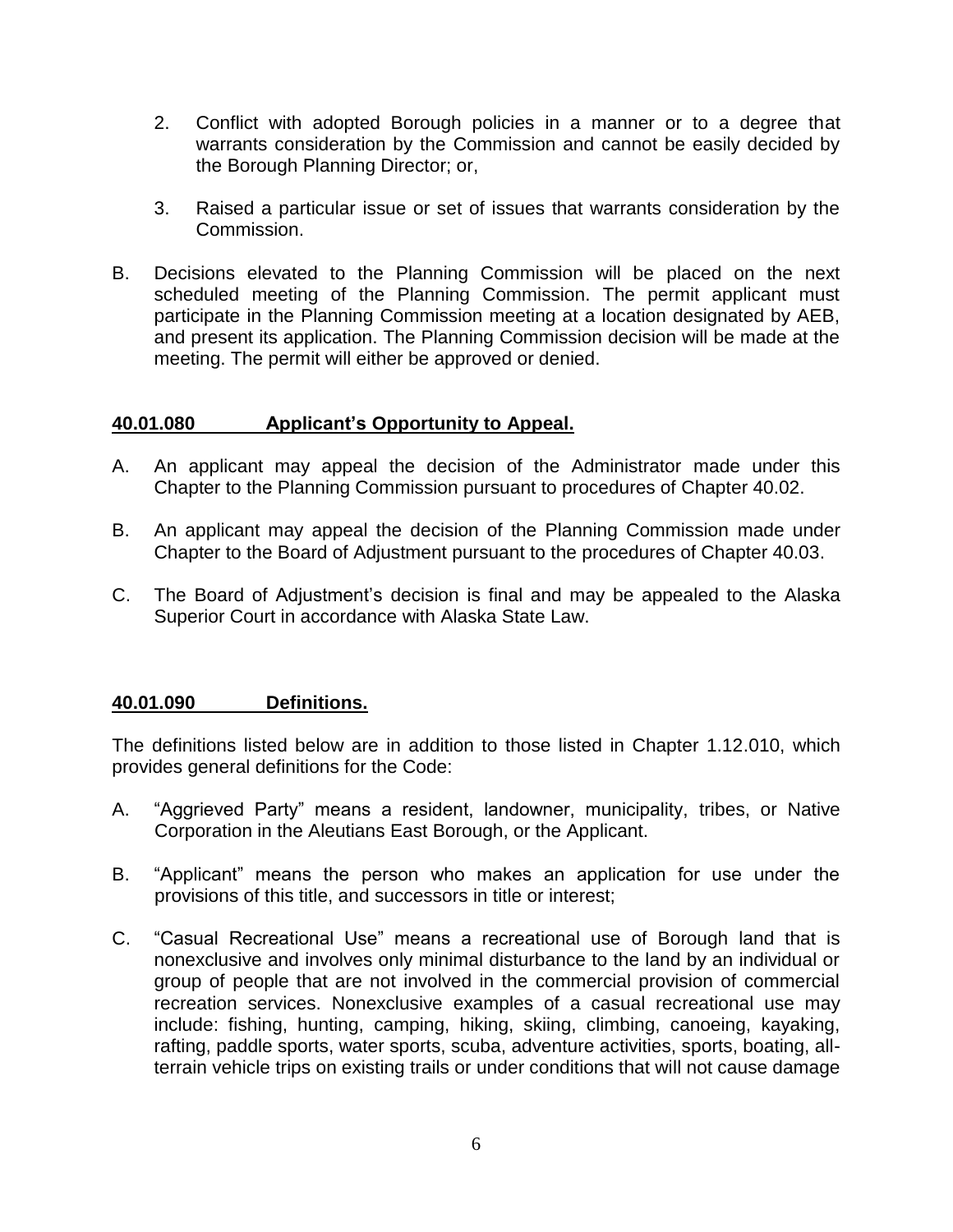2. Conflict with adopted Borough policies in a manner or to a degree that warrants consideration by the Commission and cannot be easily decided by the Borough Planning Director; or,

3. Raised a particular issue or set of issues that warrants consideration by the Commission.

B. Decisions elevated to the Planning Commission will be placed on the next scheduled meeting of the Planning Commission. The permit applicant must participate in the Planning Commission meeting at a location designated by AEB, and present its application. The Planning Commission decision will be made at the meeting. The permit will either be approved or denied.

**<u>40.01.080 Applicant's Opportunity to Appeal.</u>**

A. An applicant may appeal the decision of the Administrator made under this Chapter to the Planning Commission pursuant to procedures of Chapter 40.02.

B. An applicant may appeal the decision of the Planning Commission made under Chapter to the Board of Adjustment pursuant to the procedures of Chapter 40.03.

C. The Board of Adjustment's decision is final and may be appealed to the Alaska Superior Court in accordance with Alaska State Law.

**<u>40.01.090 Definitions.</u>**

The definitions listed below are in addition to those listed in Chapter 1.12.010, which provides general definitions for the Code:

A. "Aggrieved Party" means a resident, landowner, municipality, tribes, or Native Corporation in the Aleutians East Borough, or the Applicant.

B. "Applicant" means the person who makes an application for use under the provisions of this title, and successors in title or interest;

C. "Casual Recreational Use" means a recreational use of Borough land that is nonexclusive and involves only minimal disturbance to the land by an individual or group of people that are not involved in the commercial provision of commercial recreation services. Nonexclusive examples of a casual recreational use may include: fishing, hunting, camping, hiking, skiing, climbing, canoeing, kayaking, rafting, paddle sports, water sports, scuba, adventure activities, sports, boating, all-terrain vehicle trips on existing trails or under conditions that will not cause damage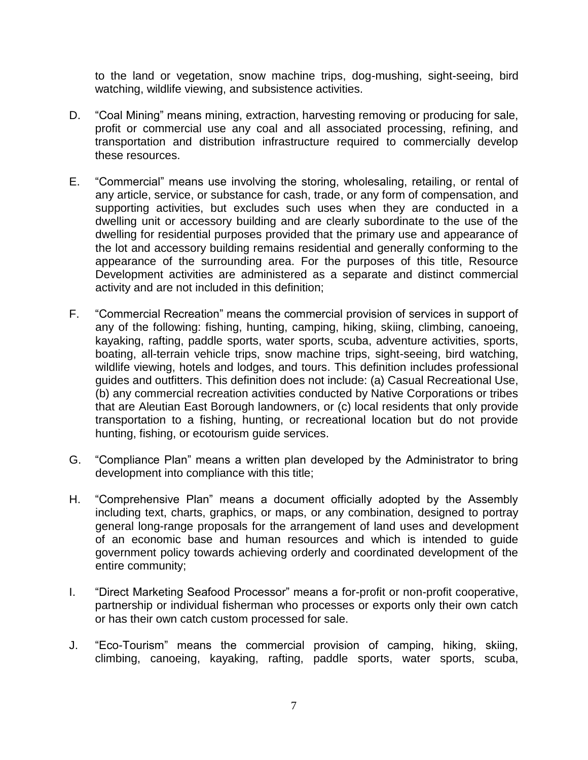to the land or vegetation, snow machine trips, dog-mushing, sight-seeing, bird watching, wildlife viewing, and subsistence activities.

D. "Coal Mining" means mining, extraction, harvesting removing or producing for sale, profit or commercial use any coal and all associated processing, refining, and transportation and distribution infrastructure required to commercially develop these resources.

E. "Commercial" means use involving the storing, wholesaling, retailing, or rental of any article, service, or substance for cash, trade, or any form of compensation, and supporting activities, but excludes such uses when they are conducted in a dwelling unit or accessory building and are clearly subordinate to the use of the dwelling for residential purposes provided that the primary use and appearance of the lot and accessory building remains residential and generally conforming to the appearance of the surrounding area. For the purposes of this title, Resource Development activities are administered as a separate and distinct commercial activity and are not included in this definition;

F. "Commercial Recreation" means the commercial provision of services in support of any of the following: fishing, hunting, camping, hiking, skiing, climbing, canoeing, kayaking, rafting, paddle sports, water sports, scuba, adventure activities, sports, boating, all-terrain vehicle trips, snow machine trips, sight-seeing, bird watching, wildlife viewing, hotels and lodges, and tours. This definition includes professional guides and outfitters. This definition does not include: (a) Casual Recreational Use, (b) any commercial recreation activities conducted by Native Corporations or tribes that are Aleutian East Borough landowners, or (c) local residents that only provide transportation to a fishing, hunting, or recreational location but do not provide hunting, fishing, or ecotourism guide services.

G. "Compliance Plan" means a written plan developed by the Administrator to bring development into compliance with this title;

H. "Comprehensive Plan" means a document officially adopted by the Assembly including text, charts, graphics, or maps, or any combination, designed to portray general long-range proposals for the arrangement of land uses and development of an economic base and human resources and which is intended to guide government policy towards achieving orderly and coordinated development of the entire community;

I. "Direct Marketing Seafood Processor" means a for-profit or non-profit cooperative, partnership or individual fisherman who processes or exports only their own catch or has their own catch custom processed for sale.

J. "Eco-Tourism" means the commercial provision of camping, hiking, skiing, climbing, canoeing, kayaking, rafting, paddle sports, water sports, scuba,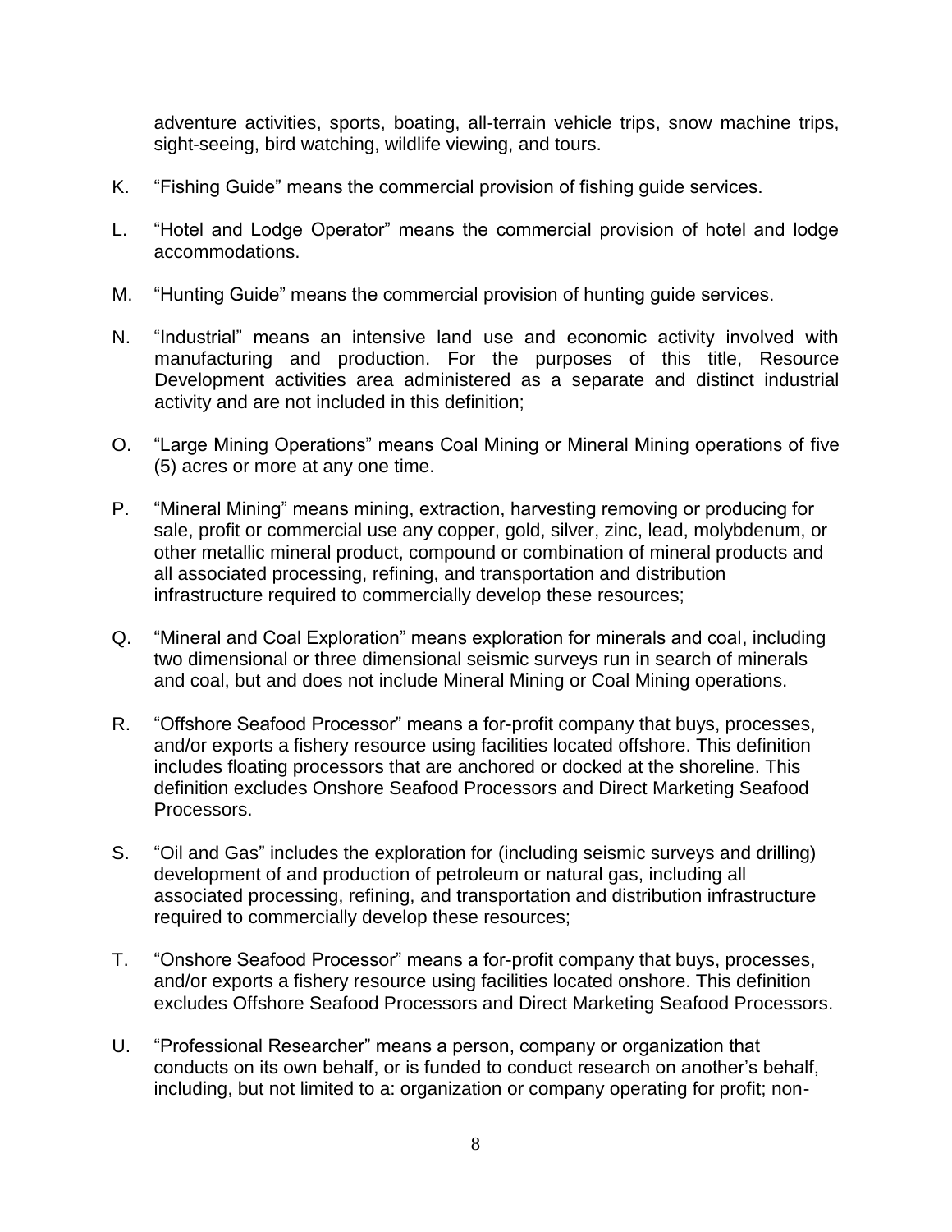adventure activities, sports, boating, all-terrain vehicle trips, snow machine trips, sight-seeing, bird watching, wildlife viewing, and tours.

K. "Fishing Guide" means the commercial provision of fishing guide services.

L. "Hotel and Lodge Operator" means the commercial provision of hotel and lodge accommodations.

M. "Hunting Guide" means the commercial provision of hunting guide services.

N. "Industrial" means an intensive land use and economic activity involved with manufacturing and production. For the purposes of this title, Resource Development activities area administered as a separate and distinct industrial activity and are not included in this definition;

O. "Large Mining Operations" means Coal Mining or Mineral Mining operations of five (5) acres or more at any one time.

P. "Mineral Mining" means mining, extraction, harvesting removing or producing for sale, profit or commercial use any copper, gold, silver, zinc, lead, molybdenum, or other metallic mineral product, compound or combination of mineral products and all associated processing, refining, and transportation and distribution infrastructure required to commercially develop these resources;

Q. "Mineral and Coal Exploration" means exploration for minerals and coal, including two dimensional or three dimensional seismic surveys run in search of minerals and coal, but and does not include Mineral Mining or Coal Mining operations.

R. "Offshore Seafood Processor" means a for-profit company that buys, processes, and/or exports a fishery resource using facilities located offshore. This definition includes floating processors that are anchored or docked at the shoreline. This definition excludes Onshore Seafood Processors and Direct Marketing Seafood Processors.

S. "Oil and Gas" includes the exploration for (including seismic surveys and drilling) development of and production of petroleum or natural gas, including all associated processing, refining, and transportation and distribution infrastructure required to commercially develop these resources;

T. "Onshore Seafood Processor" means a for-profit company that buys, processes, and/or exports a fishery resource using facilities located onshore. This definition excludes Offshore Seafood Processors and Direct Marketing Seafood Processors.

U. "Professional Researcher" means a person, company or organization that conducts on its own behalf, or is funded to conduct research on another's behalf, including, but not limited to a: organization or company operating for profit; non-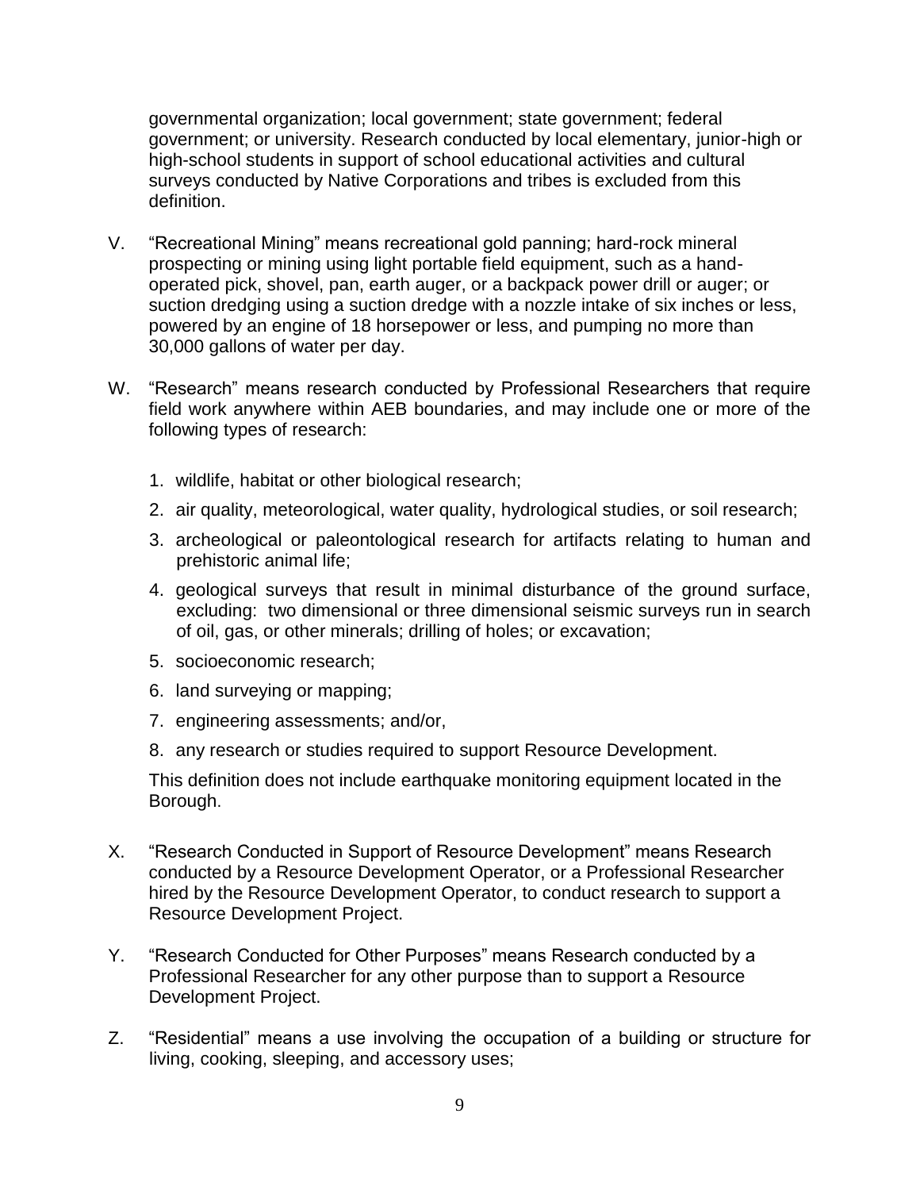governmental organization; local government; state government; federal government; or university. Research conducted by local elementary, junior-high or high-school students in support of school educational activities and cultural surveys conducted by Native Corporations and tribes is excluded from this definition.

V. "Recreational Mining" means recreational gold panning; hard-rock mineral prospecting or mining using light portable field equipment, such as a hand-operated pick, shovel, pan, earth auger, or a backpack power drill or auger; or suction dredging using a suction dredge with a nozzle intake of six inches or less, powered by an engine of 18 horsepower or less, and pumping no more than 30,000 gallons of water per day.

W. "Research" means research conducted by Professional Researchers that require field work anywhere within AEB boundaries, and may include one or more of the following types of research:

   1. wildlife, habitat or other biological research;
   2. air quality, meteorological, water quality, hydrological studies, or soil research;
   3. archeological or paleontological research for artifacts relating to human and prehistoric animal life;
   4. geological surveys that result in minimal disturbance of the ground surface, excluding: two dimensional or three dimensional seismic surveys run in search of oil, gas, or other minerals; drilling of holes; or excavation;
   5. socioeconomic research;
   6. land surveying or mapping;
   7. engineering assessments; and/or,
   8. any research or studies required to support Resource Development.

   This definition does not include earthquake monitoring equipment located in the Borough.

X. "Research Conducted in Support of Resource Development" means Research conducted by a Resource Development Operator, or a Professional Researcher hired by the Resource Development Operator, to conduct research to support a Resource Development Project.

Y. "Research Conducted for Other Purposes" means Research conducted by a Professional Researcher for any other purpose than to support a Resource Development Project.

Z. "Residential" means a use involving the occupation of a building or structure for living, cooking, sleeping, and accessory uses;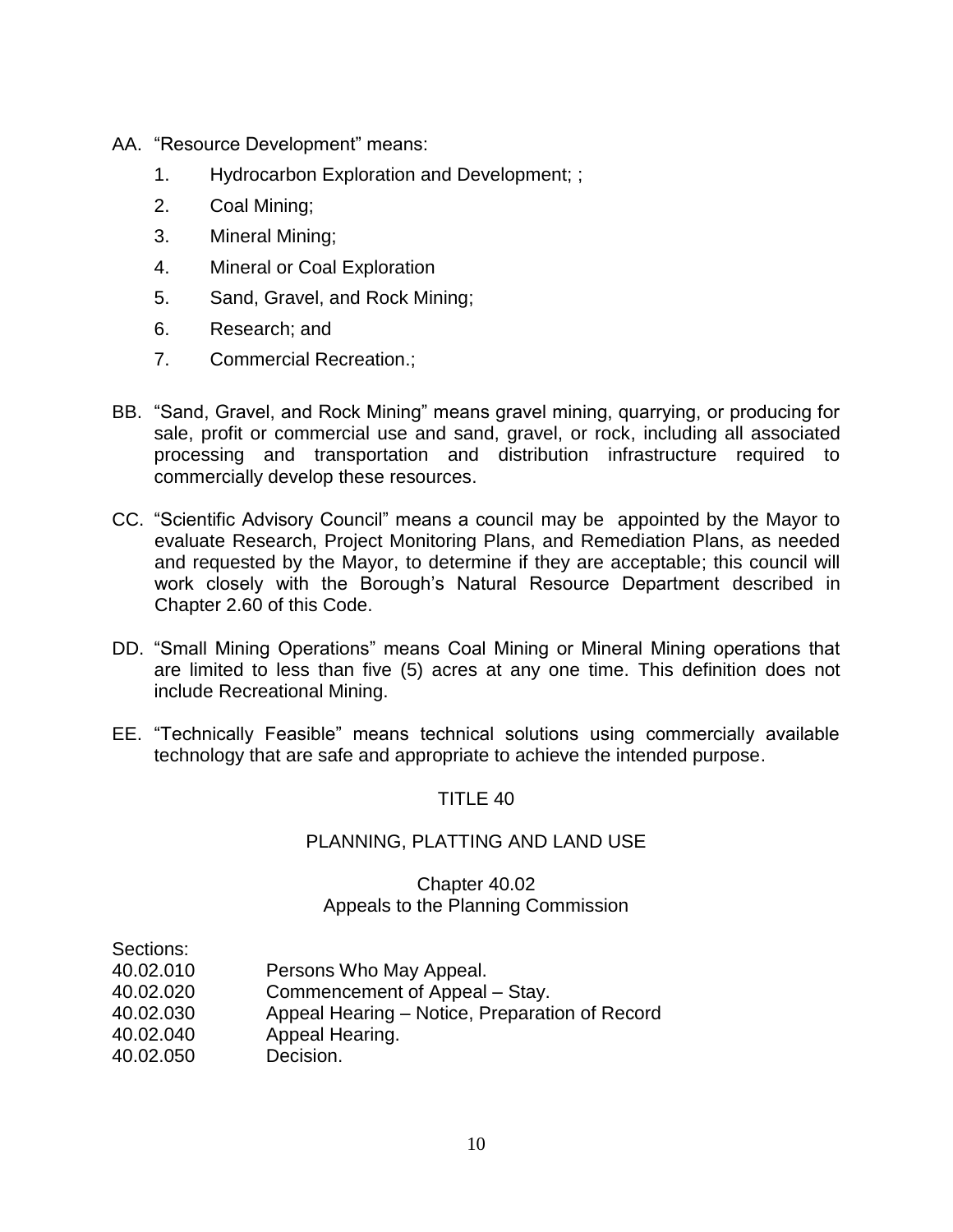AA. "Resource Development" means:

   1. Hydrocarbon Exploration and Development; ;
   2. Coal Mining;
   3. Mineral Mining;
   4. Mineral or Coal Exploration
   5. Sand, Gravel, and Rock Mining;
   6. Research; and
   7. Commercial Recreation.;

BB. "Sand, Gravel, and Rock Mining" means gravel mining, quarrying, or producing for sale, profit or commercial use and sand, gravel, or rock, including all associated processing and transportation and distribution infrastructure required to commercially develop these resources.

CC. "Scientific Advisory Council" means a council may be appointed by the Mayor to evaluate Research, Project Monitoring Plans, and Remediation Plans, as needed and requested by the Mayor, to determine if they are acceptable; this council will work closely with the Borough's Natural Resource Department described in Chapter 2.60 of this Code.

DD. "Small Mining Operations" means Coal Mining or Mineral Mining operations that are limited to less than five (5) acres at any one time. This definition does not include Recreational Mining.

EE. "Technically Feasible" means technical solutions using commercially available technology that are safe and appropriate to achieve the intended purpose.

# TITLE 40

## PLANNING, PLATTING AND LAND USE

### Chapter 40.02
### Appeals to the Planning Commission

Sections:

| | |
|---|---|
| 40.02.010 | Persons Who May Appeal. |
| 40.02.020 | Commencement of Appeal – Stay. |
| 40.02.030 | Appeal Hearing – Notice, Preparation of Record |
| 40.02.040 | Appeal Hearing. |
| 40.02.050 | Decision. |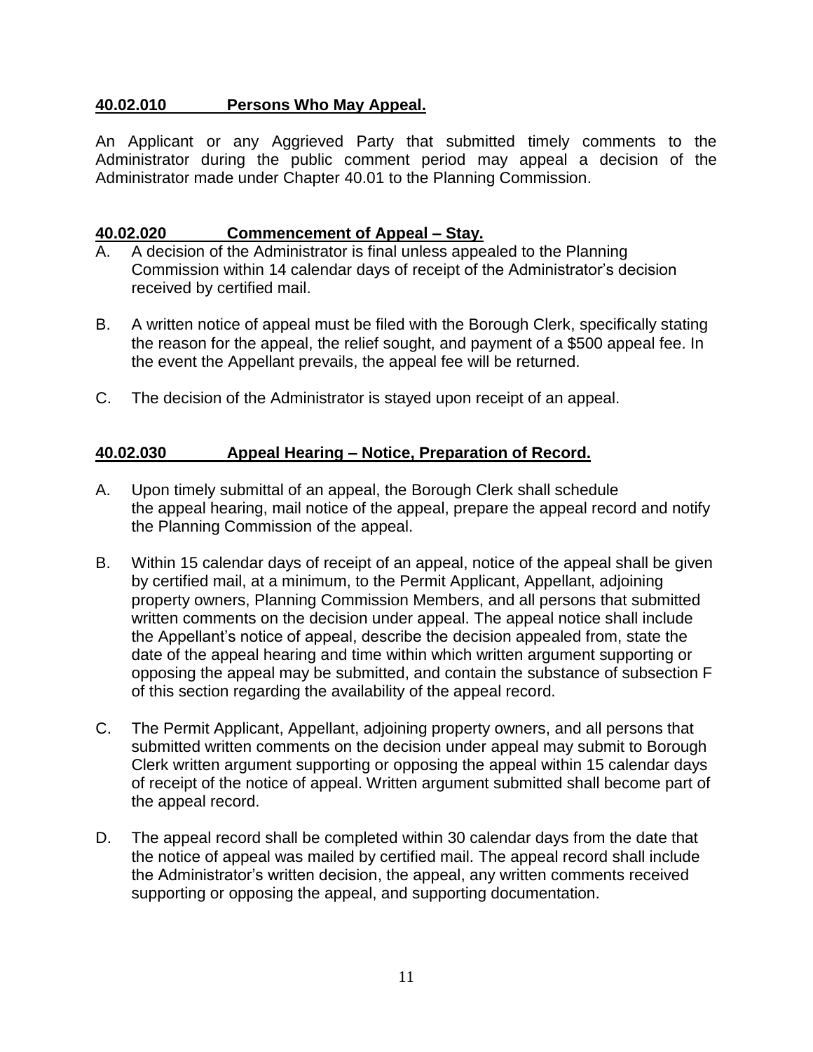**40.02.010 Persons Who May Appeal.**

An Applicant or any Aggrieved Party that submitted timely comments to the Administrator during the public comment period may appeal a decision of the Administrator made under Chapter 40.01 to the Planning Commission.

**40.02.020 Commencement of Appeal – Stay.**

A. A decision of the Administrator is final unless appealed to the Planning Commission within 14 calendar days of receipt of the Administrator's decision received by certified mail.

B. A written notice of appeal must be filed with the Borough Clerk, specifically stating the reason for the appeal, the relief sought, and payment of a $500 appeal fee. In the event the Appellant prevails, the appeal fee will be returned.

C. The decision of the Administrator is stayed upon receipt of an appeal.

**40.02.030 Appeal Hearing – Notice, Preparation of Record.**

A. Upon timely submittal of an appeal, the Borough Clerk shall schedule the appeal hearing, mail notice of the appeal, prepare the appeal record and notify the Planning Commission of the appeal.

B. Within 15 calendar days of receipt of an appeal, notice of the appeal shall be given by certified mail, at a minimum, to the Permit Applicant, Appellant, adjoining property owners, Planning Commission Members, and all persons that submitted written comments on the decision under appeal. The appeal notice shall include the Appellant's notice of appeal, describe the decision appealed from, state the date of the appeal hearing and time within which written argument supporting or opposing the appeal may be submitted, and contain the substance of subsection F of this section regarding the availability of the appeal record.

C. The Permit Applicant, Appellant, adjoining property owners, and all persons that submitted written comments on the decision under appeal may submit to Borough Clerk written argument supporting or opposing the appeal within 15 calendar days of receipt of the notice of appeal. Written argument submitted shall become part of the appeal record.

D. The appeal record shall be completed within 30 calendar days from the date that the notice of appeal was mailed by certified mail. The appeal record shall include the Administrator's written decision, the appeal, any written comments received supporting or opposing the appeal, and supporting documentation.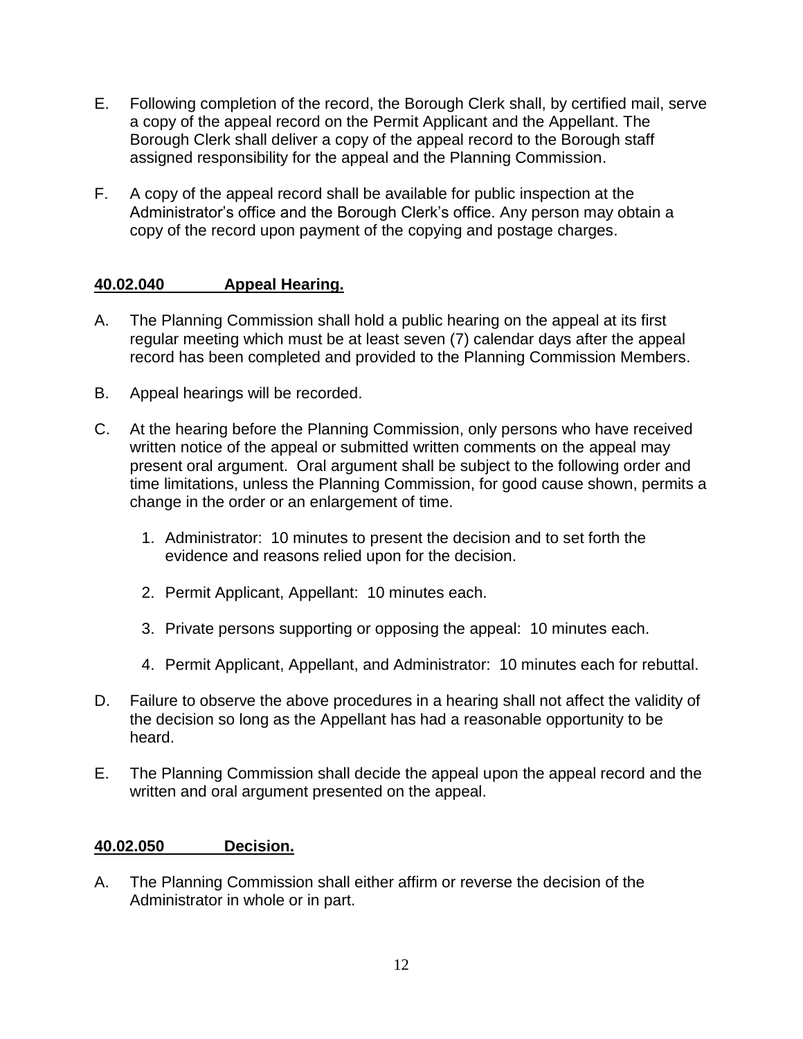E. Following completion of the record, the Borough Clerk shall, by certified mail, serve a copy of the appeal record on the Permit Applicant and the Appellant. The Borough Clerk shall deliver a copy of the appeal record to the Borough staff assigned responsibility for the appeal and the Planning Commission.

F. A copy of the appeal record shall be available for public inspection at the Administrator's office and the Borough Clerk's office. Any person may obtain a copy of the record upon payment of the copying and postage charges.

## **40.02.040 Appeal Hearing.**

A. The Planning Commission shall hold a public hearing on the appeal at its first regular meeting which must be at least seven (7) calendar days after the appeal record has been completed and provided to the Planning Commission Members.

B. Appeal hearings will be recorded.

C. At the hearing before the Planning Commission, only persons who have received written notice of the appeal or submitted written comments on the appeal may present oral argument. Oral argument shall be subject to the following order and time limitations, unless the Planning Commission, for good cause shown, permits a change in the order or an enlargement of time.

   1. Administrator: 10 minutes to present the decision and to set forth the evidence and reasons relied upon for the decision.

   2. Permit Applicant, Appellant: 10 minutes each.

   3. Private persons supporting or opposing the appeal: 10 minutes each.

   4. Permit Applicant, Appellant, and Administrator: 10 minutes each for rebuttal.

D. Failure to observe the above procedures in a hearing shall not affect the validity of the decision so long as the Appellant has had a reasonable opportunity to be heard.

E. The Planning Commission shall decide the appeal upon the appeal record and the written and oral argument presented on the appeal.

## **40.02.050 Decision.**

A. The Planning Commission shall either affirm or reverse the decision of the Administrator in whole or in part.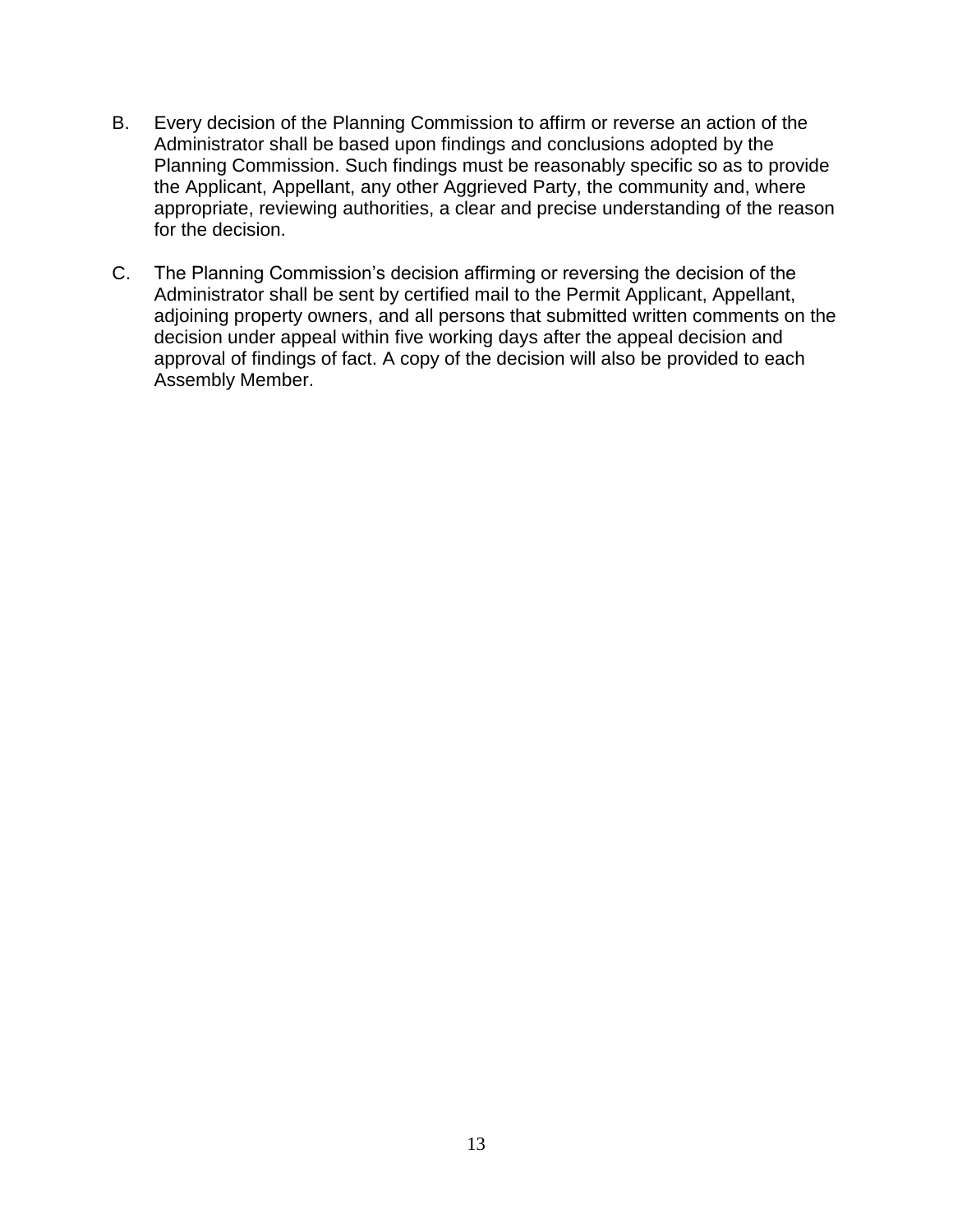B. Every decision of the Planning Commission to affirm or reverse an action of the Administrator shall be based upon findings and conclusions adopted by the Planning Commission. Such findings must be reasonably specific so as to provide the Applicant, Appellant, any other Aggrieved Party, the community and, where appropriate, reviewing authorities, a clear and precise understanding of the reason for the decision.

C. The Planning Commission's decision affirming or reversing the decision of the Administrator shall be sent by certified mail to the Permit Applicant, Appellant, adjoining property owners, and all persons that submitted written comments on the decision under appeal within five working days after the appeal decision and approval of findings of fact. A copy of the decision will also be provided to each Assembly Member.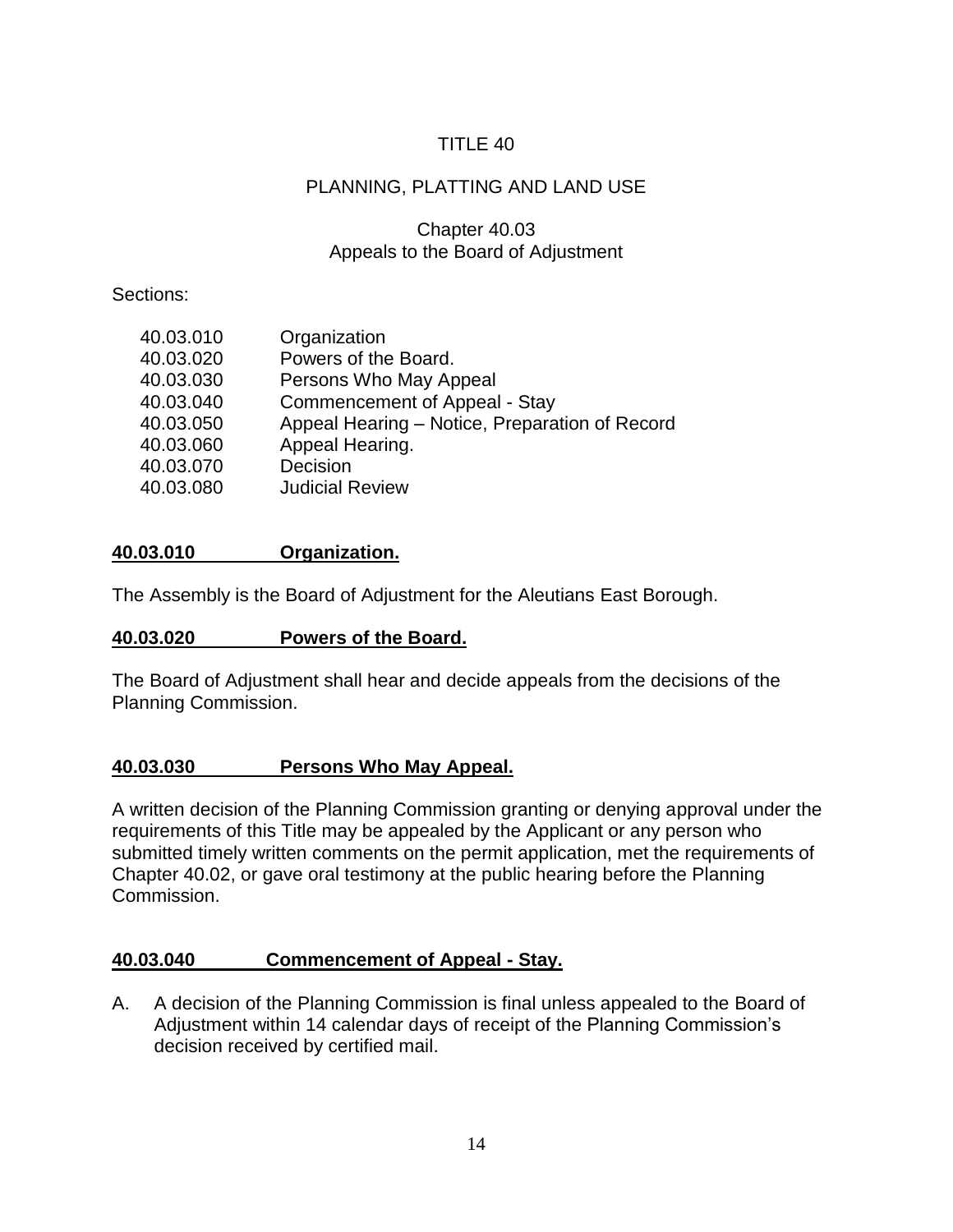# TITLE 40

## PLANNING, PLATTING AND LAND USE

### Chapter 40.03
### Appeals to the Board of Adjustment

Sections:

| | |
|---|---|
| 40.03.010 | Organization |
| 40.03.020 | Powers of the Board. |
| 40.03.030 | Persons Who May Appeal |
| 40.03.040 | Commencement of Appeal - Stay |
| 40.03.050 | Appeal Hearing – Notice, Preparation of Record |
| 40.03.060 | Appeal Hearing. |
| 40.03.070 | Decision |
| 40.03.080 | Judicial Review |

**40.03.010 Organization.**

The Assembly is the Board of Adjustment for the Aleutians East Borough.

**40.03.020 Powers of the Board.**

The Board of Adjustment shall hear and decide appeals from the decisions of the Planning Commission.

**40.03.030 Persons Who May Appeal.**

A written decision of the Planning Commission granting or denying approval under the requirements of this Title may be appealed by the Applicant or any person who submitted timely written comments on the permit application, met the requirements of Chapter 40.02, or gave oral testimony at the public hearing before the Planning Commission.

**40.03.040 Commencement of Appeal - Stay.**

A. A decision of the Planning Commission is final unless appealed to the Board of Adjustment within 14 calendar days of receipt of the Planning Commission's decision received by certified mail.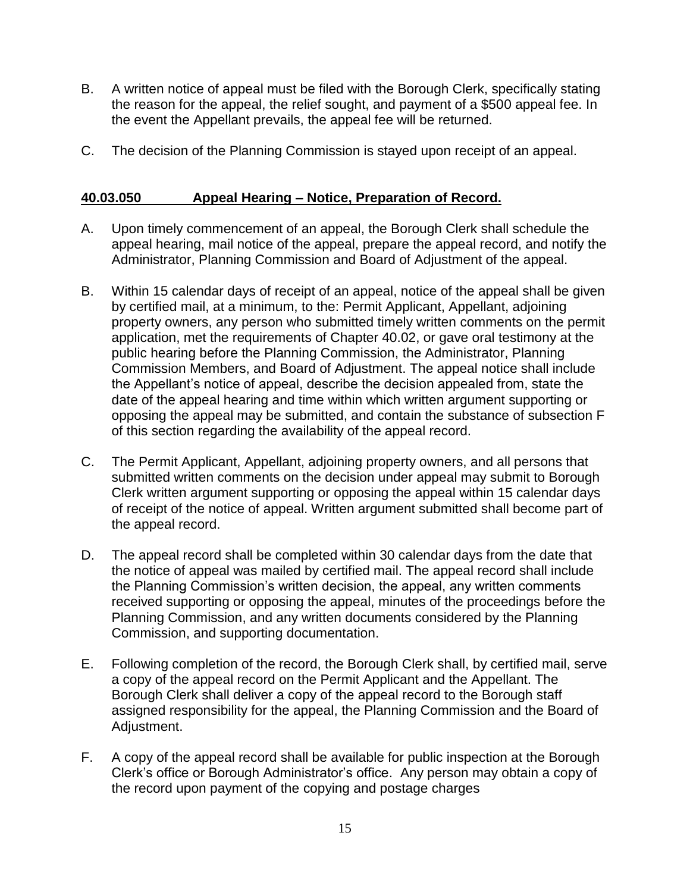B. A written notice of appeal must be filed with the Borough Clerk, specifically stating the reason for the appeal, the relief sought, and payment of a $500 appeal fee. In the event the Appellant prevails, the appeal fee will be returned.

C. The decision of the Planning Commission is stayed upon receipt of an appeal.

## 40.03.050 Appeal Hearing – Notice, Preparation of Record.

A. Upon timely commencement of an appeal, the Borough Clerk shall schedule the appeal hearing, mail notice of the appeal, prepare the appeal record, and notify the Administrator, Planning Commission and Board of Adjustment of the appeal.

B. Within 15 calendar days of receipt of an appeal, notice of the appeal shall be given by certified mail, at a minimum, to the: Permit Applicant, Appellant, adjoining property owners, any person who submitted timely written comments on the permit application, met the requirements of Chapter 40.02, or gave oral testimony at the public hearing before the Planning Commission, the Administrator, Planning Commission Members, and Board of Adjustment. The appeal notice shall include the Appellant's notice of appeal, describe the decision appealed from, state the date of the appeal hearing and time within which written argument supporting or opposing the appeal may be submitted, and contain the substance of subsection F of this section regarding the availability of the appeal record.

C. The Permit Applicant, Appellant, adjoining property owners, and all persons that submitted written comments on the decision under appeal may submit to Borough Clerk written argument supporting or opposing the appeal within 15 calendar days of receipt of the notice of appeal. Written argument submitted shall become part of the appeal record.

D. The appeal record shall be completed within 30 calendar days from the date that the notice of appeal was mailed by certified mail. The appeal record shall include the Planning Commission's written decision, the appeal, any written comments received supporting or opposing the appeal, minutes of the proceedings before the Planning Commission, and any written documents considered by the Planning Commission, and supporting documentation.

E. Following completion of the record, the Borough Clerk shall, by certified mail, serve a copy of the appeal record on the Permit Applicant and the Appellant. The Borough Clerk shall deliver a copy of the appeal record to the Borough staff assigned responsibility for the appeal, the Planning Commission and the Board of Adjustment.

F. A copy of the appeal record shall be available for public inspection at the Borough Clerk's office or Borough Administrator's office. Any person may obtain a copy of the record upon payment of the copying and postage charges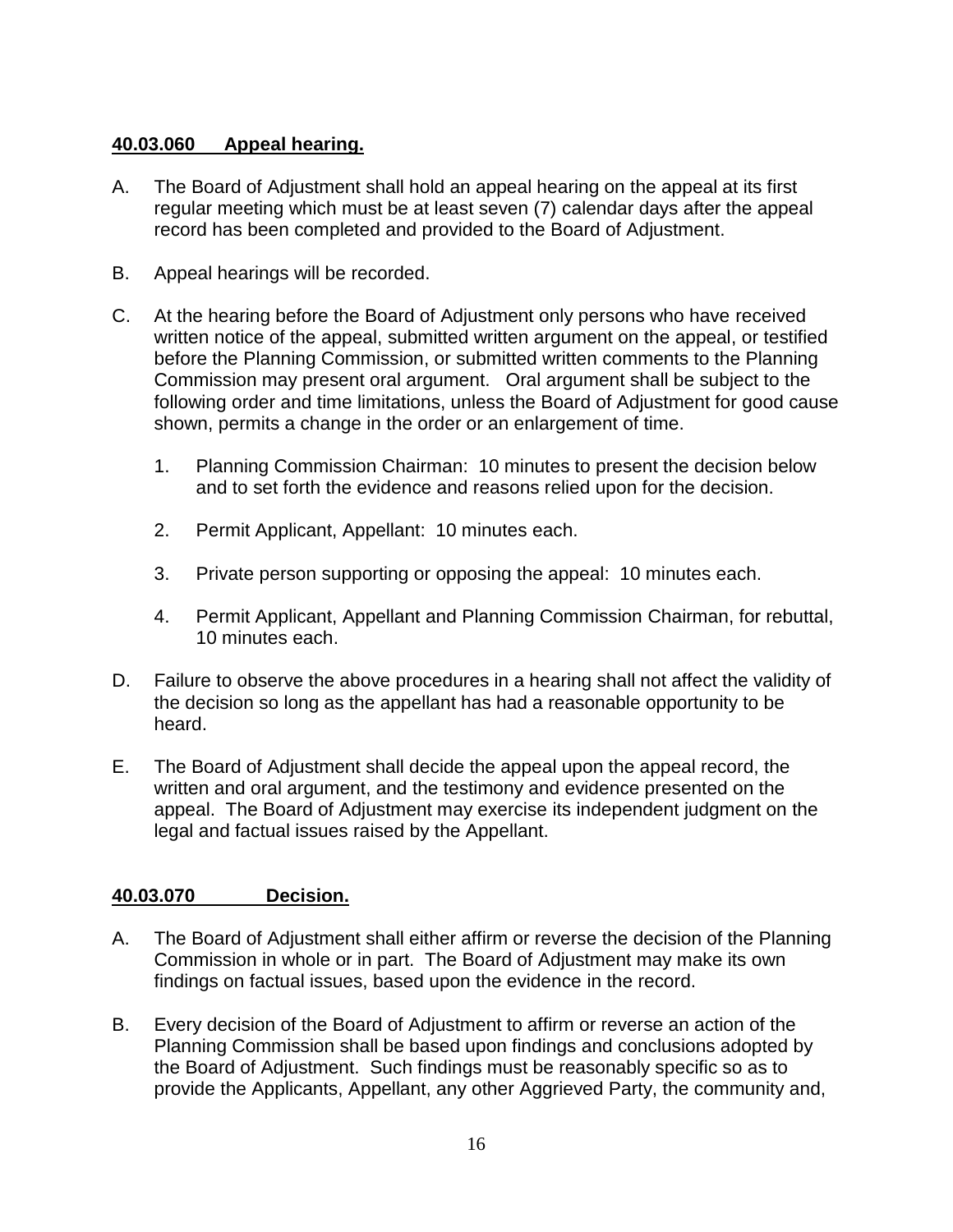**40.03.060 Appeal hearing.**

A. The Board of Adjustment shall hold an appeal hearing on the appeal at its first regular meeting which must be at least seven (7) calendar days after the appeal record has been completed and provided to the Board of Adjustment.

B. Appeal hearings will be recorded.

C. At the hearing before the Board of Adjustment only persons who have received written notice of the appeal, submitted written argument on the appeal, or testified before the Planning Commission, or submitted written comments to the Planning Commission may present oral argument. Oral argument shall be subject to the following order and time limitations, unless the Board of Adjustment for good cause shown, permits a change in the order or an enlargement of time.

   1. Planning Commission Chairman: 10 minutes to present the decision below and to set forth the evidence and reasons relied upon for the decision.

   2. Permit Applicant, Appellant: 10 minutes each.

   3. Private person supporting or opposing the appeal: 10 minutes each.

   4. Permit Applicant, Appellant and Planning Commission Chairman, for rebuttal, 10 minutes each.

D. Failure to observe the above procedures in a hearing shall not affect the validity of the decision so long as the appellant has had a reasonable opportunity to be heard.

E. The Board of Adjustment shall decide the appeal upon the appeal record, the written and oral argument, and the testimony and evidence presented on the appeal. The Board of Adjustment may exercise its independent judgment on the legal and factual issues raised by the Appellant.

**40.03.070 Decision.**

A. The Board of Adjustment shall either affirm or reverse the decision of the Planning Commission in whole or in part. The Board of Adjustment may make its own findings on factual issues, based upon the evidence in the record.

B. Every decision of the Board of Adjustment to affirm or reverse an action of the Planning Commission shall be based upon findings and conclusions adopted by the Board of Adjustment. Such findings must be reasonably specific so as to provide the Applicants, Appellant, any other Aggrieved Party, the community and,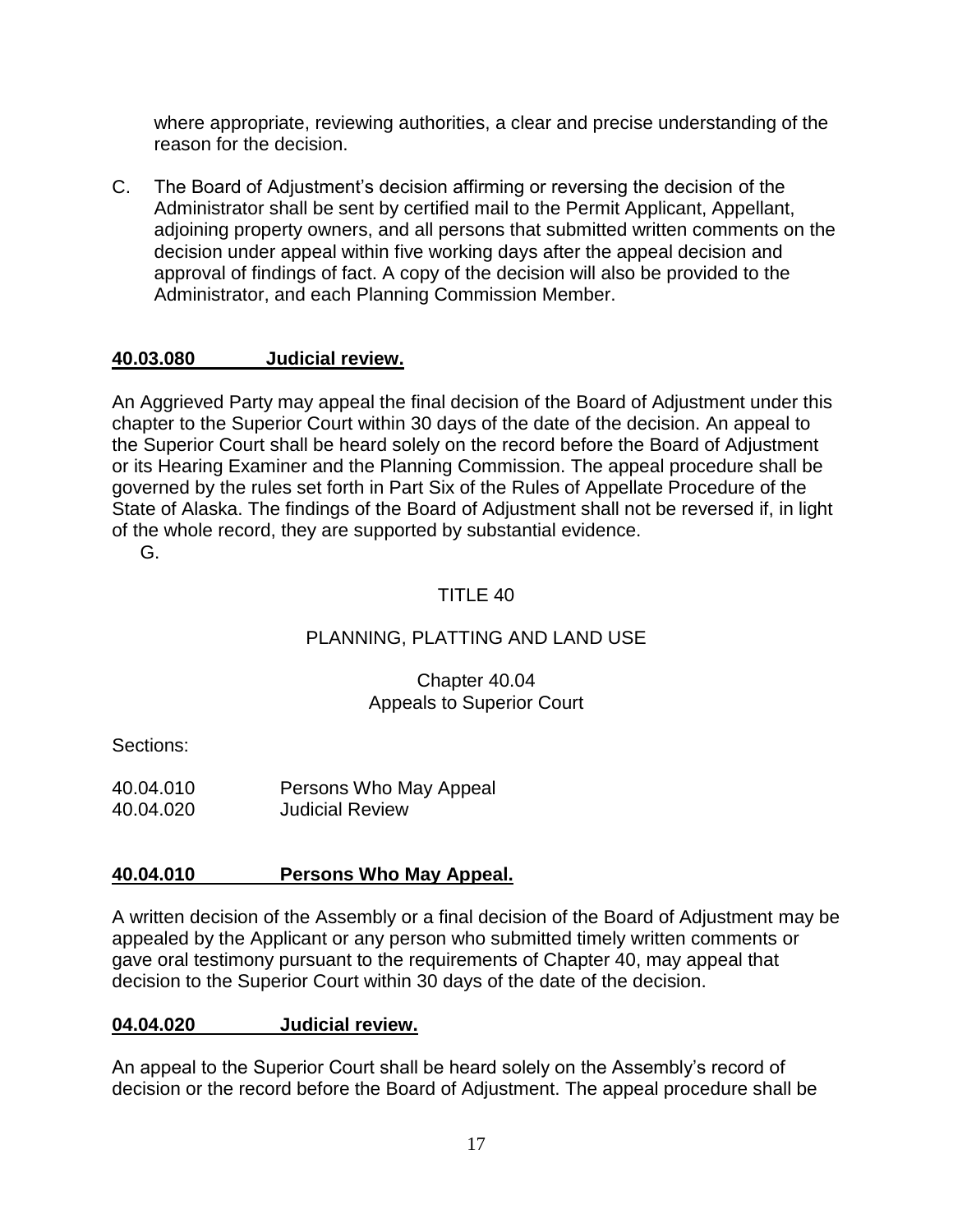where appropriate, reviewing authorities, a clear and precise understanding of the reason for the decision.

C. The Board of Adjustment's decision affirming or reversing the decision of the Administrator shall be sent by certified mail to the Permit Applicant, Appellant, adjoining property owners, and all persons that submitted written comments on the decision under appeal within five working days after the appeal decision and approval of findings of fact. A copy of the decision will also be provided to the Administrator, and each Planning Commission Member.

**40.03.080 Judicial review.**

An Aggrieved Party may appeal the final decision of the Board of Adjustment under this chapter to the Superior Court within 30 days of the date of the decision. An appeal to the Superior Court shall be heard solely on the record before the Board of Adjustment or its Hearing Examiner and the Planning Commission. The appeal procedure shall be governed by the rules set forth in Part Six of the Rules of Appellate Procedure of the State of Alaska. The findings of the Board of Adjustment shall not be reversed if, in light of the whole record, they are supported by substantial evidence.

G.

TITLE 40

PLANNING, PLATTING AND LAND USE

Chapter 40.04
Appeals to Superior Court

Sections:

40.04.010 Persons Who May Appeal
40.04.020 Judicial Review

**40.04.010 Persons Who May Appeal.**

A written decision of the Assembly or a final decision of the Board of Adjustment may be appealed by the Applicant or any person who submitted timely written comments or gave oral testimony pursuant to the requirements of Chapter 40, may appeal that decision to the Superior Court within 30 days of the date of the decision.

**04.04.020 Judicial review.**

An appeal to the Superior Court shall be heard solely on the Assembly's record of decision or the record before the Board of Adjustment. The appeal procedure shall be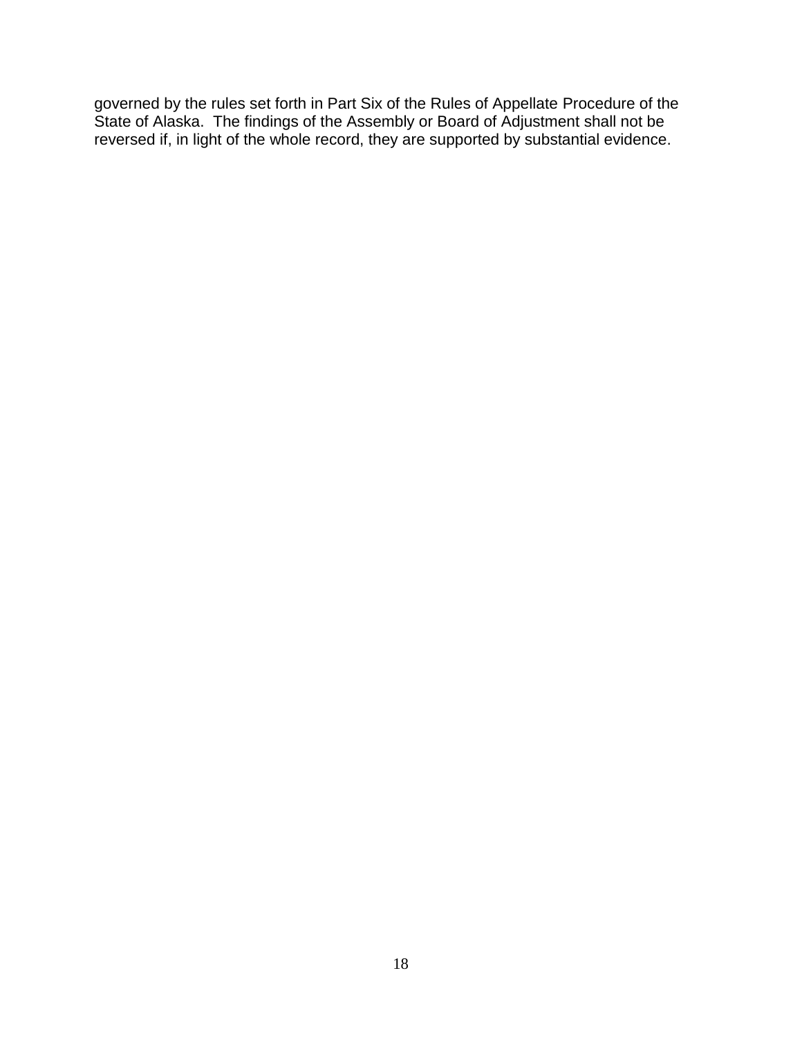governed by the rules set forth in Part Six of the Rules of Appellate Procedure of the State of Alaska. The findings of the Assembly or Board of Adjustment shall not be reversed if, in light of the whole record, they are supported by substantial evidence.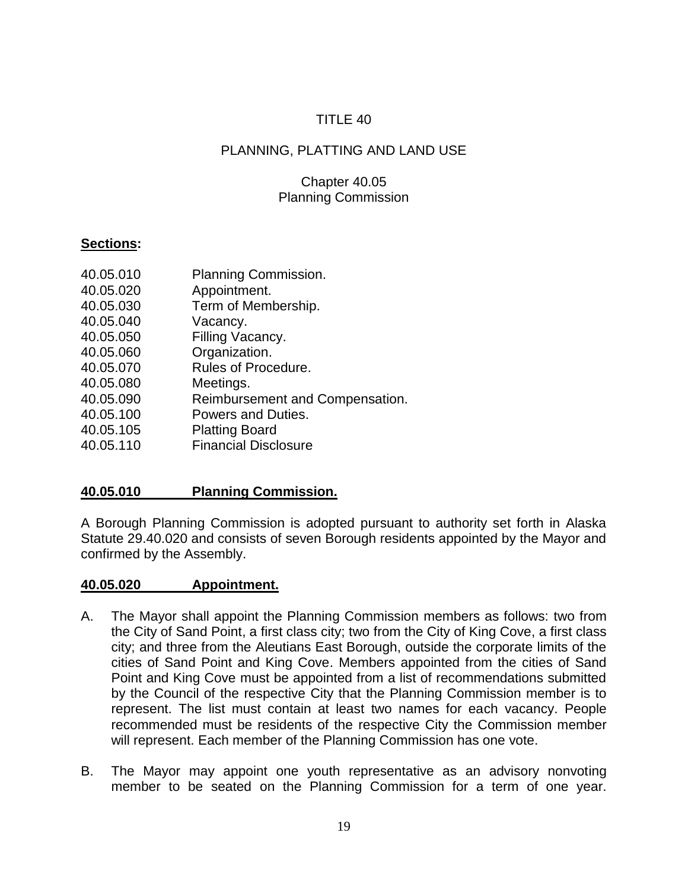# TITLE 40

## PLANNING, PLATTING AND LAND USE

### Chapter 40.05
### Planning Commission

**Sections:**

40.05.010 Planning Commission.
40.05.020 Appointment.
40.05.030 Term of Membership.
40.05.040 Vacancy.
40.05.050 Filling Vacancy.
40.05.060 Organization.
40.05.070 Rules of Procedure.
40.05.080 Meetings.
40.05.090 Reimbursement and Compensation.
40.05.100 Powers and Duties.
40.05.105 Platting Board
40.05.110 Financial Disclosure

**40.05.010 Planning Commission.**

A Borough Planning Commission is adopted pursuant to authority set forth in Alaska Statute 29.40.020 and consists of seven Borough residents appointed by the Mayor and confirmed by the Assembly.

**40.05.020 Appointment.**

A. The Mayor shall appoint the Planning Commission members as follows: two from the City of Sand Point, a first class city; two from the City of King Cove, a first class city; and three from the Aleutians East Borough, outside the corporate limits of the cities of Sand Point and King Cove. Members appointed from the cities of Sand Point and King Cove must be appointed from a list of recommendations submitted by the Council of the respective City that the Planning Commission member is to represent. The list must contain at least two names for each vacancy. People recommended must be residents of the respective City the Commission member will represent. Each member of the Planning Commission has one vote.

B. The Mayor may appoint one youth representative as an advisory nonvoting member to be seated on the Planning Commission for a term of one year.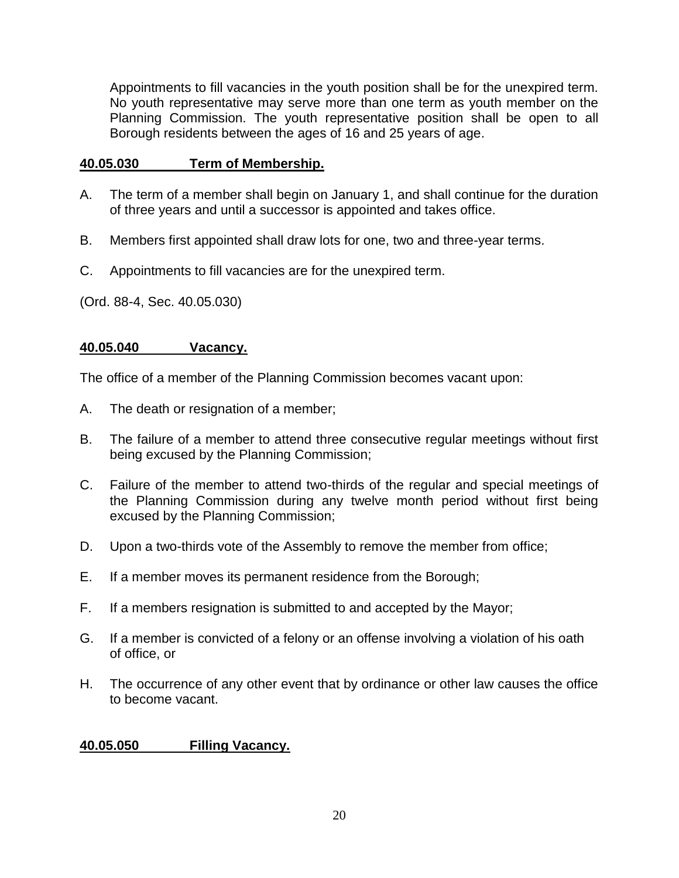Appointments to fill vacancies in the youth position shall be for the unexpired term. No youth representative may serve more than one term as youth member on the Planning Commission. The youth representative position shall be open to all Borough residents between the ages of 16 and 25 years of age.

**40.05.030 Term of Membership.**

A. The term of a member shall begin on January 1, and shall continue for the duration of three years and until a successor is appointed and takes office.

B. Members first appointed shall draw lots for one, two and three-year terms.

C. Appointments to fill vacancies are for the unexpired term.

(Ord. 88-4, Sec. 40.05.030)

**40.05.040 Vacancy.**

The office of a member of the Planning Commission becomes vacant upon:

A. The death or resignation of a member;

B. The failure of a member to attend three consecutive regular meetings without first being excused by the Planning Commission;

C. Failure of the member to attend two-thirds of the regular and special meetings of the Planning Commission during any twelve month period without first being excused by the Planning Commission;

D. Upon a two-thirds vote of the Assembly to remove the member from office;

E. If a member moves its permanent residence from the Borough;

F. If a members resignation is submitted to and accepted by the Mayor;

G. If a member is convicted of a felony or an offense involving a violation of his oath of office, or

H. The occurrence of any other event that by ordinance or other law causes the office to become vacant.

**40.05.050 Filling Vacancy.**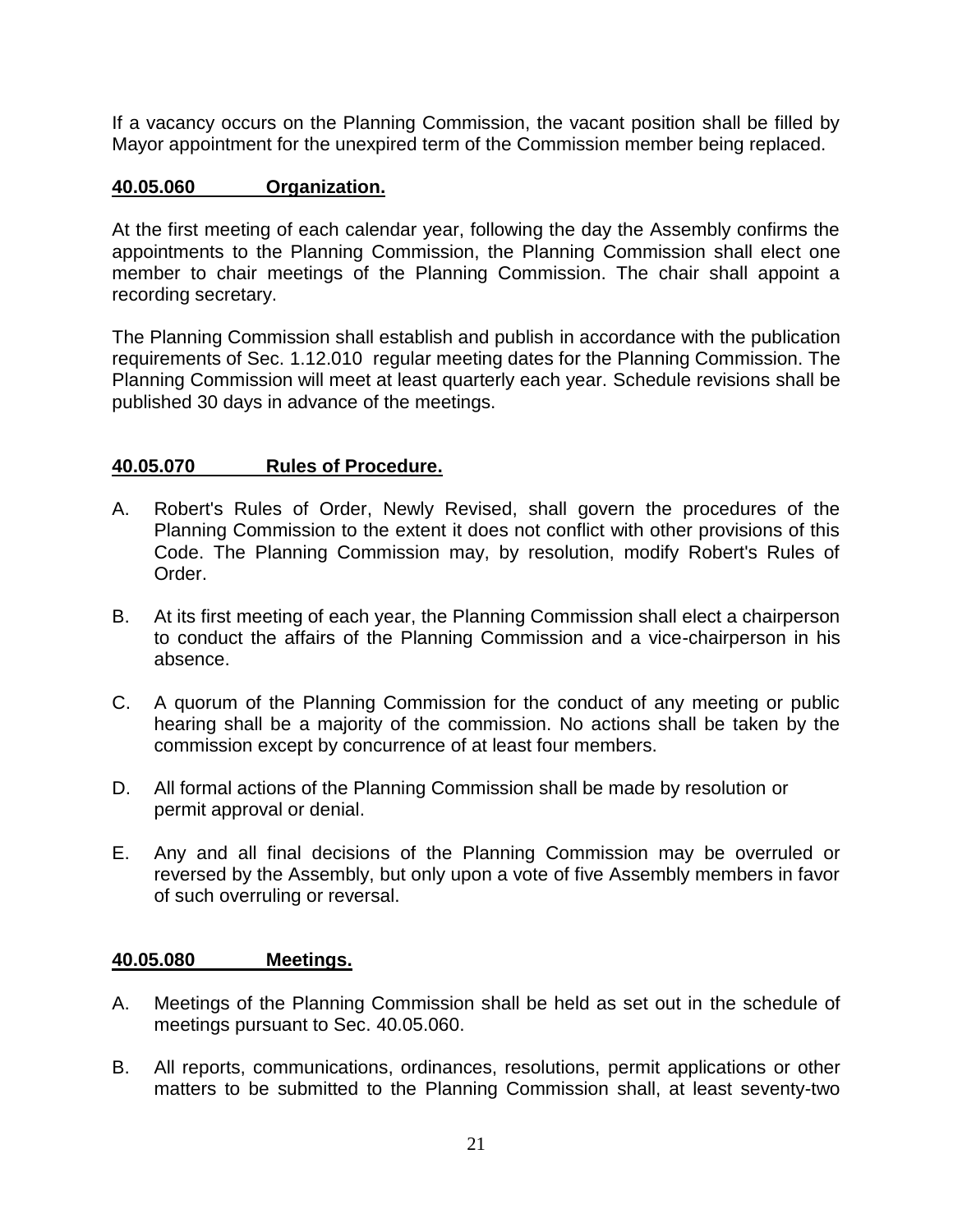If a vacancy occurs on the Planning Commission, the vacant position shall be filled by Mayor appointment for the unexpired term of the Commission member being replaced.

## 40.05.060 Organization.

At the first meeting of each calendar year, following the day the Assembly confirms the appointments to the Planning Commission, the Planning Commission shall elect one member to chair meetings of the Planning Commission. The chair shall appoint a recording secretary.

The Planning Commission shall establish and publish in accordance with the publication requirements of Sec. 1.12.010 regular meeting dates for the Planning Commission. The Planning Commission will meet at least quarterly each year. Schedule revisions shall be published 30 days in advance of the meetings.

## 40.05.070 Rules of Procedure.

A. Robert's Rules of Order, Newly Revised, shall govern the procedures of the Planning Commission to the extent it does not conflict with other provisions of this Code. The Planning Commission may, by resolution, modify Robert's Rules of Order.

B. At its first meeting of each year, the Planning Commission shall elect a chairperson to conduct the affairs of the Planning Commission and a vice-chairperson in his absence.

C. A quorum of the Planning Commission for the conduct of any meeting or public hearing shall be a majority of the commission. No actions shall be taken by the commission except by concurrence of at least four members.

D. All formal actions of the Planning Commission shall be made by resolution or permit approval or denial.

E. Any and all final decisions of the Planning Commission may be overruled or reversed by the Assembly, but only upon a vote of five Assembly members in favor of such overruling or reversal.

## 40.05.080 Meetings.

A. Meetings of the Planning Commission shall be held as set out in the schedule of meetings pursuant to Sec. 40.05.060.

B. All reports, communications, ordinances, resolutions, permit applications or other matters to be submitted to the Planning Commission shall, at least seventy-two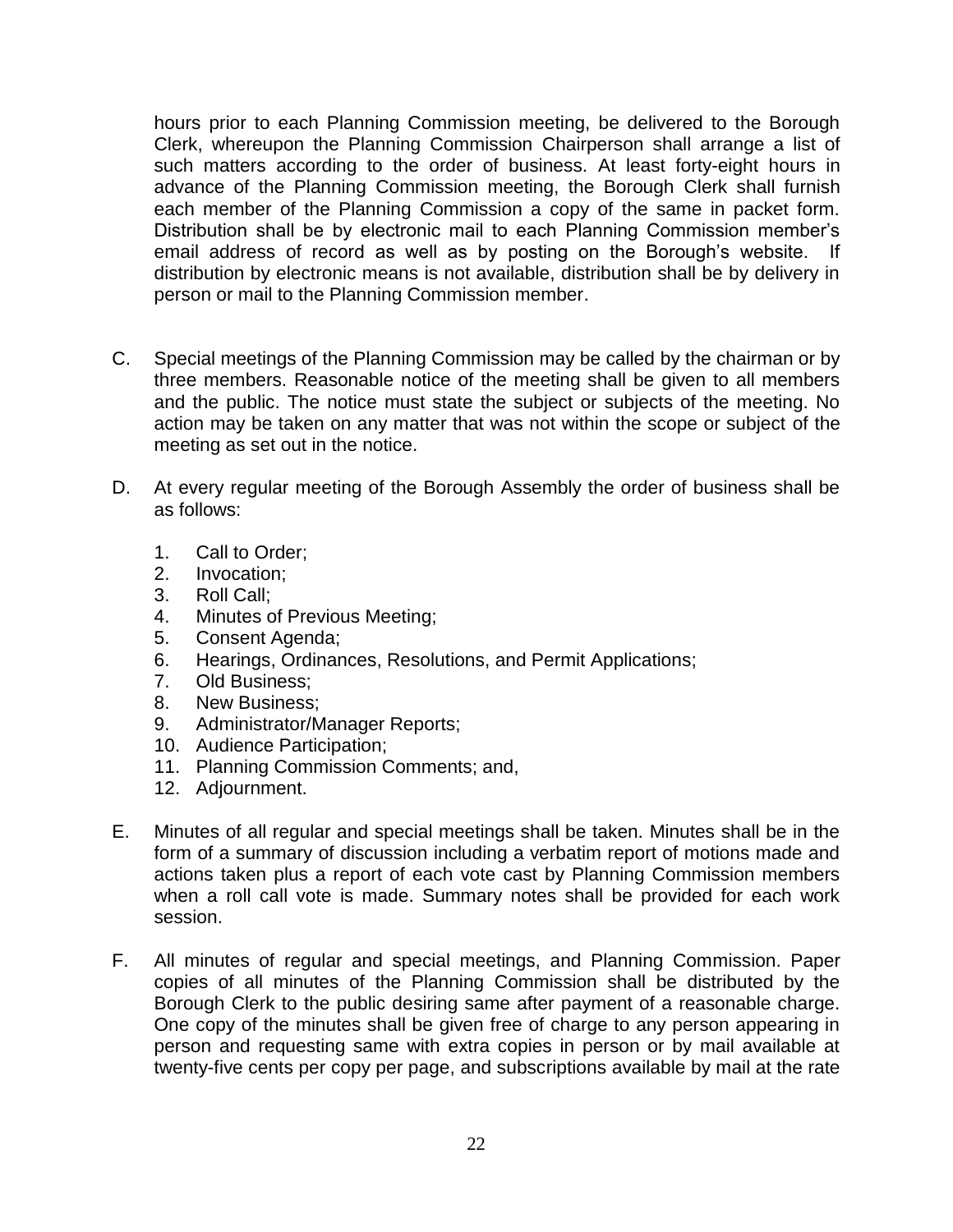hours prior to each Planning Commission meeting, be delivered to the Borough Clerk, whereupon the Planning Commission Chairperson shall arrange a list of such matters according to the order of business. At least forty-eight hours in advance of the Planning Commission meeting, the Borough Clerk shall furnish each member of the Planning Commission a copy of the same in packet form. Distribution shall be by electronic mail to each Planning Commission member's email address of record as well as by posting on the Borough's website. If distribution by electronic means is not available, distribution shall be by delivery in person or mail to the Planning Commission member.

C. Special meetings of the Planning Commission may be called by the chairman or by three members. Reasonable notice of the meeting shall be given to all members and the public. The notice must state the subject or subjects of the meeting. No action may be taken on any matter that was not within the scope or subject of the meeting as set out in the notice.

D. At every regular meeting of the Borough Assembly the order of business shall be as follows:

   1. Call to Order;
   2. Invocation;
   3. Roll Call;
   4. Minutes of Previous Meeting;
   5. Consent Agenda;
   6. Hearings, Ordinances, Resolutions, and Permit Applications;
   7. Old Business;
   8. New Business;
   9. Administrator/Manager Reports;
   10. Audience Participation;
   11. Planning Commission Comments; and,
   12. Adjournment.

E. Minutes of all regular and special meetings shall be taken. Minutes shall be in the form of a summary of discussion including a verbatim report of motions made and actions taken plus a report of each vote cast by Planning Commission members when a roll call vote is made. Summary notes shall be provided for each work session.

F. All minutes of regular and special meetings, and Planning Commission. Paper copies of all minutes of the Planning Commission shall be distributed by the Borough Clerk to the public desiring same after payment of a reasonable charge. One copy of the minutes shall be given free of charge to any person appearing in person and requesting same with extra copies in person or by mail available at twenty-five cents per copy per page, and subscriptions available by mail at the rate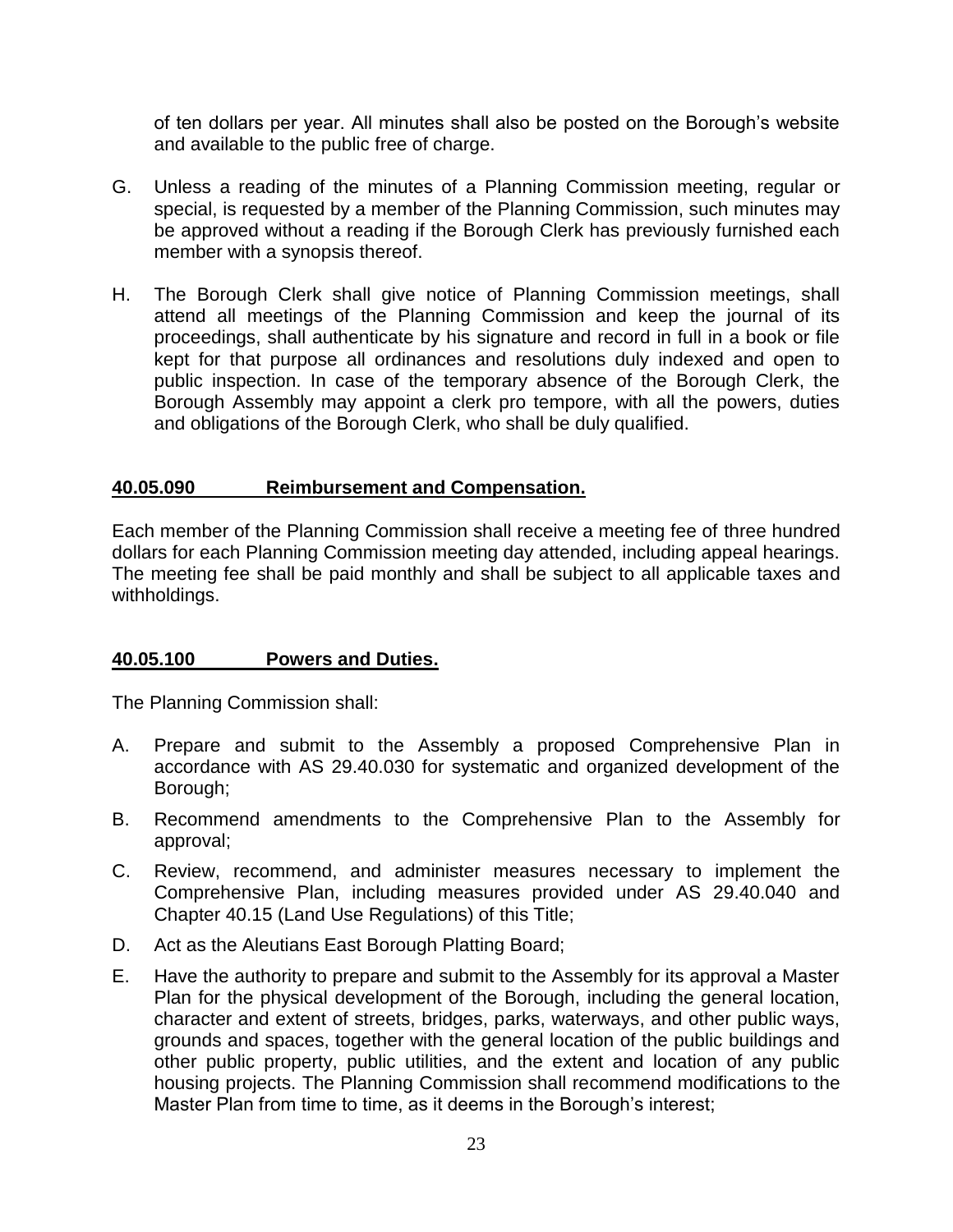of ten dollars per year. All minutes shall also be posted on the Borough's website and available to the public free of charge.

G. Unless a reading of the minutes of a Planning Commission meeting, regular or special, is requested by a member of the Planning Commission, such minutes may be approved without a reading if the Borough Clerk has previously furnished each member with a synopsis thereof.

H. The Borough Clerk shall give notice of Planning Commission meetings, shall attend all meetings of the Planning Commission and keep the journal of its proceedings, shall authenticate by his signature and record in full in a book or file kept for that purpose all ordinances and resolutions duly indexed and open to public inspection. In case of the temporary absence of the Borough Clerk, the Borough Assembly may appoint a clerk pro tempore, with all the powers, duties and obligations of the Borough Clerk, who shall be duly qualified.

## 40.05.090 Reimbursement and Compensation.

Each member of the Planning Commission shall receive a meeting fee of three hundred dollars for each Planning Commission meeting day attended, including appeal hearings. The meeting fee shall be paid monthly and shall be subject to all applicable taxes and withholdings.

## 40.05.100 Powers and Duties.

The Planning Commission shall:

A. Prepare and submit to the Assembly a proposed Comprehensive Plan in accordance with AS 29.40.030 for systematic and organized development of the Borough;

B. Recommend amendments to the Comprehensive Plan to the Assembly for approval;

C. Review, recommend, and administer measures necessary to implement the Comprehensive Plan, including measures provided under AS 29.40.040 and Chapter 40.15 (Land Use Regulations) of this Title;

D. Act as the Aleutians East Borough Platting Board;

E. Have the authority to prepare and submit to the Assembly for its approval a Master Plan for the physical development of the Borough, including the general location, character and extent of streets, bridges, parks, waterways, and other public ways, grounds and spaces, together with the general location of the public buildings and other public property, public utilities, and the extent and location of any public housing projects. The Planning Commission shall recommend modifications to the Master Plan from time to time, as it deems in the Borough's interest;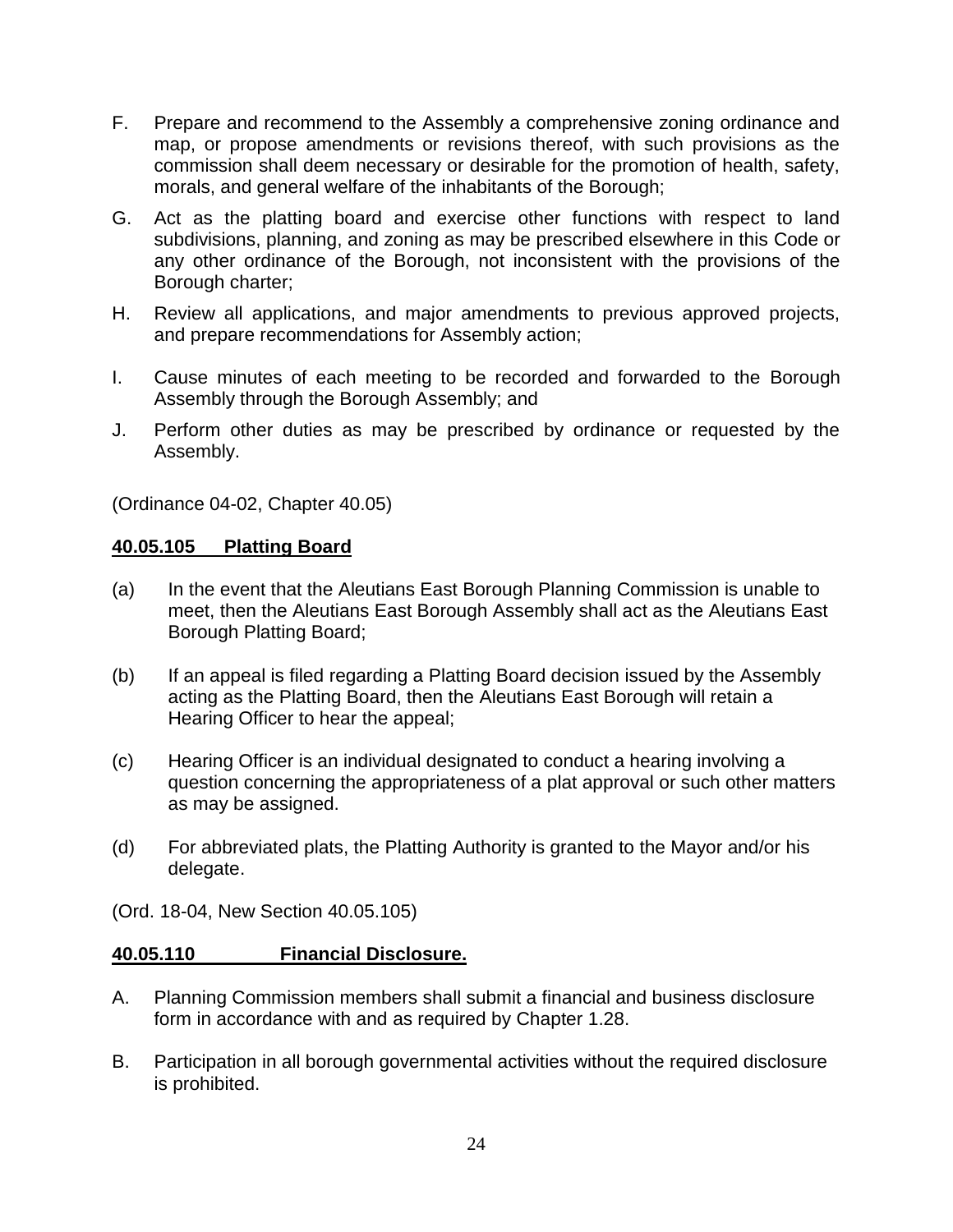F. Prepare and recommend to the Assembly a comprehensive zoning ordinance and map, or propose amendments or revisions thereof, with such provisions as the commission shall deem necessary or desirable for the promotion of health, safety, morals, and general welfare of the inhabitants of the Borough;

G. Act as the platting board and exercise other functions with respect to land subdivisions, planning, and zoning as may be prescribed elsewhere in this Code or any other ordinance of the Borough, not inconsistent with the provisions of the Borough charter;

H. Review all applications, and major amendments to previous approved projects, and prepare recommendations for Assembly action;

I. Cause minutes of each meeting to be recorded and forwarded to the Borough Assembly through the Borough Assembly; and

J. Perform other duties as may be prescribed by ordinance or requested by the Assembly.

(Ordinance 04-02, Chapter 40.05)

**40.05.105 Platting Board**

(a) In the event that the Aleutians East Borough Planning Commission is unable to meet, then the Aleutians East Borough Assembly shall act as the Aleutians East Borough Platting Board;

(b) If an appeal is filed regarding a Platting Board decision issued by the Assembly acting as the Platting Board, then the Aleutians East Borough will retain a Hearing Officer to hear the appeal;

(c) Hearing Officer is an individual designated to conduct a hearing involving a question concerning the appropriateness of a plat approval or such other matters as may be assigned.

(d) For abbreviated plats, the Platting Authority is granted to the Mayor and/or his delegate.

(Ord. 18-04, New Section 40.05.105)

**40.05.110 Financial Disclosure.**

A. Planning Commission members shall submit a financial and business disclosure form in accordance with and as required by Chapter 1.28.

B. Participation in all borough governmental activities without the required disclosure is prohibited.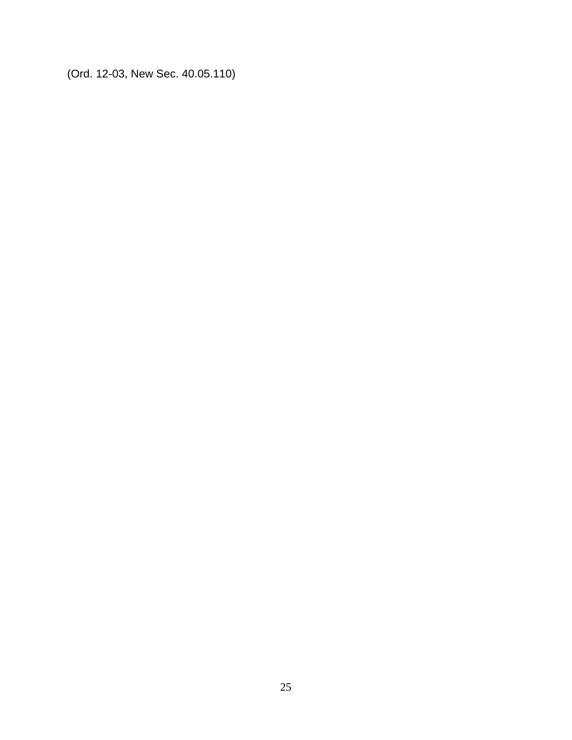(Ord. 12-03, New Sec. 40.05.110)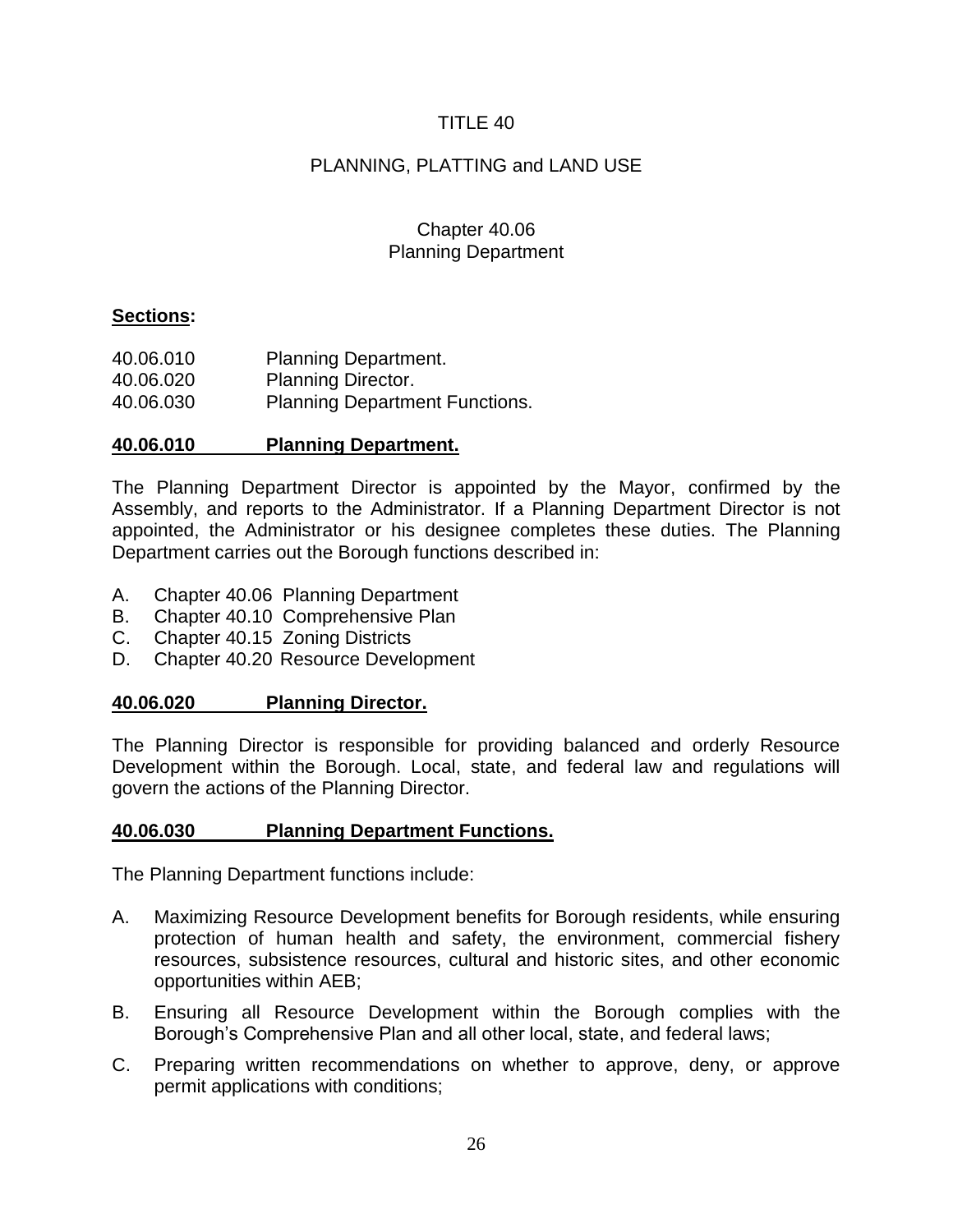# TITLE 40

## PLANNING, PLATTING and LAND USE

### Chapter 40.06
### Planning Department

**Sections:**

| | |
|---|---|
| 40.06.010 | Planning Department. |
| 40.06.020 | Planning Director. |
| 40.06.030 | Planning Department Functions. |

**40.06.010 Planning Department.**

The Planning Department Director is appointed by the Mayor, confirmed by the Assembly, and reports to the Administrator. If a Planning Department Director is not appointed, the Administrator or his designee completes these duties. The Planning Department carries out the Borough functions described in:

A. Chapter 40.06 Planning Department
B. Chapter 40.10 Comprehensive Plan
C. Chapter 40.15 Zoning Districts
D. Chapter 40.20 Resource Development

**40.06.020 Planning Director.**

The Planning Director is responsible for providing balanced and orderly Resource Development within the Borough. Local, state, and federal law and regulations will govern the actions of the Planning Director.

**40.06.030 Planning Department Functions.**

The Planning Department functions include:

A. Maximizing Resource Development benefits for Borough residents, while ensuring protection of human health and safety, the environment, commercial fishery resources, subsistence resources, cultural and historic sites, and other economic opportunities within AEB;

B. Ensuring all Resource Development within the Borough complies with the Borough's Comprehensive Plan and all other local, state, and federal laws;

C. Preparing written recommendations on whether to approve, deny, or approve permit applications with conditions;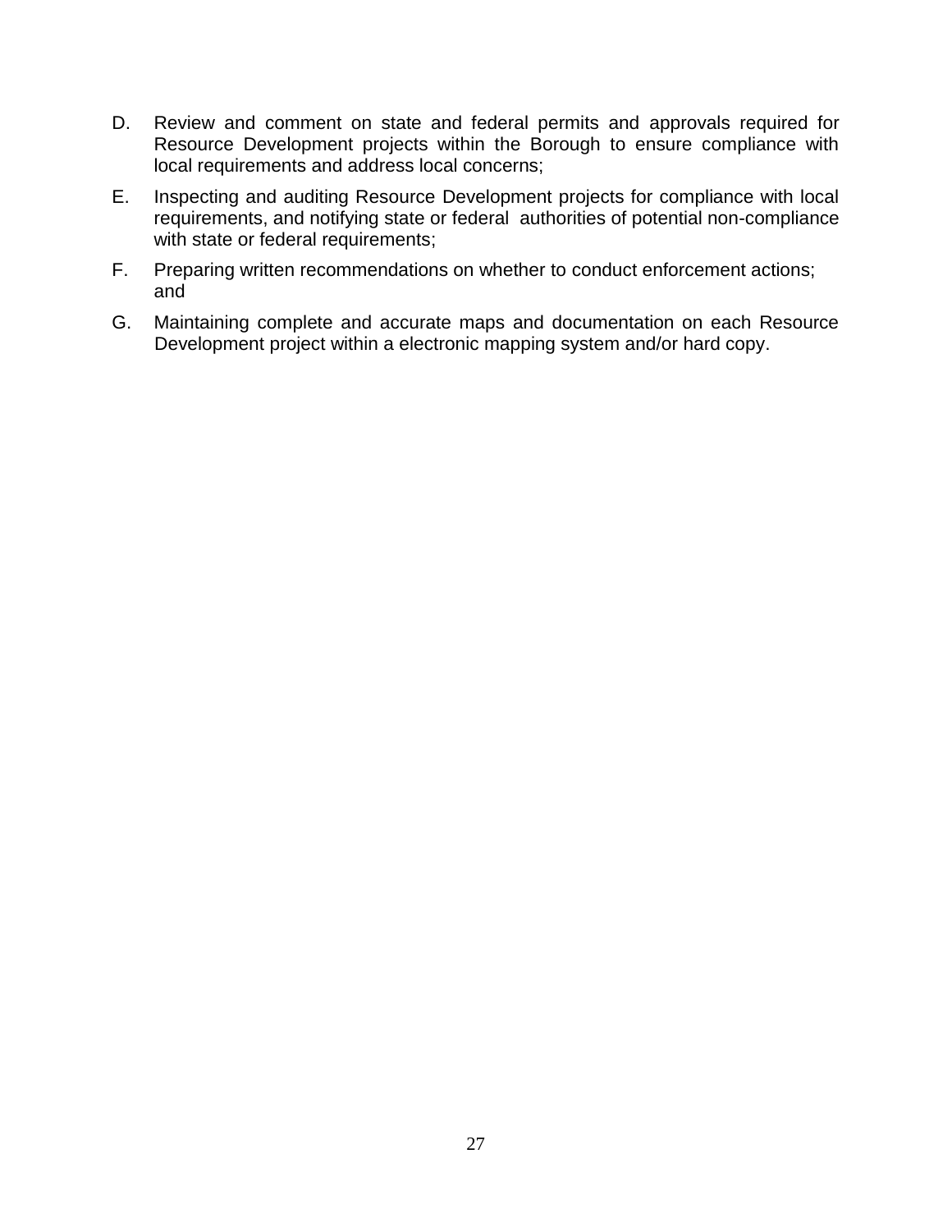D. Review and comment on state and federal permits and approvals required for Resource Development projects within the Borough to ensure compliance with local requirements and address local concerns;

E. Inspecting and auditing Resource Development projects for compliance with local requirements, and notifying state or federal authorities of potential non-compliance with state or federal requirements;

F. Preparing written recommendations on whether to conduct enforcement actions; and

G. Maintaining complete and accurate maps and documentation on each Resource Development project within a electronic mapping system and/or hard copy.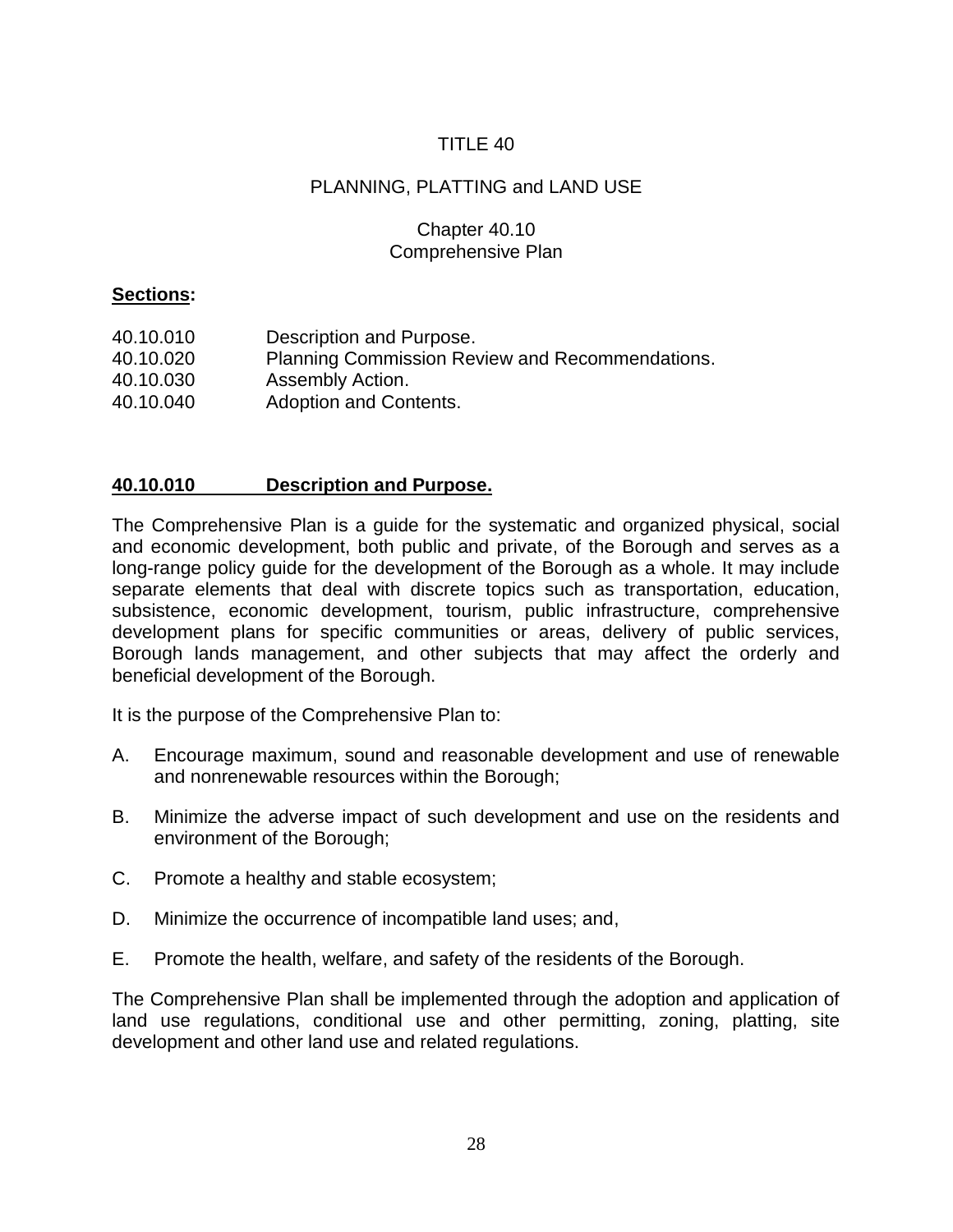# TITLE 40

## PLANNING, PLATTING and LAND USE

### Chapter 40.10
### Comprehensive Plan

**Sections:**

40.10.010 Description and Purpose.
40.10.020 Planning Commission Review and Recommendations.
40.10.030 Assembly Action.
40.10.040 Adoption and Contents.

**40.10.010 Description and Purpose.**

The Comprehensive Plan is a guide for the systematic and organized physical, social and economic development, both public and private, of the Borough and serves as a long-range policy guide for the development of the Borough as a whole. It may include separate elements that deal with discrete topics such as transportation, education, subsistence, economic development, tourism, public infrastructure, comprehensive development plans for specific communities or areas, delivery of public services, Borough lands management, and other subjects that may affect the orderly and beneficial development of the Borough.

It is the purpose of the Comprehensive Plan to:

A. Encourage maximum, sound and reasonable development and use of renewable and nonrenewable resources within the Borough;

B. Minimize the adverse impact of such development and use on the residents and environment of the Borough;

C. Promote a healthy and stable ecosystem;

D. Minimize the occurrence of incompatible land uses; and,

E. Promote the health, welfare, and safety of the residents of the Borough.

The Comprehensive Plan shall be implemented through the adoption and application of land use regulations, conditional use and other permitting, zoning, platting, site development and other land use and related regulations.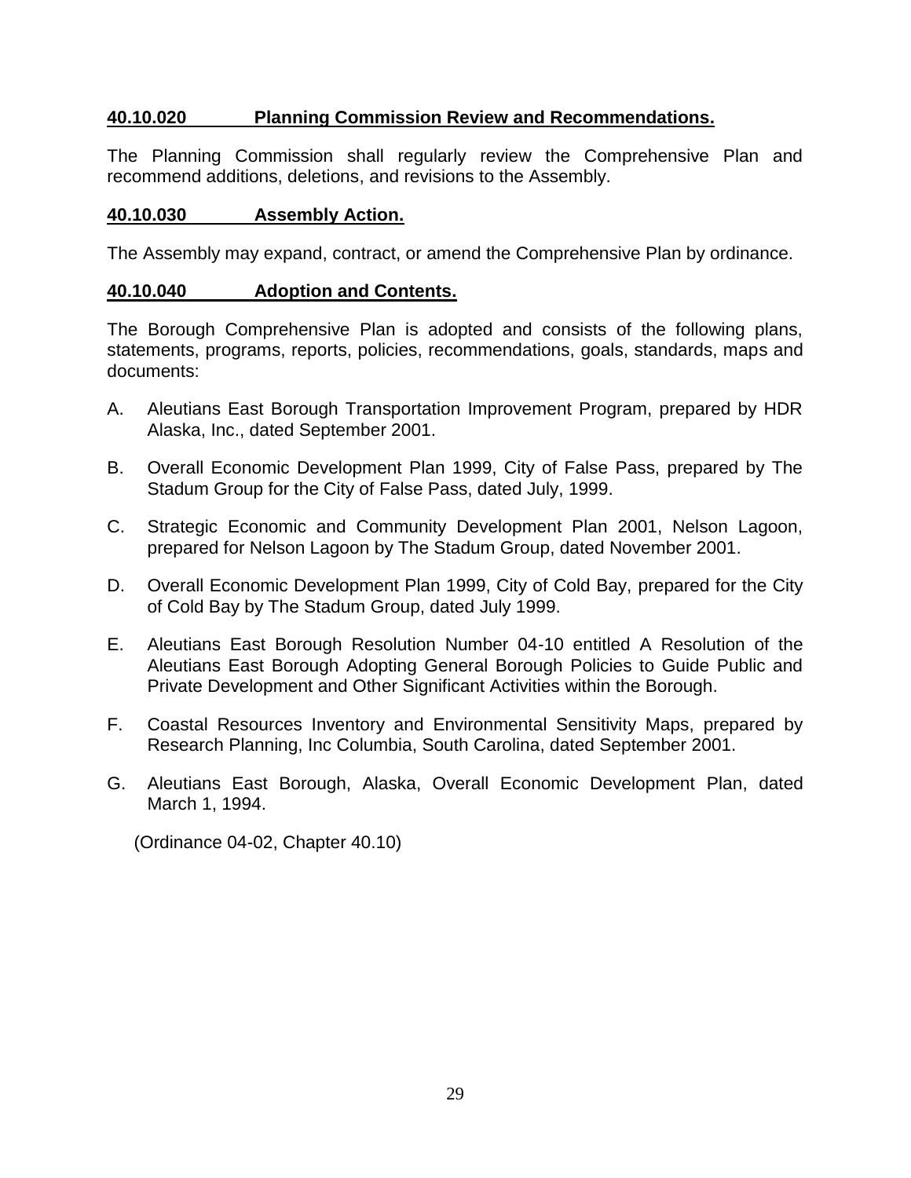**40.10.020 Planning Commission Review and Recommendations.**

The Planning Commission shall regularly review the Comprehensive Plan and recommend additions, deletions, and revisions to the Assembly.

**40.10.030 Assembly Action.**

The Assembly may expand, contract, or amend the Comprehensive Plan by ordinance.

**40.10.040 Adoption and Contents.**

The Borough Comprehensive Plan is adopted and consists of the following plans, statements, programs, reports, policies, recommendations, goals, standards, maps and documents:

A. Aleutians East Borough Transportation Improvement Program, prepared by HDR Alaska, Inc., dated September 2001.

B. Overall Economic Development Plan 1999, City of False Pass, prepared by The Stadum Group for the City of False Pass, dated July, 1999.

C. Strategic Economic and Community Development Plan 2001, Nelson Lagoon, prepared for Nelson Lagoon by The Stadum Group, dated November 2001.

D. Overall Economic Development Plan 1999, City of Cold Bay, prepared for the City of Cold Bay by The Stadum Group, dated July 1999.

E. Aleutians East Borough Resolution Number 04-10 entitled A Resolution of the Aleutians East Borough Adopting General Borough Policies to Guide Public and Private Development and Other Significant Activities within the Borough.

F. Coastal Resources Inventory and Environmental Sensitivity Maps, prepared by Research Planning, Inc Columbia, South Carolina, dated September 2001.

G. Aleutians East Borough, Alaska, Overall Economic Development Plan, dated March 1, 1994.

(Ordinance 04-02, Chapter 40.10)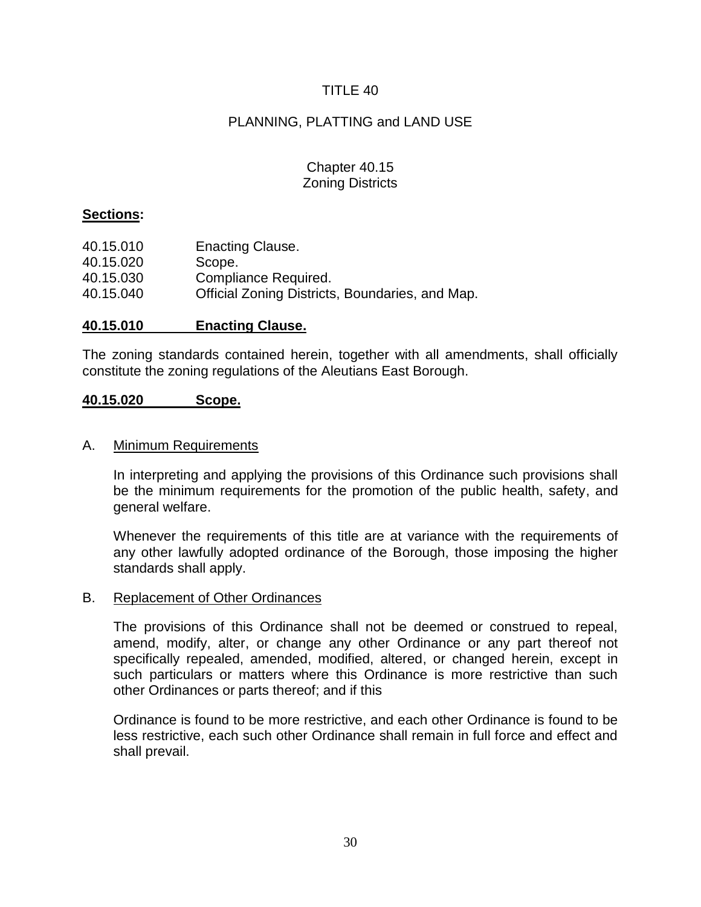# TITLE 40

## PLANNING, PLATTING and LAND USE

### Chapter 40.15
### Zoning Districts

**Sections:**

40.15.010 Enacting Clause.
40.15.020 Scope.
40.15.030 Compliance Required.
40.15.040 Official Zoning Districts, Boundaries, and Map.

**40.15.010 Enacting Clause.**

The zoning standards contained herein, together with all amendments, shall officially constitute the zoning regulations of the Aleutians East Borough.

**40.15.020 Scope.**

A. Minimum Requirements

In interpreting and applying the provisions of this Ordinance such provisions shall be the minimum requirements for the promotion of the public health, safety, and general welfare.

Whenever the requirements of this title are at variance with the requirements of any other lawfully adopted ordinance of the Borough, those imposing the higher standards shall apply.

B. Replacement of Other Ordinances

The provisions of this Ordinance shall not be deemed or construed to repeal, amend, modify, alter, or change any other Ordinance or any part thereof not specifically repealed, amended, modified, altered, or changed herein, except in such particulars or matters where this Ordinance is more restrictive than such other Ordinances or parts thereof; and if this

Ordinance is found to be more restrictive, and each other Ordinance is found to be less restrictive, each such other Ordinance shall remain in full force and effect and shall prevail.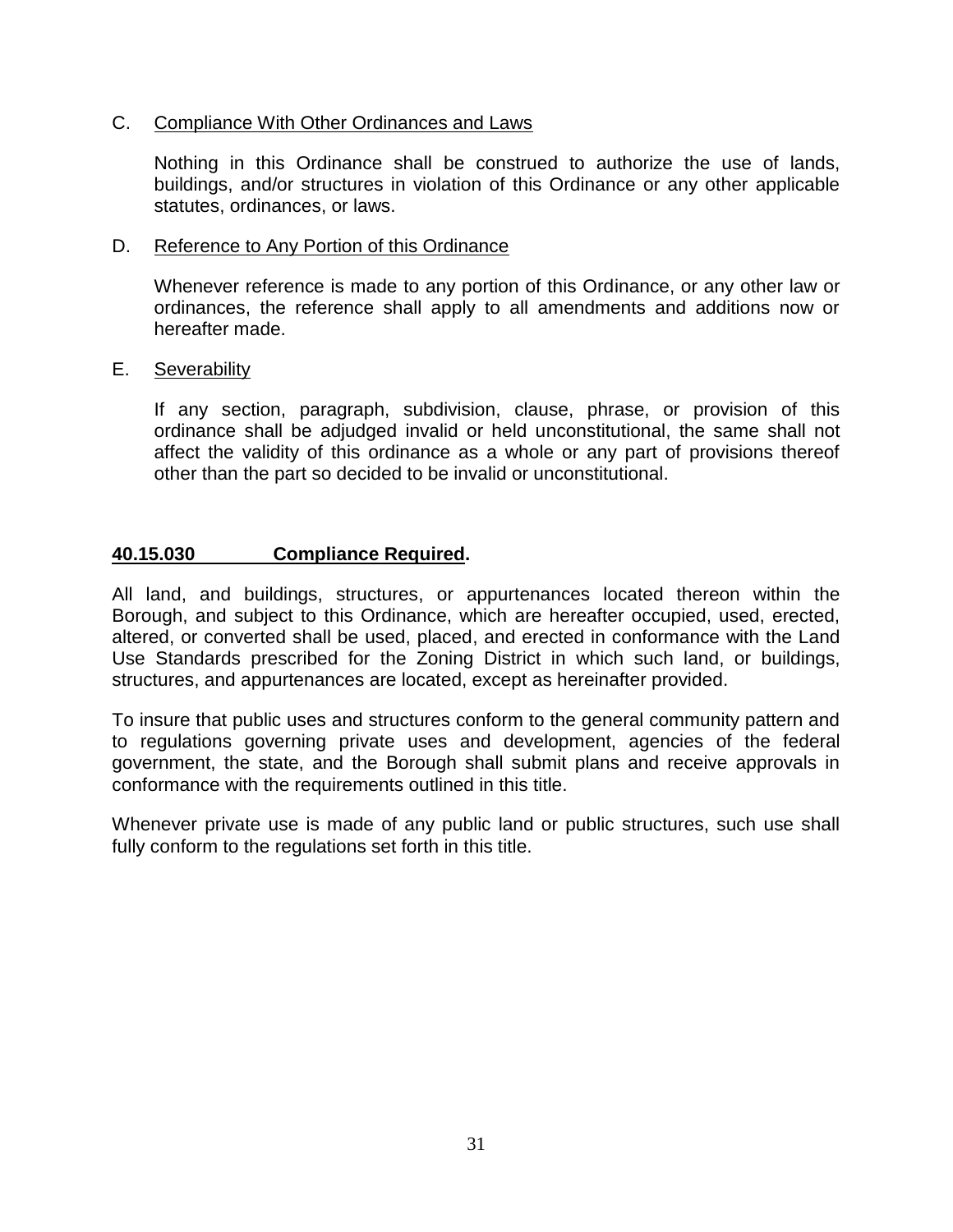C. Compliance With Other Ordinances and Laws

Nothing in this Ordinance shall be construed to authorize the use of lands, buildings, and/or structures in violation of this Ordinance or any other applicable statutes, ordinances, or laws.

D. Reference to Any Portion of this Ordinance

Whenever reference is made to any portion of this Ordinance, or any other law or ordinances, the reference shall apply to all amendments and additions now or hereafter made.

E. Severability

If any section, paragraph, subdivision, clause, phrase, or provision of this ordinance shall be adjudged invalid or held unconstitutional, the same shall not affect the validity of this ordinance as a whole or any part of provisions thereof other than the part so decided to be invalid or unconstitutional.

## 40.15.030 Compliance Required.

All land, and buildings, structures, or appurtenances located thereon within the Borough, and subject to this Ordinance, which are hereafter occupied, used, erected, altered, or converted shall be used, placed, and erected in conformance with the Land Use Standards prescribed for the Zoning District in which such land, or buildings, structures, and appurtenances are located, except as hereinafter provided.

To insure that public uses and structures conform to the general community pattern and to regulations governing private uses and development, agencies of the federal government, the state, and the Borough shall submit plans and receive approvals in conformance with the requirements outlined in this title.

Whenever private use is made of any public land or public structures, such use shall fully conform to the regulations set forth in this title.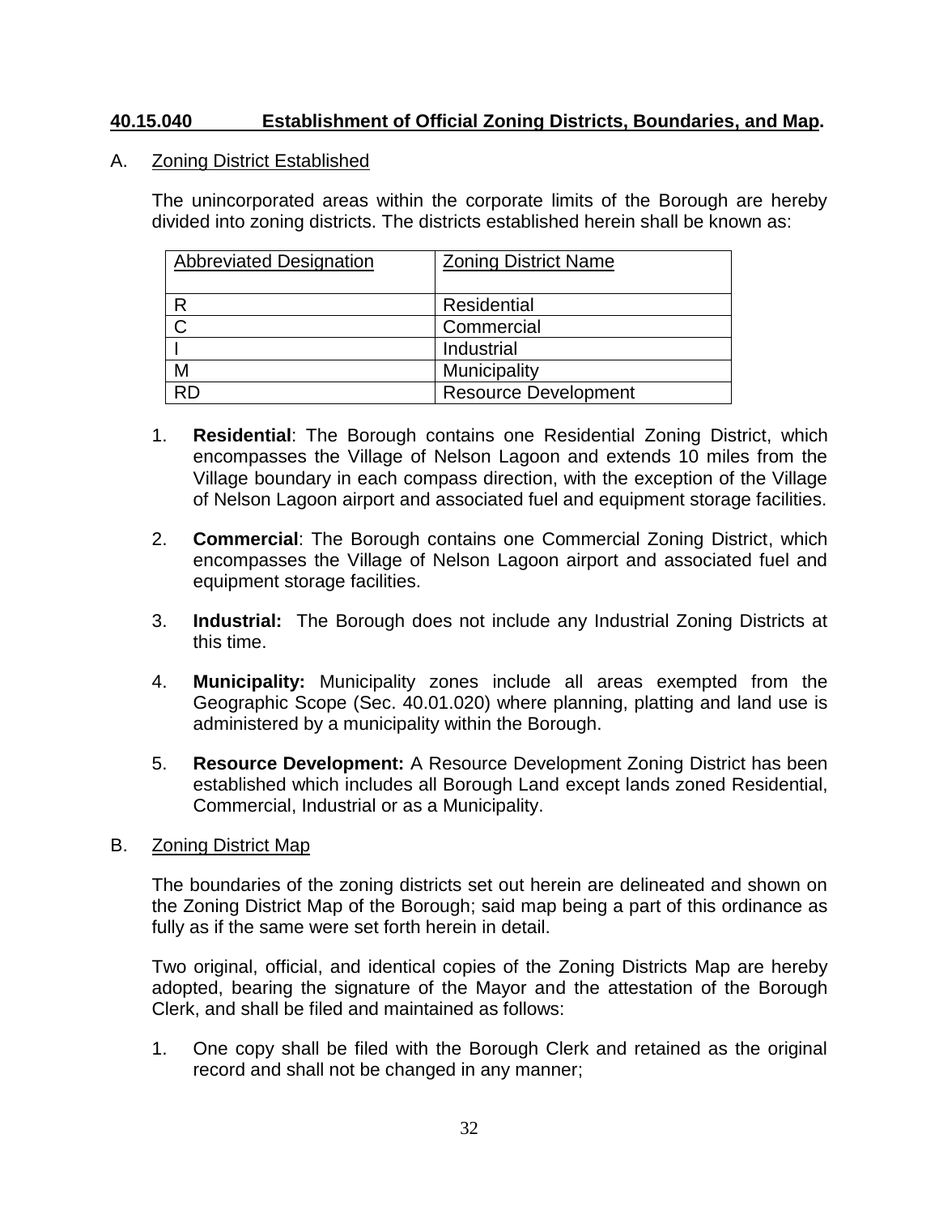### 40.15.040 Establishment of Official Zoning Districts, Boundaries, and Map.

A. Zoning District Established

The unincorporated areas within the corporate limits of the Borough are hereby divided into zoning districts. The districts established herein shall be known as:

| Abbreviated Designation | Zoning District Name |
|---|---|
| R | Residential |
| C | Commercial |
| I | Industrial |
| M | Municipality |
| RD | Resource Development |

1. **Residential**: The Borough contains one Residential Zoning District, which encompasses the Village of Nelson Lagoon and extends 10 miles from the Village boundary in each compass direction, with the exception of the Village of Nelson Lagoon airport and associated fuel and equipment storage facilities.

2. **Commercial**: The Borough contains one Commercial Zoning District, which encompasses the Village of Nelson Lagoon airport and associated fuel and equipment storage facilities.

3. **Industrial:** The Borough does not include any Industrial Zoning Districts at this time.

4. **Municipality:** Municipality zones include all areas exempted from the Geographic Scope (Sec. 40.01.020) where planning, platting and land use is administered by a municipality within the Borough.

5. **Resource Development:** A Resource Development Zoning District has been established which includes all Borough Land except lands zoned Residential, Commercial, Industrial or as a Municipality.

B. Zoning District Map

The boundaries of the zoning districts set out herein are delineated and shown on the Zoning District Map of the Borough; said map being a part of this ordinance as fully as if the same were set forth herein in detail.

Two original, official, and identical copies of the Zoning Districts Map are hereby adopted, bearing the signature of the Mayor and the attestation of the Borough Clerk, and shall be filed and maintained as follows:

1. One copy shall be filed with the Borough Clerk and retained as the original record and shall not be changed in any manner;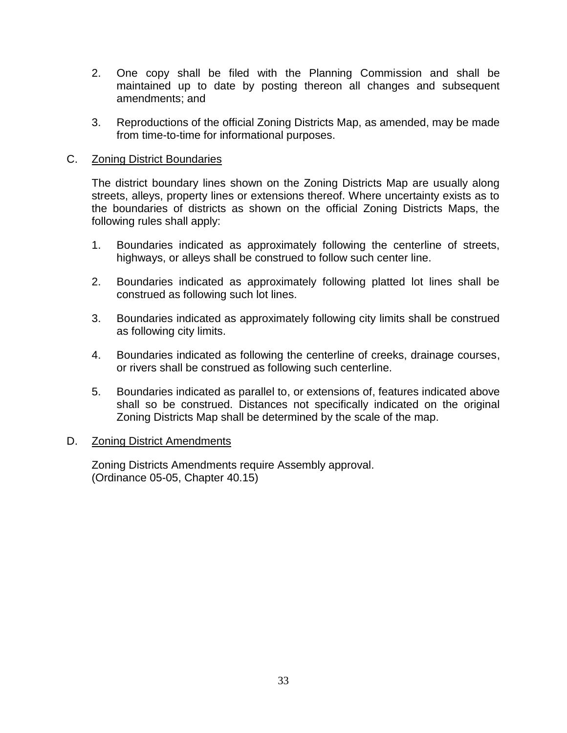2. One copy shall be filed with the Planning Commission and shall be maintained up to date by posting thereon all changes and subsequent amendments; and

3. Reproductions of the official Zoning Districts Map, as amended, may be made from time-to-time for informational purposes.

C. <u>Zoning District Boundaries</u>

The district boundary lines shown on the Zoning Districts Map are usually along streets, alleys, property lines or extensions thereof. Where uncertainty exists as to the boundaries of districts as shown on the official Zoning Districts Maps, the following rules shall apply:

1. Boundaries indicated as approximately following the centerline of streets, highways, or alleys shall be construed to follow such center line.

2. Boundaries indicated as approximately following platted lot lines shall be construed as following such lot lines.

3. Boundaries indicated as approximately following city limits shall be construed as following city limits.

4. Boundaries indicated as following the centerline of creeks, drainage courses, or rivers shall be construed as following such centerline.

5. Boundaries indicated as parallel to, or extensions of, features indicated above shall so be construed. Distances not specifically indicated on the original Zoning Districts Map shall be determined by the scale of the map.

D. <u>Zoning District Amendments</u>

Zoning Districts Amendments require Assembly approval.
(Ordinance 05-05, Chapter 40.15)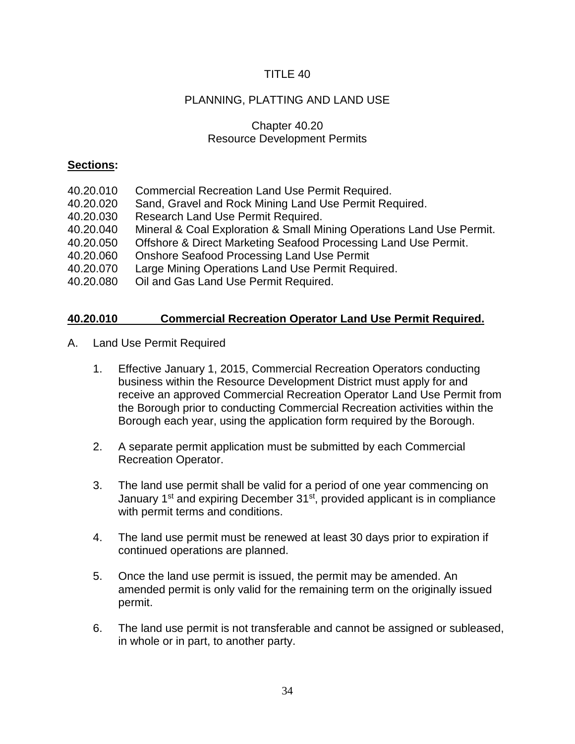TITLE 40

PLANNING, PLATTING AND LAND USE

Chapter 40.20
Resource Development Permits

**Sections:**

40.20.010 Commercial Recreation Land Use Permit Required.
40.20.020 Sand, Gravel and Rock Mining Land Use Permit Required.
40.20.030 Research Land Use Permit Required.
40.20.040 Mineral & Coal Exploration & Small Mining Operations Land Use Permit.
40.20.050 Offshore & Direct Marketing Seafood Processing Land Use Permit.
40.20.060 Onshore Seafood Processing Land Use Permit
40.20.070 Large Mining Operations Land Use Permit Required.
40.20.080 Oil and Gas Land Use Permit Required.

**40.20.010 Commercial Recreation Operator Land Use Permit Required.**

A. Land Use Permit Required

1. Effective January 1, 2015, Commercial Recreation Operators conducting business within the Resource Development District must apply for and receive an approved Commercial Recreation Operator Land Use Permit from the Borough prior to conducting Commercial Recreation activities within the Borough each year, using the application form required by the Borough.

2. A separate permit application must be submitted by each Commercial Recreation Operator.

3. The land use permit shall be valid for a period of one year commencing on January 1st and expiring December 31st, provided applicant is in compliance with permit terms and conditions.

4. The land use permit must be renewed at least 30 days prior to expiration if continued operations are planned.

5. Once the land use permit is issued, the permit may be amended. An amended permit is only valid for the remaining term on the originally issued permit.

6. The land use permit is not transferable and cannot be assigned or subleased, in whole or in part, to another party.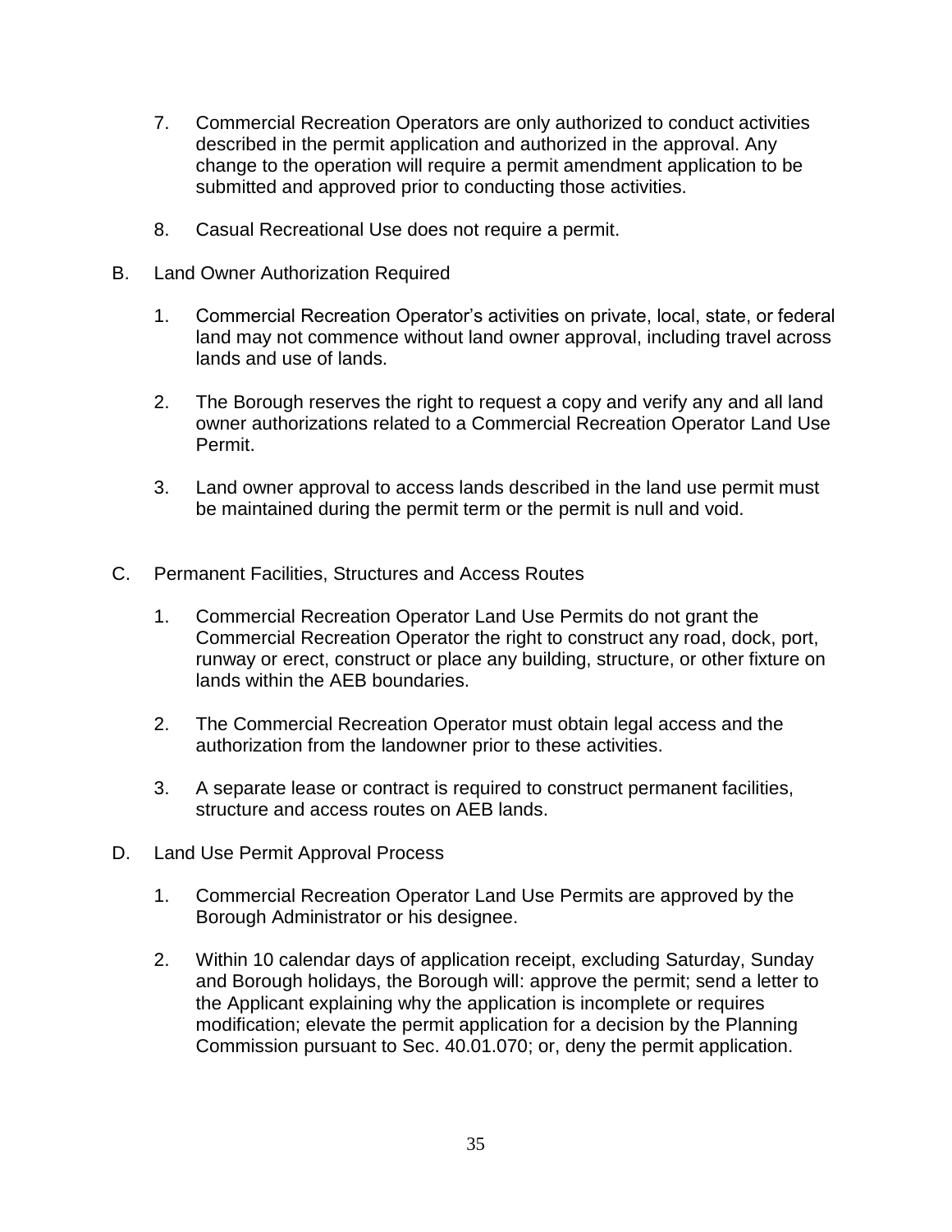7. Commercial Recreation Operators are only authorized to conduct activities described in the permit application and authorized in the approval. Any change to the operation will require a permit amendment application to be submitted and approved prior to conducting those activities.

8. Casual Recreational Use does not require a permit.

B. Land Owner Authorization Required

   1. Commercial Recreation Operator's activities on private, local, state, or federal land may not commence without land owner approval, including travel across lands and use of lands.

   2. The Borough reserves the right to request a copy and verify any and all land owner authorizations related to a Commercial Recreation Operator Land Use Permit.

   3. Land owner approval to access lands described in the land use permit must be maintained during the permit term or the permit is null and void.

C. Permanent Facilities, Structures and Access Routes

   1. Commercial Recreation Operator Land Use Permits do not grant the Commercial Recreation Operator the right to construct any road, dock, port, runway or erect, construct or place any building, structure, or other fixture on lands within the AEB boundaries.

   2. The Commercial Recreation Operator must obtain legal access and the authorization from the landowner prior to these activities.

   3. A separate lease or contract is required to construct permanent facilities, structure and access routes on AEB lands.

D. Land Use Permit Approval Process

   1. Commercial Recreation Operator Land Use Permits are approved by the Borough Administrator or his designee.

   2. Within 10 calendar days of application receipt, excluding Saturday, Sunday and Borough holidays, the Borough will: approve the permit; send a letter to the Applicant explaining why the application is incomplete or requires modification; elevate the permit application for a decision by the Planning Commission pursuant to Sec. 40.01.070; or, deny the permit application.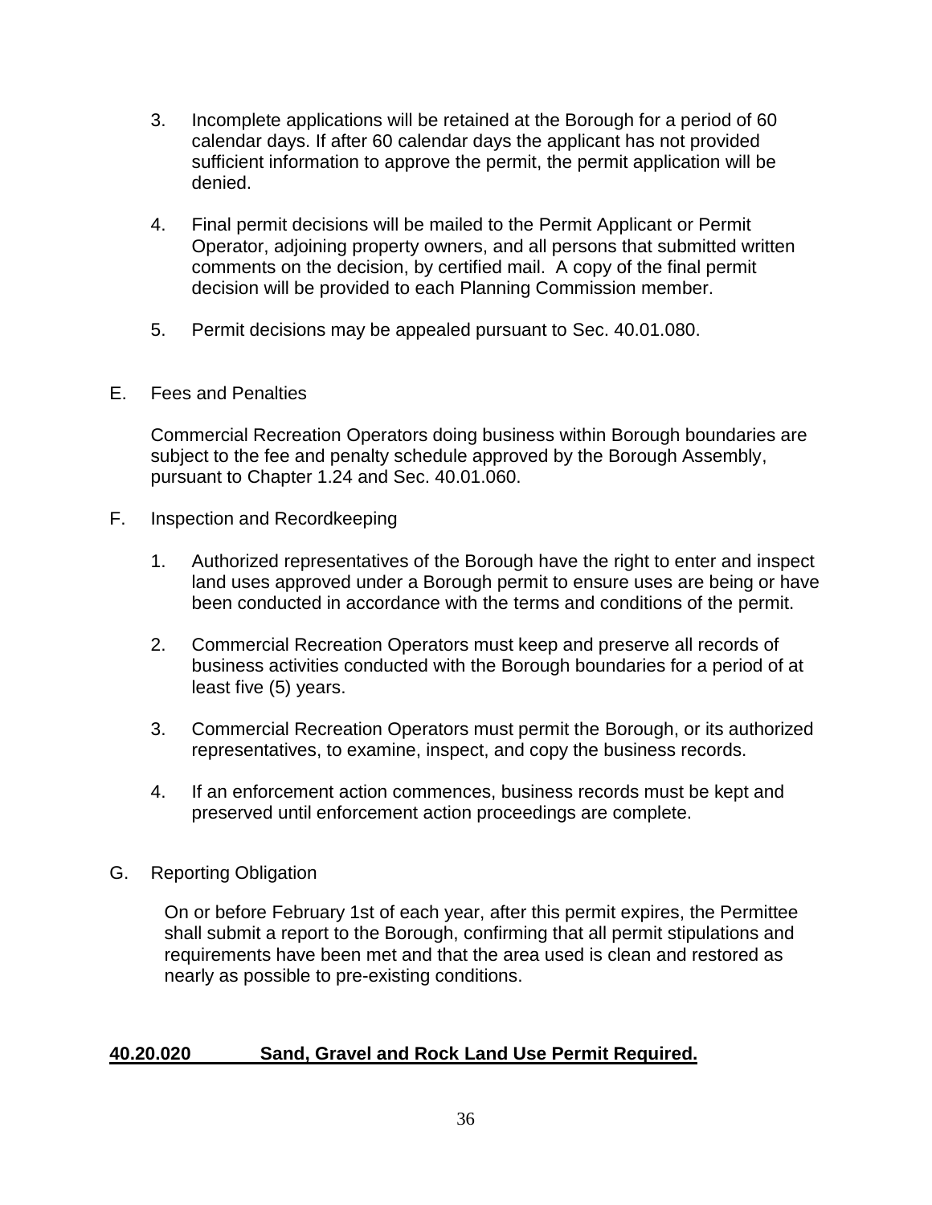3. Incomplete applications will be retained at the Borough for a period of 60 calendar days. If after 60 calendar days the applicant has not provided sufficient information to approve the permit, the permit application will be denied.

4. Final permit decisions will be mailed to the Permit Applicant or Permit Operator, adjoining property owners, and all persons that submitted written comments on the decision, by certified mail. A copy of the final permit decision will be provided to each Planning Commission member.

5. Permit decisions may be appealed pursuant to Sec. 40.01.080.

E. Fees and Penalties

Commercial Recreation Operators doing business within Borough boundaries are subject to the fee and penalty schedule approved by the Borough Assembly, pursuant to Chapter 1.24 and Sec. 40.01.060.

F. Inspection and Recordkeeping

1. Authorized representatives of the Borough have the right to enter and inspect land uses approved under a Borough permit to ensure uses are being or have been conducted in accordance with the terms and conditions of the permit.

2. Commercial Recreation Operators must keep and preserve all records of business activities conducted with the Borough boundaries for a period of at least five (5) years.

3. Commercial Recreation Operators must permit the Borough, or its authorized representatives, to examine, inspect, and copy the business records.

4. If an enforcement action commences, business records must be kept and preserved until enforcement action proceedings are complete.

G. Reporting Obligation

On or before February 1st of each year, after this permit expires, the Permittee shall submit a report to the Borough, confirming that all permit stipulations and requirements have been met and that the area used is clean and restored as nearly as possible to pre-existing conditions.

**40.20.020 Sand, Gravel and Rock Land Use Permit Required.**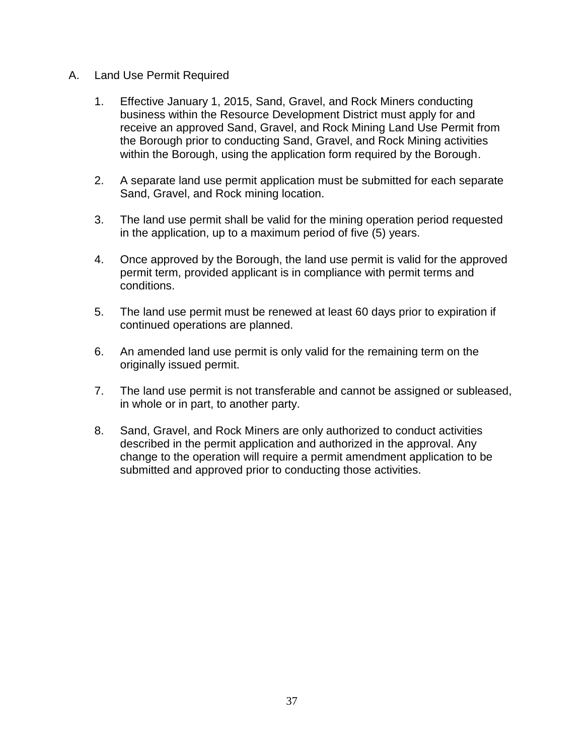A. Land Use Permit Required

1. Effective January 1, 2015, Sand, Gravel, and Rock Miners conducting business within the Resource Development District must apply for and receive an approved Sand, Gravel, and Rock Mining Land Use Permit from the Borough prior to conducting Sand, Gravel, and Rock Mining activities within the Borough, using the application form required by the Borough.

2. A separate land use permit application must be submitted for each separate Sand, Gravel, and Rock mining location.

3. The land use permit shall be valid for the mining operation period requested in the application, up to a maximum period of five (5) years.

4. Once approved by the Borough, the land use permit is valid for the approved permit term, provided applicant is in compliance with permit terms and conditions.

5. The land use permit must be renewed at least 60 days prior to expiration if continued operations are planned.

6. An amended land use permit is only valid for the remaining term on the originally issued permit.

7. The land use permit is not transferable and cannot be assigned or subleased, in whole or in part, to another party.

8. Sand, Gravel, and Rock Miners are only authorized to conduct activities described in the permit application and authorized in the approval. Any change to the operation will require a permit amendment application to be submitted and approved prior to conducting those activities.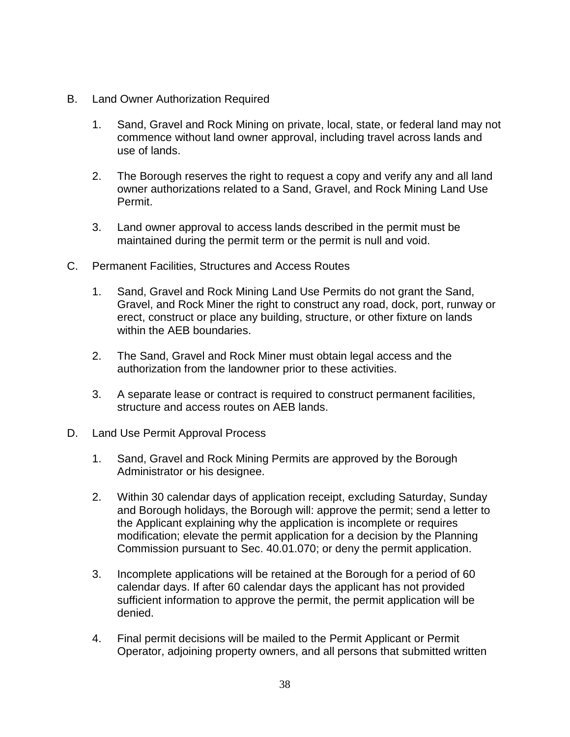B. Land Owner Authorization Required

1. Sand, Gravel and Rock Mining on private, local, state, or federal land may not commence without land owner approval, including travel across lands and use of lands.

2. The Borough reserves the right to request a copy and verify any and all land owner authorizations related to a Sand, Gravel, and Rock Mining Land Use Permit.

3. Land owner approval to access lands described in the permit must be maintained during the permit term or the permit is null and void.

C. Permanent Facilities, Structures and Access Routes

1. Sand, Gravel and Rock Mining Land Use Permits do not grant the Sand, Gravel, and Rock Miner the right to construct any road, dock, port, runway or erect, construct or place any building, structure, or other fixture on lands within the AEB boundaries.

2. The Sand, Gravel and Rock Miner must obtain legal access and the authorization from the landowner prior to these activities.

3. A separate lease or contract is required to construct permanent facilities, structure and access routes on AEB lands.

D. Land Use Permit Approval Process

1. Sand, Gravel and Rock Mining Permits are approved by the Borough Administrator or his designee.

2. Within 30 calendar days of application receipt, excluding Saturday, Sunday and Borough holidays, the Borough will: approve the permit; send a letter to the Applicant explaining why the application is incomplete or requires modification; elevate the permit application for a decision by the Planning Commission pursuant to Sec. 40.01.070; or deny the permit application.

3. Incomplete applications will be retained at the Borough for a period of 60 calendar days. If after 60 calendar days the applicant has not provided sufficient information to approve the permit, the permit application will be denied.

4. Final permit decisions will be mailed to the Permit Applicant or Permit Operator, adjoining property owners, and all persons that submitted written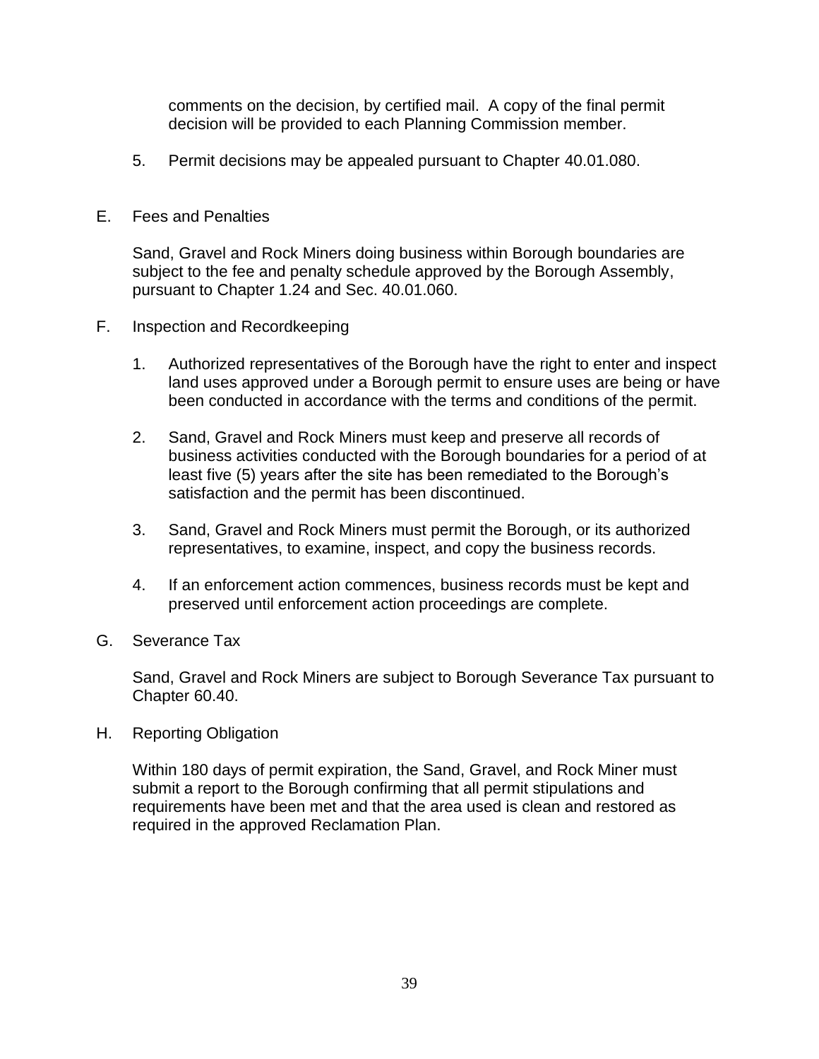comments on the decision, by certified mail. A copy of the final permit decision will be provided to each Planning Commission member.

5. Permit decisions may be appealed pursuant to Chapter 40.01.080.

E. Fees and Penalties

Sand, Gravel and Rock Miners doing business within Borough boundaries are subject to the fee and penalty schedule approved by the Borough Assembly, pursuant to Chapter 1.24 and Sec. 40.01.060.

F. Inspection and Recordkeeping

1. Authorized representatives of the Borough have the right to enter and inspect land uses approved under a Borough permit to ensure uses are being or have been conducted in accordance with the terms and conditions of the permit.

2. Sand, Gravel and Rock Miners must keep and preserve all records of business activities conducted with the Borough boundaries for a period of at least five (5) years after the site has been remediated to the Borough's satisfaction and the permit has been discontinued.

3. Sand, Gravel and Rock Miners must permit the Borough, or its authorized representatives, to examine, inspect, and copy the business records.

4. If an enforcement action commences, business records must be kept and preserved until enforcement action proceedings are complete.

G. Severance Tax

Sand, Gravel and Rock Miners are subject to Borough Severance Tax pursuant to Chapter 60.40.

H. Reporting Obligation

Within 180 days of permit expiration, the Sand, Gravel, and Rock Miner must submit a report to the Borough confirming that all permit stipulations and requirements have been met and that the area used is clean and restored as required in the approved Reclamation Plan.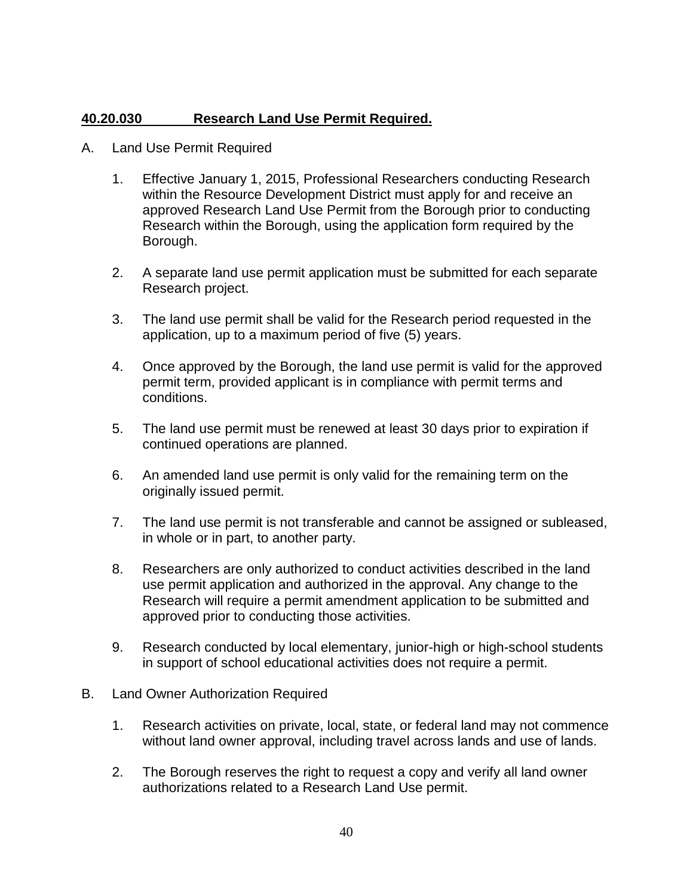**<u>40.20.030 Research Land Use Permit Required.</u>**

A. Land Use Permit Required

1. Effective January 1, 2015, Professional Researchers conducting Research within the Resource Development District must apply for and receive an approved Research Land Use Permit from the Borough prior to conducting Research within the Borough, using the application form required by the Borough.

2. A separate land use permit application must be submitted for each separate Research project.

3. The land use permit shall be valid for the Research period requested in the application, up to a maximum period of five (5) years.

4. Once approved by the Borough, the land use permit is valid for the approved permit term, provided applicant is in compliance with permit terms and conditions.

5. The land use permit must be renewed at least 30 days prior to expiration if continued operations are planned.

6. An amended land use permit is only valid for the remaining term on the originally issued permit.

7. The land use permit is not transferable and cannot be assigned or subleased, in whole or in part, to another party.

8. Researchers are only authorized to conduct activities described in the land use permit application and authorized in the approval. Any change to the Research will require a permit amendment application to be submitted and approved prior to conducting those activities.

9. Research conducted by local elementary, junior-high or high-school students in support of school educational activities does not require a permit.

B. Land Owner Authorization Required

1. Research activities on private, local, state, or federal land may not commence without land owner approval, including travel across lands and use of lands.

2. The Borough reserves the right to request a copy and verify all land owner authorizations related to a Research Land Use permit.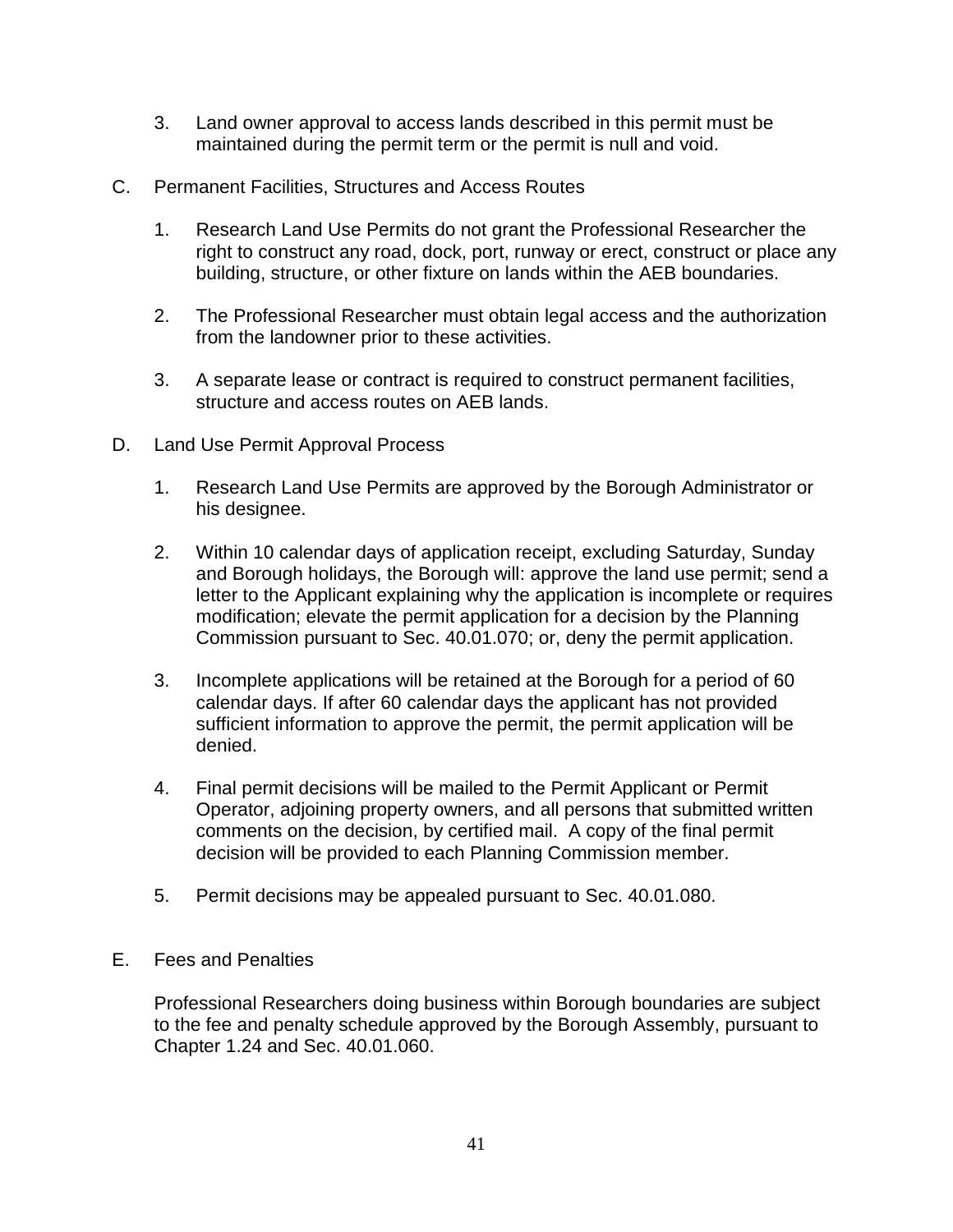3. Land owner approval to access lands described in this permit must be maintained during the permit term or the permit is null and void.

C. Permanent Facilities, Structures and Access Routes

1. Research Land Use Permits do not grant the Professional Researcher the right to construct any road, dock, port, runway or erect, construct or place any building, structure, or other fixture on lands within the AEB boundaries.

2. The Professional Researcher must obtain legal access and the authorization from the landowner prior to these activities.

3. A separate lease or contract is required to construct permanent facilities, structure and access routes on AEB lands.

D. Land Use Permit Approval Process

1. Research Land Use Permits are approved by the Borough Administrator or his designee.

2. Within 10 calendar days of application receipt, excluding Saturday, Sunday and Borough holidays, the Borough will: approve the land use permit; send a letter to the Applicant explaining why the application is incomplete or requires modification; elevate the permit application for a decision by the Planning Commission pursuant to Sec. 40.01.070; or, deny the permit application.

3. Incomplete applications will be retained at the Borough for a period of 60 calendar days. If after 60 calendar days the applicant has not provided sufficient information to approve the permit, the permit application will be denied.

4. Final permit decisions will be mailed to the Permit Applicant or Permit Operator, adjoining property owners, and all persons that submitted written comments on the decision, by certified mail. A copy of the final permit decision will be provided to each Planning Commission member.

5. Permit decisions may be appealed pursuant to Sec. 40.01.080.

E. Fees and Penalties

Professional Researchers doing business within Borough boundaries are subject to the fee and penalty schedule approved by the Borough Assembly, pursuant to Chapter 1.24 and Sec. 40.01.060.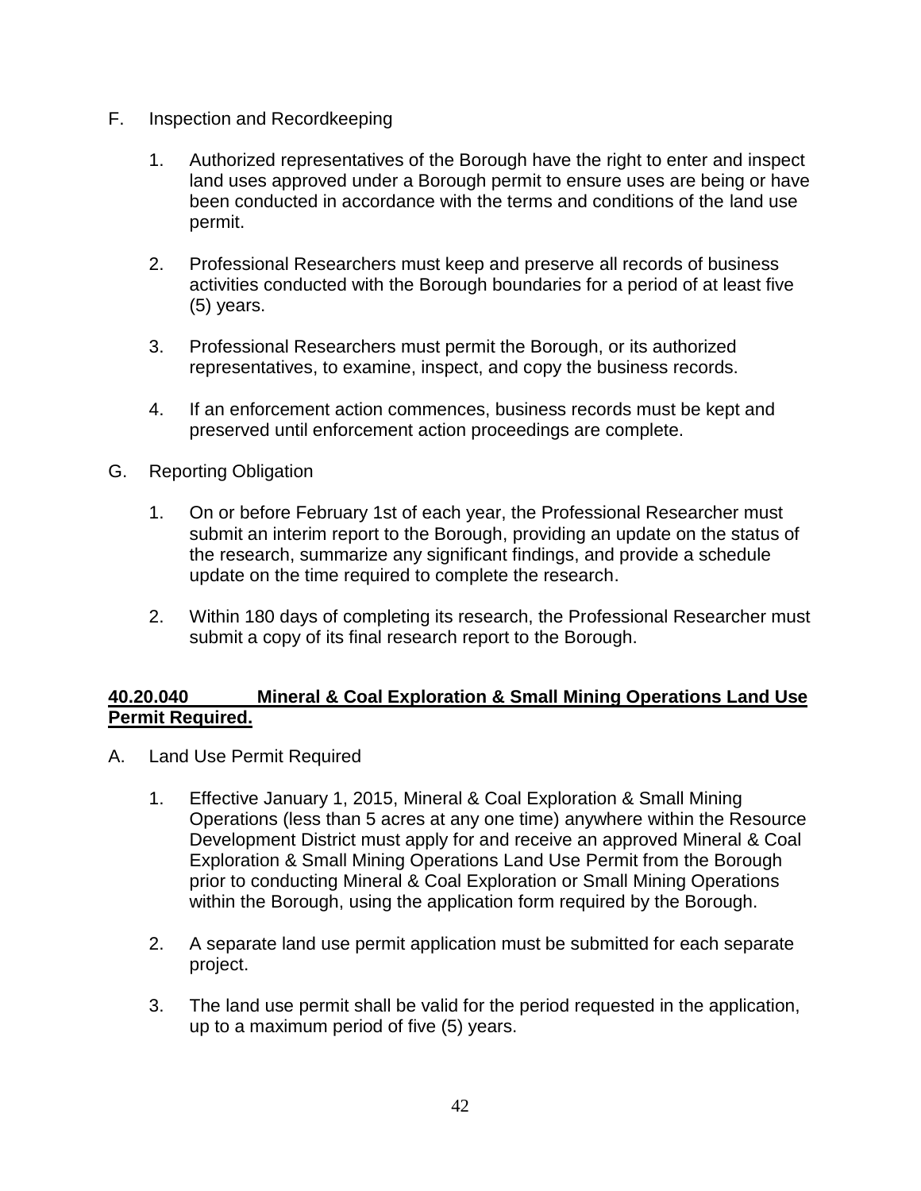F. Inspection and Recordkeeping

1. Authorized representatives of the Borough have the right to enter and inspect land uses approved under a Borough permit to ensure uses are being or have been conducted in accordance with the terms and conditions of the land use permit.

2. Professional Researchers must keep and preserve all records of business activities conducted with the Borough boundaries for a period of at least five (5) years.

3. Professional Researchers must permit the Borough, or its authorized representatives, to examine, inspect, and copy the business records.

4. If an enforcement action commences, business records must be kept and preserved until enforcement action proceedings are complete.

G. Reporting Obligation

1. On or before February 1st of each year, the Professional Researcher must submit an interim report to the Borough, providing an update on the status of the research, summarize any significant findings, and provide a schedule update on the time required to complete the research.

2. Within 180 days of completing its research, the Professional Researcher must submit a copy of its final research report to the Borough.

**40.20.040 Mineral & Coal Exploration & Small Mining Operations Land Use Permit Required.**

A. Land Use Permit Required

1. Effective January 1, 2015, Mineral & Coal Exploration & Small Mining Operations (less than 5 acres at any one time) anywhere within the Resource Development District must apply for and receive an approved Mineral & Coal Exploration & Small Mining Operations Land Use Permit from the Borough prior to conducting Mineral & Coal Exploration or Small Mining Operations within the Borough, using the application form required by the Borough.

2. A separate land use permit application must be submitted for each separate project.

3. The land use permit shall be valid for the period requested in the application, up to a maximum period of five (5) years.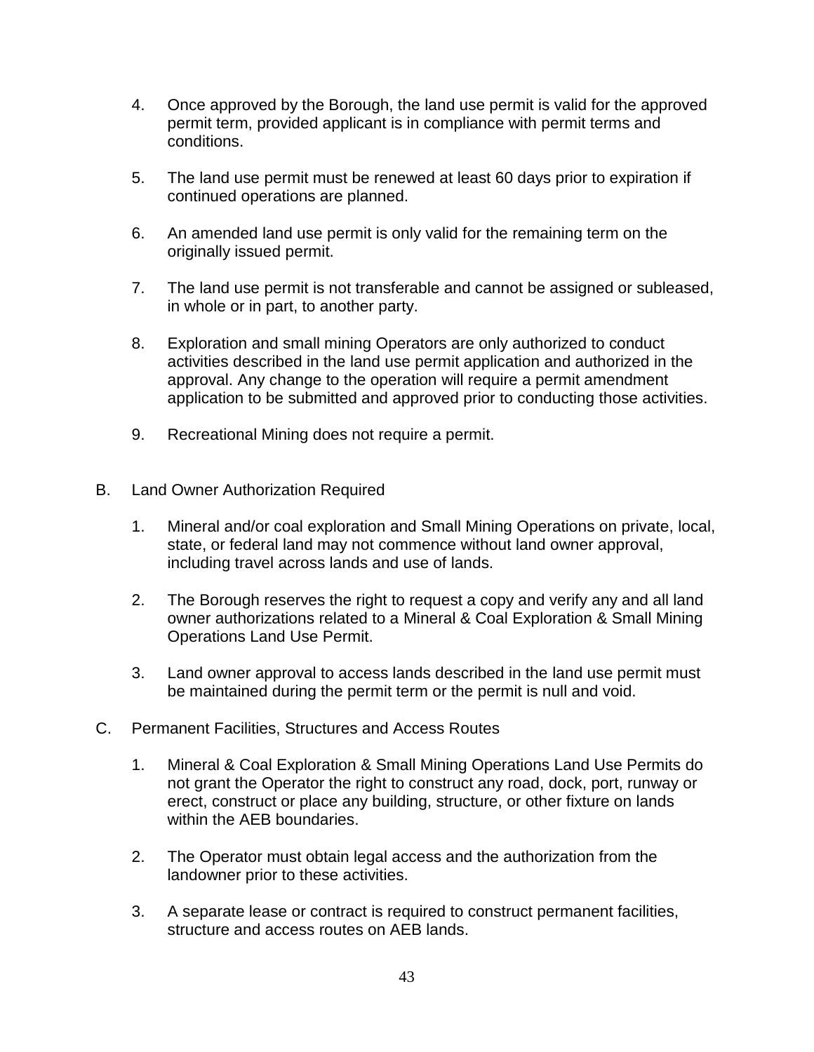4. Once approved by the Borough, the land use permit is valid for the approved permit term, provided applicant is in compliance with permit terms and conditions.

5. The land use permit must be renewed at least 60 days prior to expiration if continued operations are planned.

6. An amended land use permit is only valid for the remaining term on the originally issued permit.

7. The land use permit is not transferable and cannot be assigned or subleased, in whole or in part, to another party.

8. Exploration and small mining Operators are only authorized to conduct activities described in the land use permit application and authorized in the approval. Any change to the operation will require a permit amendment application to be submitted and approved prior to conducting those activities.

9. Recreational Mining does not require a permit.

B. Land Owner Authorization Required

1. Mineral and/or coal exploration and Small Mining Operations on private, local, state, or federal land may not commence without land owner approval, including travel across lands and use of lands.

2. The Borough reserves the right to request a copy and verify any and all land owner authorizations related to a Mineral & Coal Exploration & Small Mining Operations Land Use Permit.

3. Land owner approval to access lands described in the land use permit must be maintained during the permit term or the permit is null and void.

C. Permanent Facilities, Structures and Access Routes

1. Mineral & Coal Exploration & Small Mining Operations Land Use Permits do not grant the Operator the right to construct any road, dock, port, runway or erect, construct or place any building, structure, or other fixture on lands within the AEB boundaries.

2. The Operator must obtain legal access and the authorization from the landowner prior to these activities.

3. A separate lease or contract is required to construct permanent facilities, structure and access routes on AEB lands.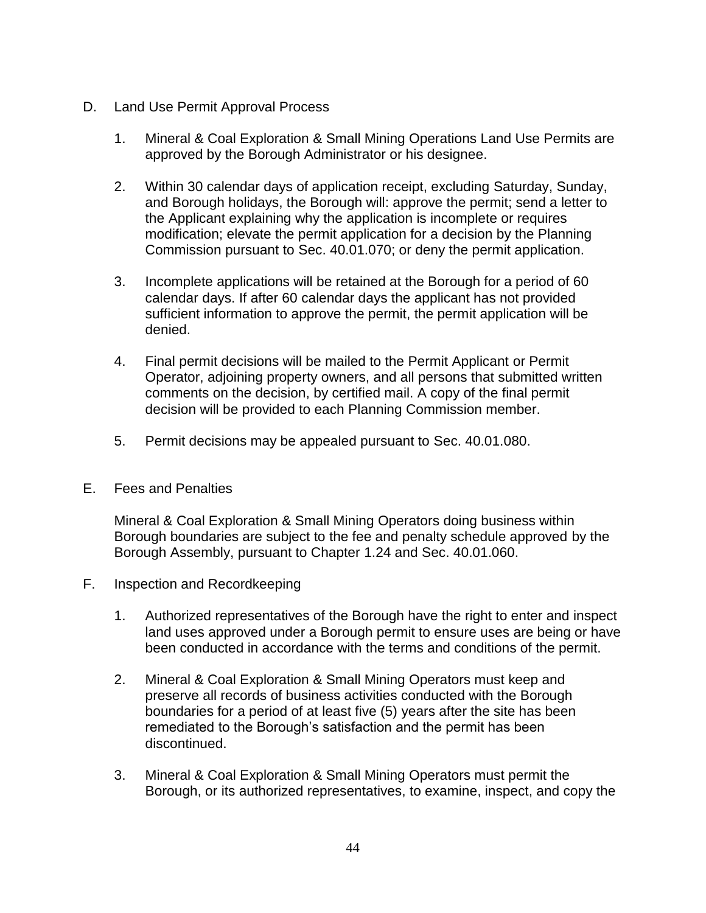D. Land Use Permit Approval Process

1. Mineral & Coal Exploration & Small Mining Operations Land Use Permits are approved by the Borough Administrator or his designee.

2. Within 30 calendar days of application receipt, excluding Saturday, Sunday, and Borough holidays, the Borough will: approve the permit; send a letter to the Applicant explaining why the application is incomplete or requires modification; elevate the permit application for a decision by the Planning Commission pursuant to Sec. 40.01.070; or deny the permit application.

3. Incomplete applications will be retained at the Borough for a period of 60 calendar days. If after 60 calendar days the applicant has not provided sufficient information to approve the permit, the permit application will be denied.

4. Final permit decisions will be mailed to the Permit Applicant or Permit Operator, adjoining property owners, and all persons that submitted written comments on the decision, by certified mail. A copy of the final permit decision will be provided to each Planning Commission member.

5. Permit decisions may be appealed pursuant to Sec. 40.01.080.

E. Fees and Penalties

Mineral & Coal Exploration & Small Mining Operators doing business within Borough boundaries are subject to the fee and penalty schedule approved by the Borough Assembly, pursuant to Chapter 1.24 and Sec. 40.01.060.

F. Inspection and Recordkeeping

1. Authorized representatives of the Borough have the right to enter and inspect land uses approved under a Borough permit to ensure uses are being or have been conducted in accordance with the terms and conditions of the permit.

2. Mineral & Coal Exploration & Small Mining Operators must keep and preserve all records of business activities conducted with the Borough boundaries for a period of at least five (5) years after the site has been remediated to the Borough's satisfaction and the permit has been discontinued.

3. Mineral & Coal Exploration & Small Mining Operators must permit the Borough, or its authorized representatives, to examine, inspect, and copy the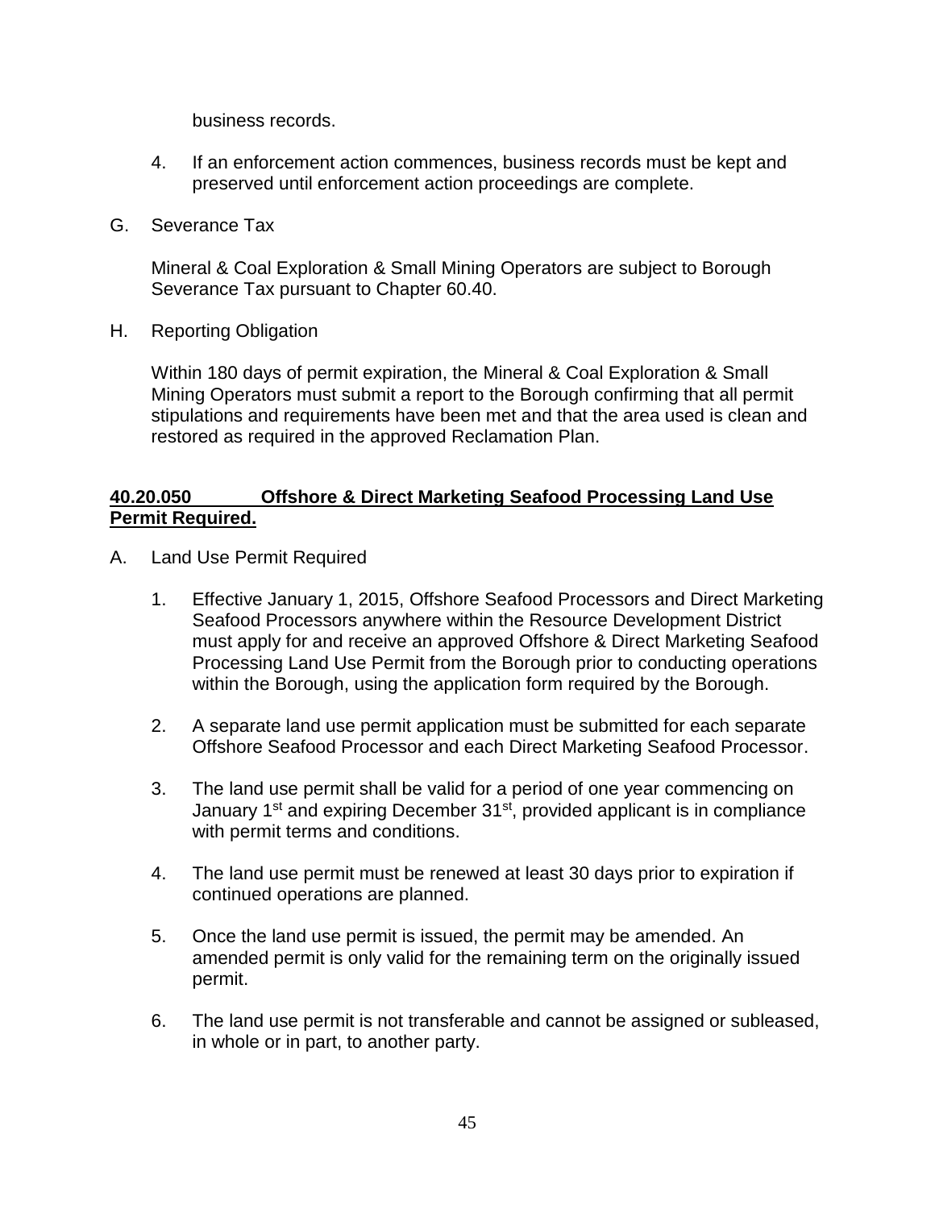business records.

4. If an enforcement action commences, business records must be kept and preserved until enforcement action proceedings are complete.

G. Severance Tax

Mineral & Coal Exploration & Small Mining Operators are subject to Borough Severance Tax pursuant to Chapter 60.40.

H. Reporting Obligation

Within 180 days of permit expiration, the Mineral & Coal Exploration & Small Mining Operators must submit a report to the Borough confirming that all permit stipulations and requirements have been met and that the area used is clean and restored as required in the approved Reclamation Plan.

**40.20.050 Offshore & Direct Marketing Seafood Processing Land Use Permit Required.**

A. Land Use Permit Required

1. Effective January 1, 2015, Offshore Seafood Processors and Direct Marketing Seafood Processors anywhere within the Resource Development District must apply for and receive an approved Offshore & Direct Marketing Seafood Processing Land Use Permit from the Borough prior to conducting operations within the Borough, using the application form required by the Borough.

2. A separate land use permit application must be submitted for each separate Offshore Seafood Processor and each Direct Marketing Seafood Processor.

3. The land use permit shall be valid for a period of one year commencing on January 1st and expiring December 31st, provided applicant is in compliance with permit terms and conditions.

4. The land use permit must be renewed at least 30 days prior to expiration if continued operations are planned.

5. Once the land use permit is issued, the permit may be amended. An amended permit is only valid for the remaining term on the originally issued permit.

6. The land use permit is not transferable and cannot be assigned or subleased, in whole or in part, to another party.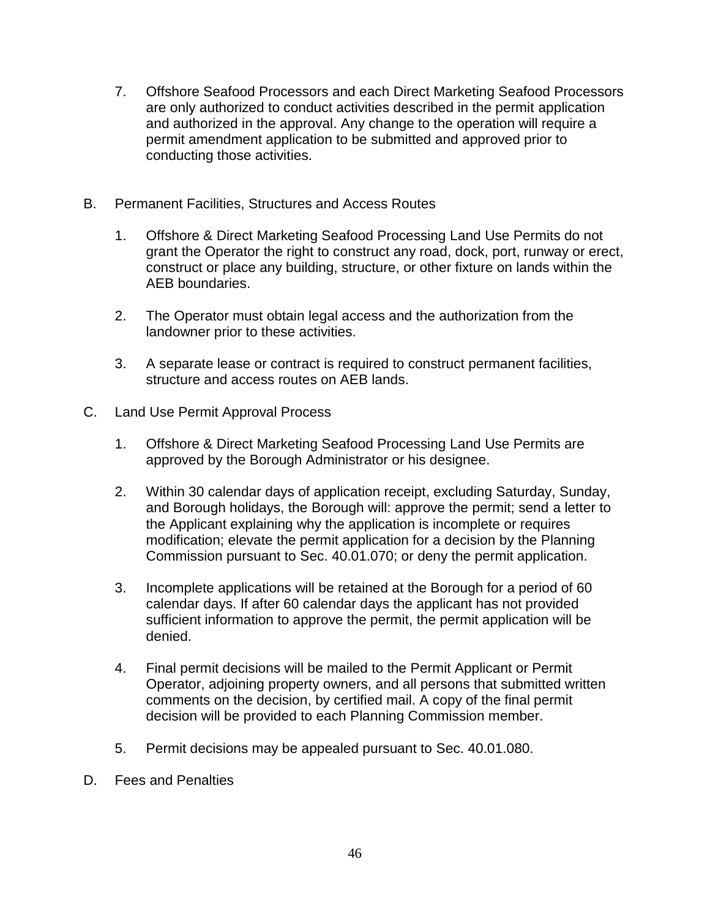7. Offshore Seafood Processors and each Direct Marketing Seafood Processors are only authorized to conduct activities described in the permit application and authorized in the approval. Any change to the operation will require a permit amendment application to be submitted and approved prior to conducting those activities.

B. Permanent Facilities, Structures and Access Routes

1. Offshore & Direct Marketing Seafood Processing Land Use Permits do not grant the Operator the right to construct any road, dock, port, runway or erect, construct or place any building, structure, or other fixture on lands within the AEB boundaries.

2. The Operator must obtain legal access and the authorization from the landowner prior to these activities.

3. A separate lease or contract is required to construct permanent facilities, structure and access routes on AEB lands.

C. Land Use Permit Approval Process

1. Offshore & Direct Marketing Seafood Processing Land Use Permits are approved by the Borough Administrator or his designee.

2. Within 30 calendar days of application receipt, excluding Saturday, Sunday, and Borough holidays, the Borough will: approve the permit; send a letter to the Applicant explaining why the application is incomplete or requires modification; elevate the permit application for a decision by the Planning Commission pursuant to Sec. 40.01.070; or deny the permit application.

3. Incomplete applications will be retained at the Borough for a period of 60 calendar days. If after 60 calendar days the applicant has not provided sufficient information to approve the permit, the permit application will be denied.

4. Final permit decisions will be mailed to the Permit Applicant or Permit Operator, adjoining property owners, and all persons that submitted written comments on the decision, by certified mail. A copy of the final permit decision will be provided to each Planning Commission member.

5. Permit decisions may be appealed pursuant to Sec. 40.01.080.

D. Fees and Penalties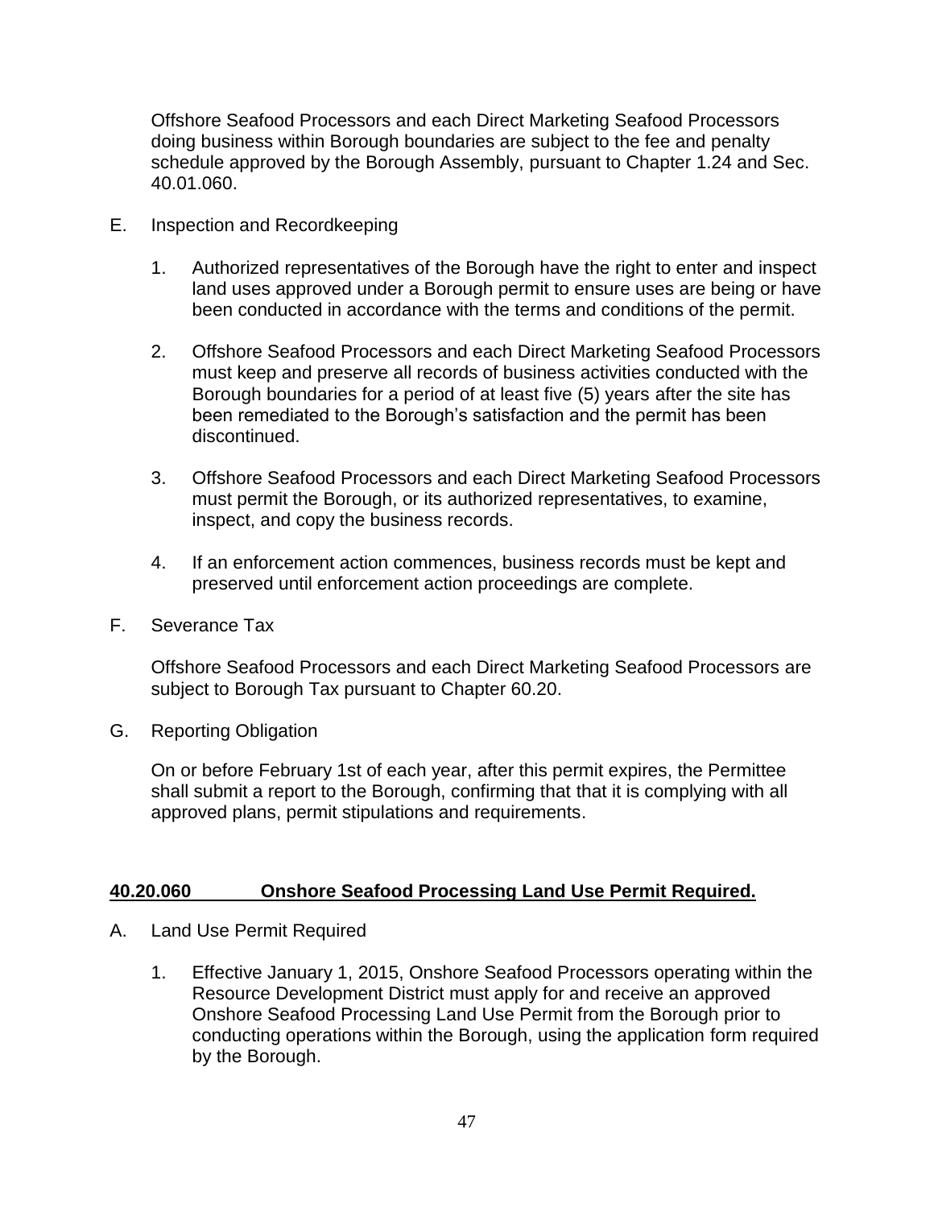Offshore Seafood Processors and each Direct Marketing Seafood Processors doing business within Borough boundaries are subject to the fee and penalty schedule approved by the Borough Assembly, pursuant to Chapter 1.24 and Sec. 40.01.060.

E. Inspection and Recordkeeping

1. Authorized representatives of the Borough have the right to enter and inspect land uses approved under a Borough permit to ensure uses are being or have been conducted in accordance with the terms and conditions of the permit.

2. Offshore Seafood Processors and each Direct Marketing Seafood Processors must keep and preserve all records of business activities conducted with the Borough boundaries for a period of at least five (5) years after the site has been remediated to the Borough's satisfaction and the permit has been discontinued.

3. Offshore Seafood Processors and each Direct Marketing Seafood Processors must permit the Borough, or its authorized representatives, to examine, inspect, and copy the business records.

4. If an enforcement action commences, business records must be kept and preserved until enforcement action proceedings are complete.

F. Severance Tax

Offshore Seafood Processors and each Direct Marketing Seafood Processors are subject to Borough Tax pursuant to Chapter 60.20.

G. Reporting Obligation

On or before February 1st of each year, after this permit expires, the Permittee shall submit a report to the Borough, confirming that that it is complying with all approved plans, permit stipulations and requirements.

## 40.20.060 Onshore Seafood Processing Land Use Permit Required.

A. Land Use Permit Required

1. Effective January 1, 2015, Onshore Seafood Processors operating within the Resource Development District must apply for and receive an approved Onshore Seafood Processing Land Use Permit from the Borough prior to conducting operations within the Borough, using the application form required by the Borough.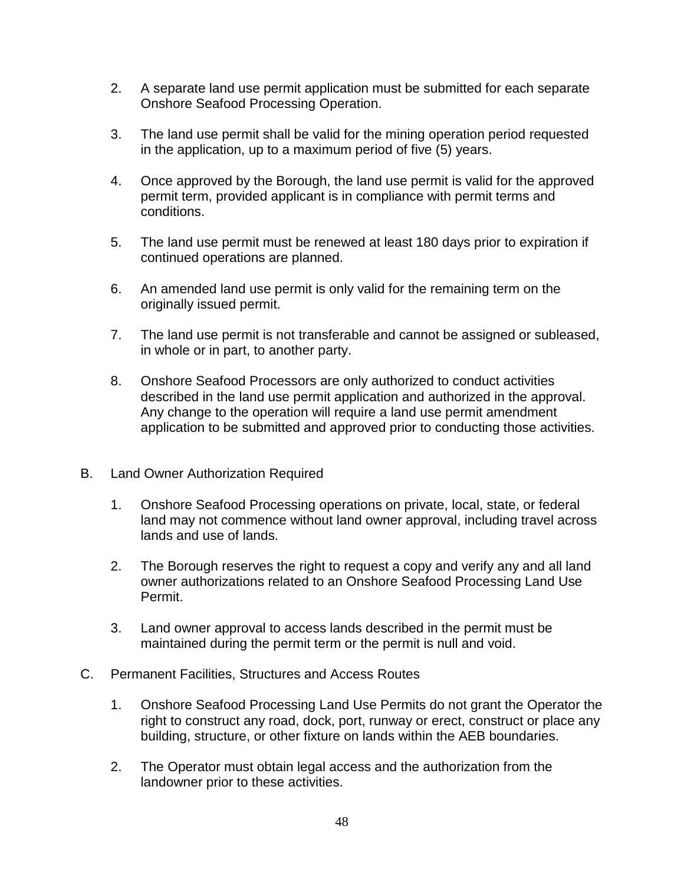2. A separate land use permit application must be submitted for each separate Onshore Seafood Processing Operation.

3. The land use permit shall be valid for the mining operation period requested in the application, up to a maximum period of five (5) years.

4. Once approved by the Borough, the land use permit is valid for the approved permit term, provided applicant is in compliance with permit terms and conditions.

5. The land use permit must be renewed at least 180 days prior to expiration if continued operations are planned.

6. An amended land use permit is only valid for the remaining term on the originally issued permit.

7. The land use permit is not transferable and cannot be assigned or subleased, in whole or in part, to another party.

8. Onshore Seafood Processors are only authorized to conduct activities described in the land use permit application and authorized in the approval. Any change to the operation will require a land use permit amendment application to be submitted and approved prior to conducting those activities.

B. Land Owner Authorization Required

1. Onshore Seafood Processing operations on private, local, state, or federal land may not commence without land owner approval, including travel across lands and use of lands.

2. The Borough reserves the right to request a copy and verify any and all land owner authorizations related to an Onshore Seafood Processing Land Use Permit.

3. Land owner approval to access lands described in the permit must be maintained during the permit term or the permit is null and void.

C. Permanent Facilities, Structures and Access Routes

1. Onshore Seafood Processing Land Use Permits do not grant the Operator the right to construct any road, dock, port, runway or erect, construct or place any building, structure, or other fixture on lands within the AEB boundaries.

2. The Operator must obtain legal access and the authorization from the landowner prior to these activities.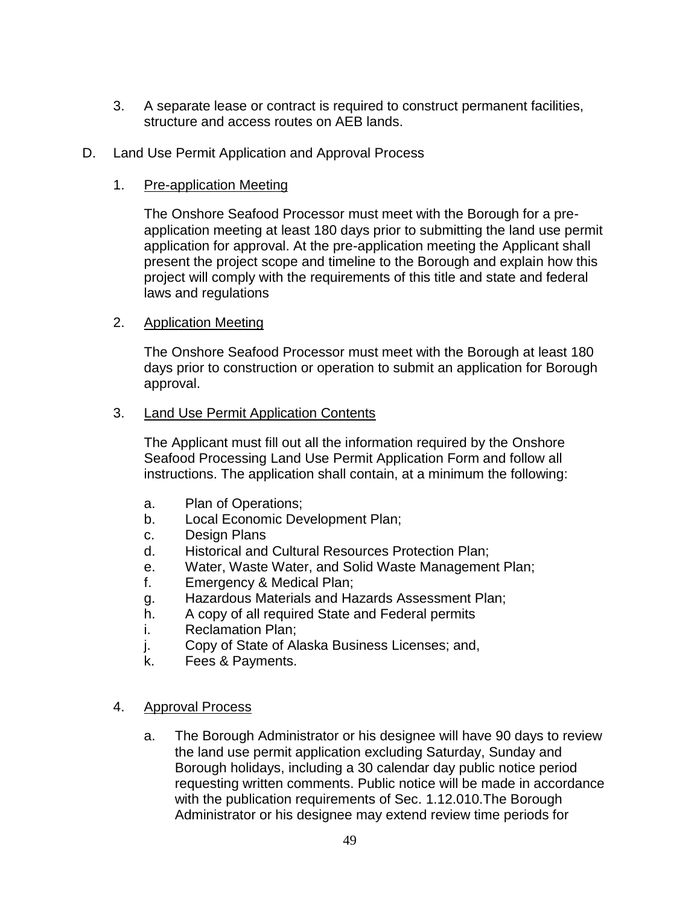3. A separate lease or contract is required to construct permanent facilities, structure and access routes on AEB lands.

D. Land Use Permit Application and Approval Process

1. Pre-application Meeting

   The Onshore Seafood Processor must meet with the Borough for a pre-application meeting at least 180 days prior to submitting the land use permit application for approval. At the pre-application meeting the Applicant shall present the project scope and timeline to the Borough and explain how this project will comply with the requirements of this title and state and federal laws and regulations

2. Application Meeting

   The Onshore Seafood Processor must meet with the Borough at least 180 days prior to construction or operation to submit an application for Borough approval.

3. Land Use Permit Application Contents

   The Applicant must fill out all the information required by the Onshore Seafood Processing Land Use Permit Application Form and follow all instructions. The application shall contain, at a minimum the following:

   a. Plan of Operations;
   b. Local Economic Development Plan;
   c. Design Plans
   d. Historical and Cultural Resources Protection Plan;
   e. Water, Waste Water, and Solid Waste Management Plan;
   f. Emergency & Medical Plan;
   g. Hazardous Materials and Hazards Assessment Plan;
   h. A copy of all required State and Federal permits
   i. Reclamation Plan;
   j. Copy of State of Alaska Business Licenses; and,
   k. Fees & Payments.

4. Approval Process

   a. The Borough Administrator or his designee will have 90 days to review the land use permit application excluding Saturday, Sunday and Borough holidays, including a 30 calendar day public notice period requesting written comments. Public notice will be made in accordance with the publication requirements of Sec. 1.12.010.The Borough Administrator or his designee may extend review time periods for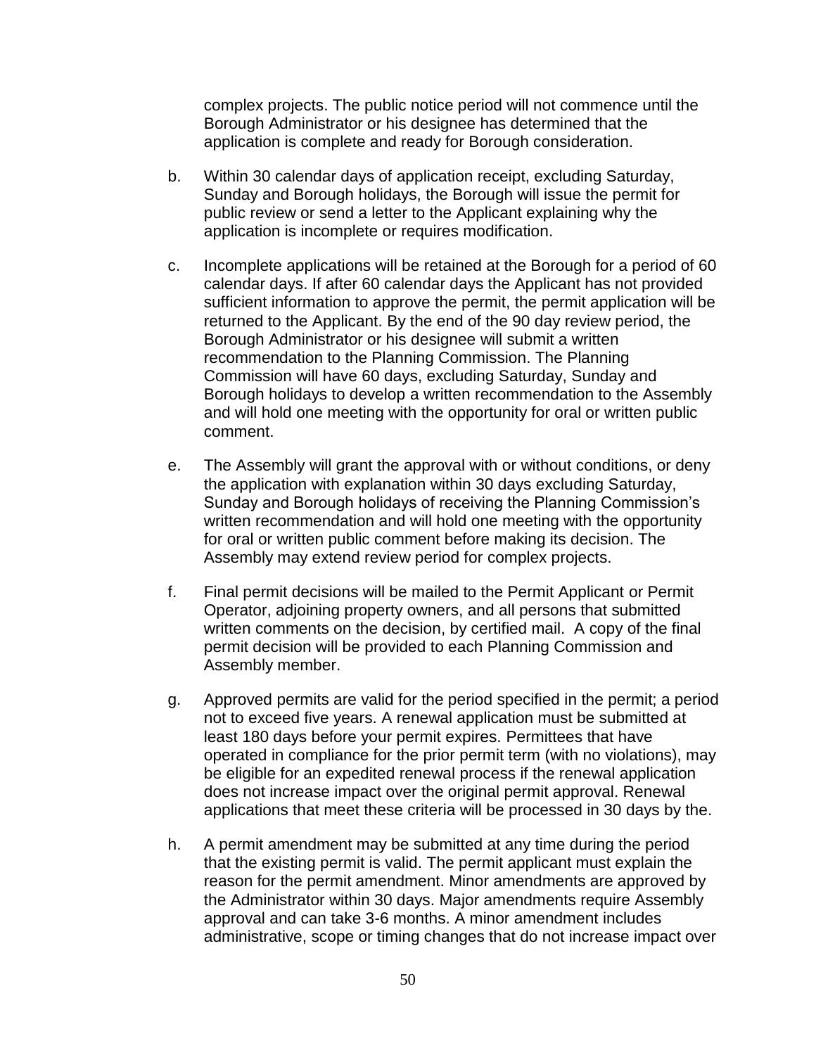complex projects. The public notice period will not commence until the Borough Administrator or his designee has determined that the application is complete and ready for Borough consideration.

b. Within 30 calendar days of application receipt, excluding Saturday, Sunday and Borough holidays, the Borough will issue the permit for public review or send a letter to the Applicant explaining why the application is incomplete or requires modification.

c. Incomplete applications will be retained at the Borough for a period of 60 calendar days. If after 60 calendar days the Applicant has not provided sufficient information to approve the permit, the permit application will be returned to the Applicant. By the end of the 90 day review period, the Borough Administrator or his designee will submit a written recommendation to the Planning Commission. The Planning Commission will have 60 days, excluding Saturday, Sunday and Borough holidays to develop a written recommendation to the Assembly and will hold one meeting with the opportunity for oral or written public comment.

e. The Assembly will grant the approval with or without conditions, or deny the application with explanation within 30 days excluding Saturday, Sunday and Borough holidays of receiving the Planning Commission's written recommendation and will hold one meeting with the opportunity for oral or written public comment before making its decision. The Assembly may extend review period for complex projects.

f. Final permit decisions will be mailed to the Permit Applicant or Permit Operator, adjoining property owners, and all persons that submitted written comments on the decision, by certified mail. A copy of the final permit decision will be provided to each Planning Commission and Assembly member.

g. Approved permits are valid for the period specified in the permit; a period not to exceed five years. A renewal application must be submitted at least 180 days before your permit expires. Permittees that have operated in compliance for the prior permit term (with no violations), may be eligible for an expedited renewal process if the renewal application does not increase impact over the original permit approval. Renewal applications that meet these criteria will be processed in 30 days by the.

h. A permit amendment may be submitted at any time during the period that the existing permit is valid. The permit applicant must explain the reason for the permit amendment. Minor amendments are approved by the Administrator within 30 days. Major amendments require Assembly approval and can take 3-6 months. A minor amendment includes administrative, scope or timing changes that do not increase impact over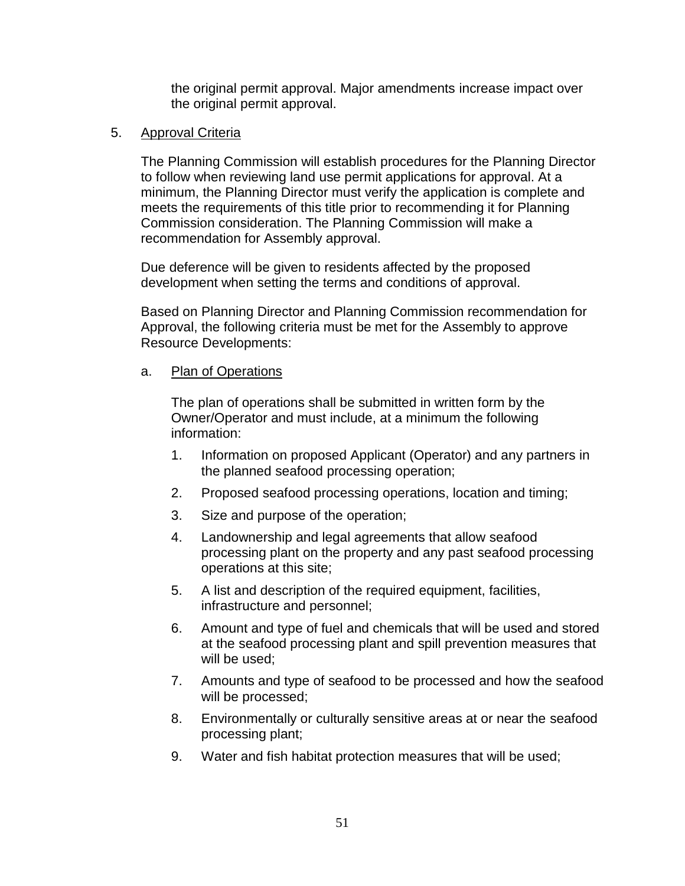the original permit approval. Major amendments increase impact over the original permit approval.

5. Approval Criteria

The Planning Commission will establish procedures for the Planning Director to follow when reviewing land use permit applications for approval. At a minimum, the Planning Director must verify the application is complete and meets the requirements of this title prior to recommending it for Planning Commission consideration. The Planning Commission will make a recommendation for Assembly approval.

Due deference will be given to residents affected by the proposed development when setting the terms and conditions of approval.

Based on Planning Director and Planning Commission recommendation for Approval, the following criteria must be met for the Assembly to approve Resource Developments:

a. Plan of Operations

The plan of operations shall be submitted in written form by the Owner/Operator and must include, at a minimum the following information:

1. Information on proposed Applicant (Operator) and any partners in the planned seafood processing operation;
2. Proposed seafood processing operations, location and timing;
3. Size and purpose of the operation;
4. Landownership and legal agreements that allow seafood processing plant on the property and any past seafood processing operations at this site;
5. A list and description of the required equipment, facilities, infrastructure and personnel;
6. Amount and type of fuel and chemicals that will be used and stored at the seafood processing plant and spill prevention measures that will be used;
7. Amounts and type of seafood to be processed and how the seafood will be processed;
8. Environmentally or culturally sensitive areas at or near the seafood processing plant;
9. Water and fish habitat protection measures that will be used;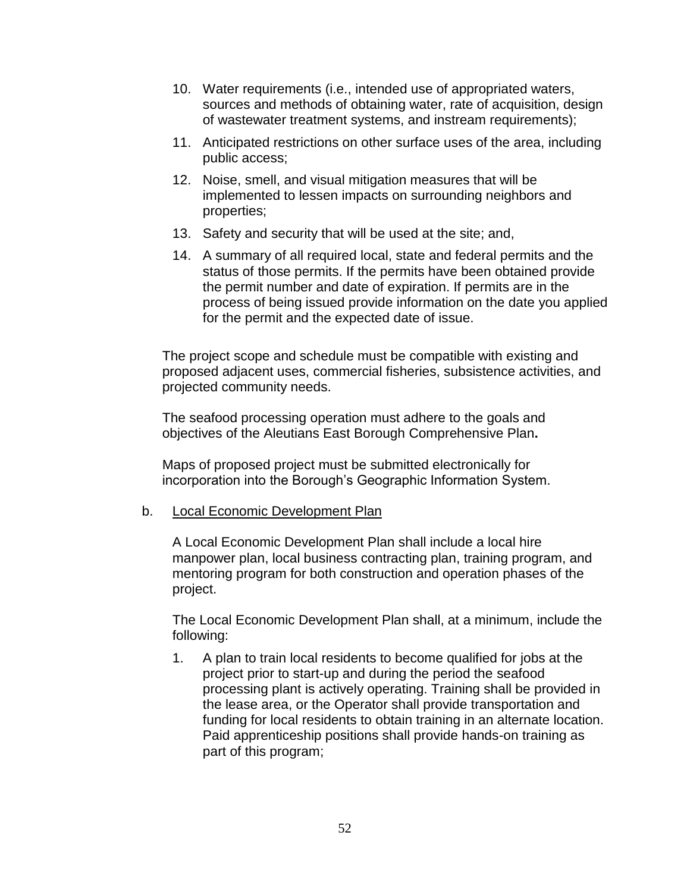10. Water requirements (i.e., intended use of appropriated waters, sources and methods of obtaining water, rate of acquisition, design of wastewater treatment systems, and instream requirements);
11. Anticipated restrictions on other surface uses of the area, including public access;
12. Noise, smell, and visual mitigation measures that will be implemented to lessen impacts on surrounding neighbors and properties;
13. Safety and security that will be used at the site; and,
14. A summary of all required local, state and federal permits and the status of those permits. If the permits have been obtained provide the permit number and date of expiration. If permits are in the process of being issued provide information on the date you applied for the permit and the expected date of issue.

The project scope and schedule must be compatible with existing and proposed adjacent uses, commercial fisheries, subsistence activities, and projected community needs.

The seafood processing operation must adhere to the goals and objectives of the Aleutians East Borough Comprehensive Plan**.**

Maps of proposed project must be submitted electronically for incorporation into the Borough's Geographic Information System.

b. <u>Local Economic Development Plan</u>

A Local Economic Development Plan shall include a local hire manpower plan, local business contracting plan, training program, and mentoring program for both construction and operation phases of the project.

The Local Economic Development Plan shall, at a minimum, include the following:

1. A plan to train local residents to become qualified for jobs at the project prior to start-up and during the period the seafood processing plant is actively operating. Training shall be provided in the lease area, or the Operator shall provide transportation and funding for local residents to obtain training in an alternate location. Paid apprenticeship positions shall provide hands-on training as part of this program;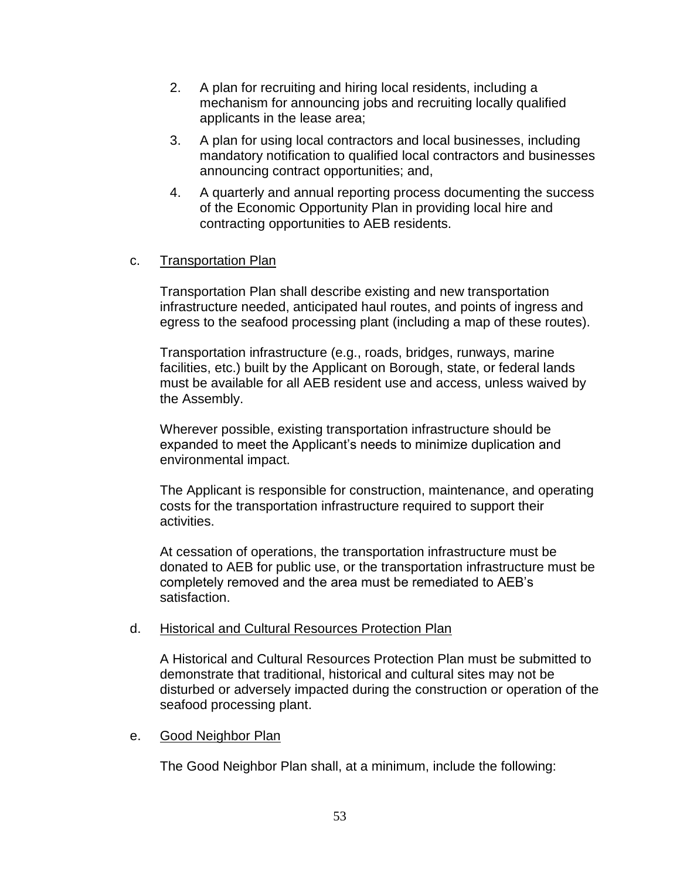2. A plan for recruiting and hiring local residents, including a mechanism for announcing jobs and recruiting locally qualified applicants in the lease area;

3. A plan for using local contractors and local businesses, including mandatory notification to qualified local contractors and businesses announcing contract opportunities; and,

4. A quarterly and annual reporting process documenting the success of the Economic Opportunity Plan in providing local hire and contracting opportunities to AEB residents.

c. <u>Transportation Plan</u>

Transportation Plan shall describe existing and new transportation infrastructure needed, anticipated haul routes, and points of ingress and egress to the seafood processing plant (including a map of these routes).

Transportation infrastructure (e.g., roads, bridges, runways, marine facilities, etc.) built by the Applicant on Borough, state, or federal lands must be available for all AEB resident use and access, unless waived by the Assembly.

Wherever possible, existing transportation infrastructure should be expanded to meet the Applicant's needs to minimize duplication and environmental impact.

The Applicant is responsible for construction, maintenance, and operating costs for the transportation infrastructure required to support their activities.

At cessation of operations, the transportation infrastructure must be donated to AEB for public use, or the transportation infrastructure must be completely removed and the area must be remediated to AEB's satisfaction.

d. <u>Historical and Cultural Resources Protection Plan</u>

A Historical and Cultural Resources Protection Plan must be submitted to demonstrate that traditional, historical and cultural sites may not be disturbed or adversely impacted during the construction or operation of the seafood processing plant.

e. <u>Good Neighbor Plan</u>

The Good Neighbor Plan shall, at a minimum, include the following: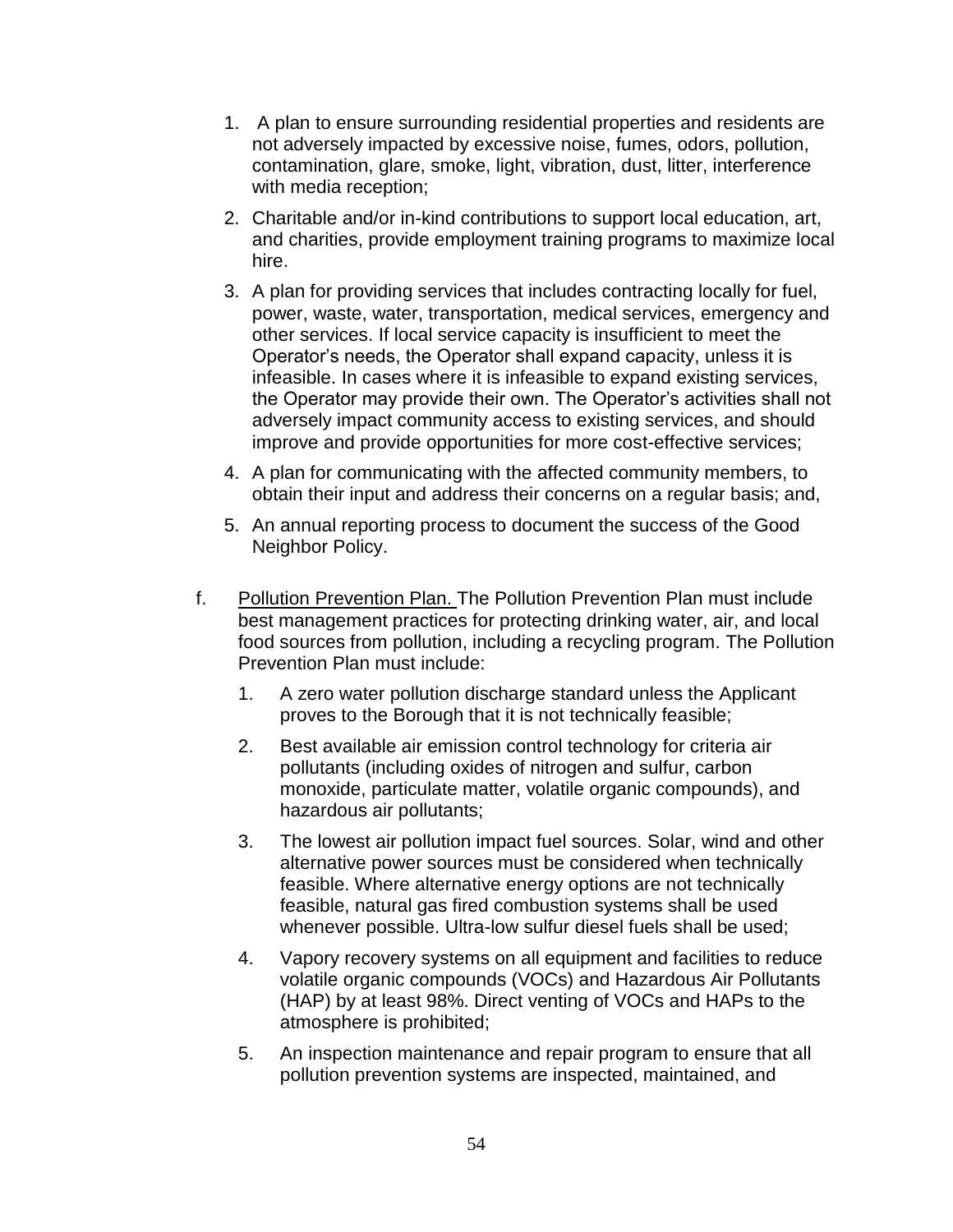1. A plan to ensure surrounding residential properties and residents are not adversely impacted by excessive noise, fumes, odors, pollution, contamination, glare, smoke, light, vibration, dust, litter, interference with media reception;
2. Charitable and/or in-kind contributions to support local education, art, and charities, provide employment training programs to maximize local hire.
3. A plan for providing services that includes contracting locally for fuel, power, waste, water, transportation, medical services, emergency and other services. If local service capacity is insufficient to meet the Operator's needs, the Operator shall expand capacity, unless it is infeasible. In cases where it is infeasible to expand existing services, the Operator may provide their own. The Operator's activities shall not adversely impact community access to existing services, and should improve and provide opportunities for more cost-effective services;
4. A plan for communicating with the affected community members, to obtain their input and address their concerns on a regular basis; and,
5. An annual reporting process to document the success of the Good Neighbor Policy.

f. <u>Pollution Prevention Plan.</u> The Pollution Prevention Plan must include best management practices for protecting drinking water, air, and local food sources from pollution, including a recycling program. The Pollution Prevention Plan must include:

   1. A zero water pollution discharge standard unless the Applicant proves to the Borough that it is not technically feasible;
   2. Best available air emission control technology for criteria air pollutants (including oxides of nitrogen and sulfur, carbon monoxide, particulate matter, volatile organic compounds), and hazardous air pollutants;
   3. The lowest air pollution impact fuel sources. Solar, wind and other alternative power sources must be considered when technically feasible. Where alternative energy options are not technically feasible, natural gas fired combustion systems shall be used whenever possible. Ultra-low sulfur diesel fuels shall be used;
   4. Vapory recovery systems on all equipment and facilities to reduce volatile organic compounds (VOCs) and Hazardous Air Pollutants (HAP) by at least 98%. Direct venting of VOCs and HAPs to the atmosphere is prohibited;
   5. An inspection maintenance and repair program to ensure that all pollution prevention systems are inspected, maintained, and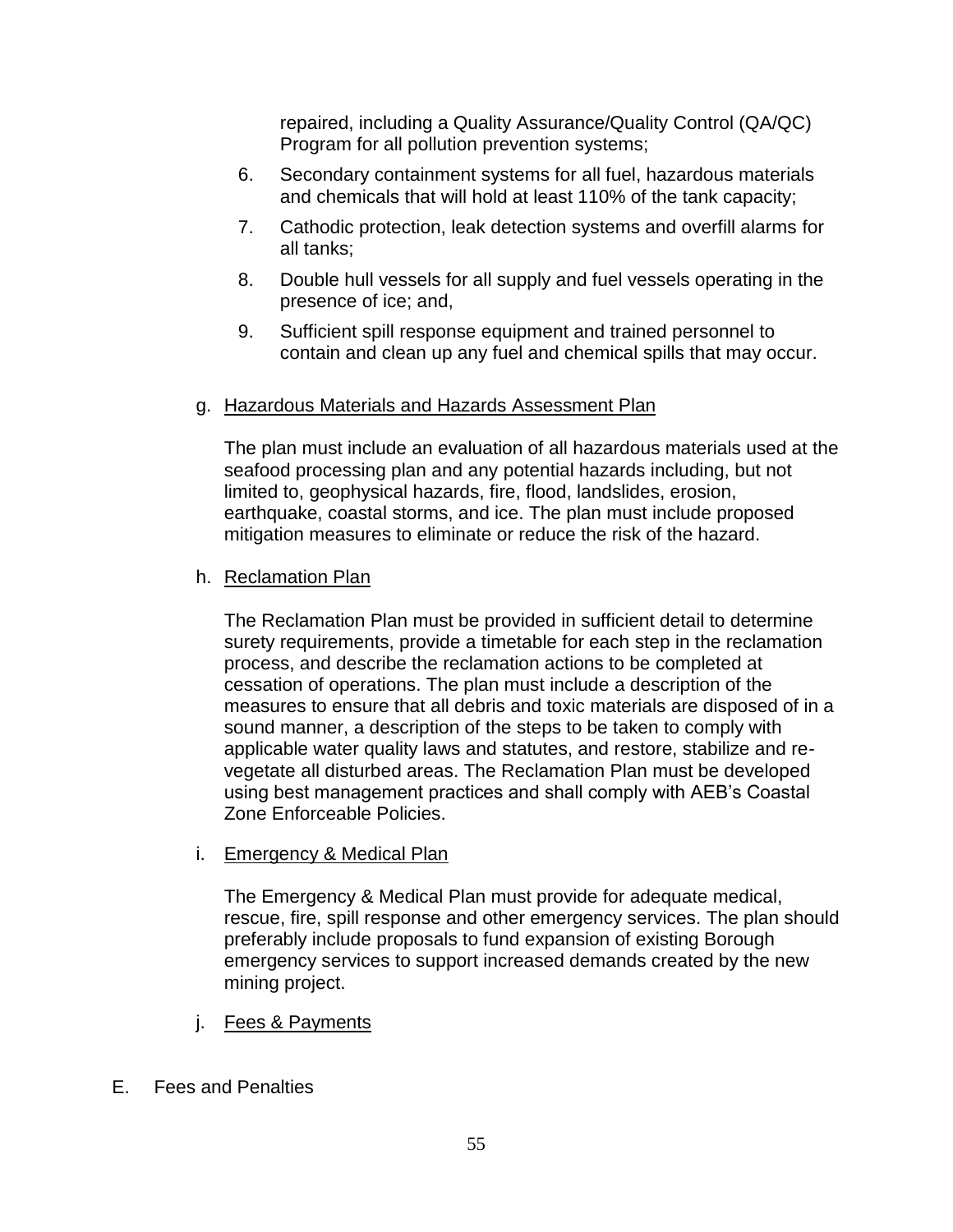repaired, including a Quality Assurance/Quality Control (QA/QC) Program for all pollution prevention systems;

6. Secondary containment systems for all fuel, hazardous materials and chemicals that will hold at least 110% of the tank capacity;
7. Cathodic protection, leak detection systems and overfill alarms for all tanks;
8. Double hull vessels for all supply and fuel vessels operating in the presence of ice; and,
9. Sufficient spill response equipment and trained personnel to contain and clean up any fuel and chemical spills that may occur.

g. Hazardous Materials and Hazards Assessment Plan

The plan must include an evaluation of all hazardous materials used at the seafood processing plan and any potential hazards including, but not limited to, geophysical hazards, fire, flood, landslides, erosion, earthquake, coastal storms, and ice. The plan must include proposed mitigation measures to eliminate or reduce the risk of the hazard.

h. Reclamation Plan

The Reclamation Plan must be provided in sufficient detail to determine surety requirements, provide a timetable for each step in the reclamation process, and describe the reclamation actions to be completed at cessation of operations. The plan must include a description of the measures to ensure that all debris and toxic materials are disposed of in a sound manner, a description of the steps to be taken to comply with applicable water quality laws and statutes, and restore, stabilize and re-vegetate all disturbed areas. The Reclamation Plan must be developed using best management practices and shall comply with AEB's Coastal Zone Enforceable Policies.

i. Emergency & Medical Plan

The Emergency & Medical Plan must provide for adequate medical, rescue, fire, spill response and other emergency services. The plan should preferably include proposals to fund expansion of existing Borough emergency services to support increased demands created by the new mining project.

j. Fees & Payments

E. Fees and Penalties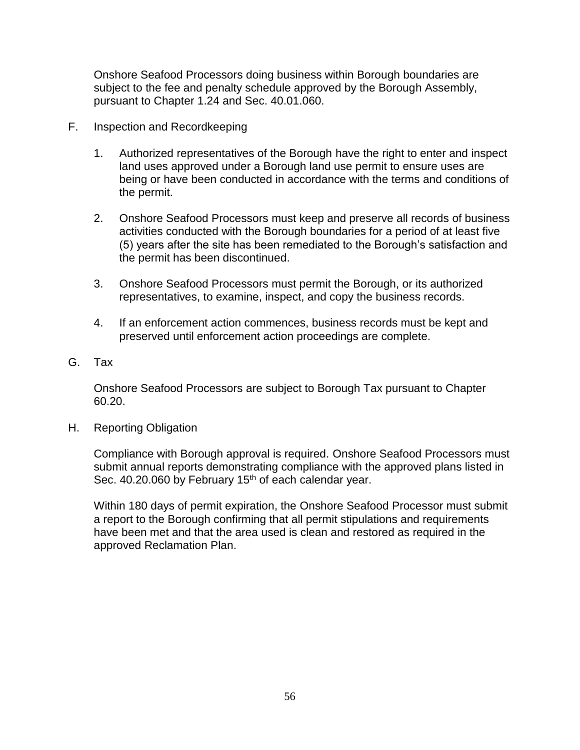Onshore Seafood Processors doing business within Borough boundaries are subject to the fee and penalty schedule approved by the Borough Assembly, pursuant to Chapter 1.24 and Sec. 40.01.060.

F. Inspection and Recordkeeping

1. Authorized representatives of the Borough have the right to enter and inspect land uses approved under a Borough land use permit to ensure uses are being or have been conducted in accordance with the terms and conditions of the permit.

2. Onshore Seafood Processors must keep and preserve all records of business activities conducted with the Borough boundaries for a period of at least five (5) years after the site has been remediated to the Borough's satisfaction and the permit has been discontinued.

3. Onshore Seafood Processors must permit the Borough, or its authorized representatives, to examine, inspect, and copy the business records.

4. If an enforcement action commences, business records must be kept and preserved until enforcement action proceedings are complete.

G. Tax

Onshore Seafood Processors are subject to Borough Tax pursuant to Chapter 60.20.

H. Reporting Obligation

Compliance with Borough approval is required. Onshore Seafood Processors must submit annual reports demonstrating compliance with the approved plans listed in Sec. 40.20.060 by February 15th of each calendar year.

Within 180 days of permit expiration, the Onshore Seafood Processor must submit a report to the Borough confirming that all permit stipulations and requirements have been met and that the area used is clean and restored as required in the approved Reclamation Plan.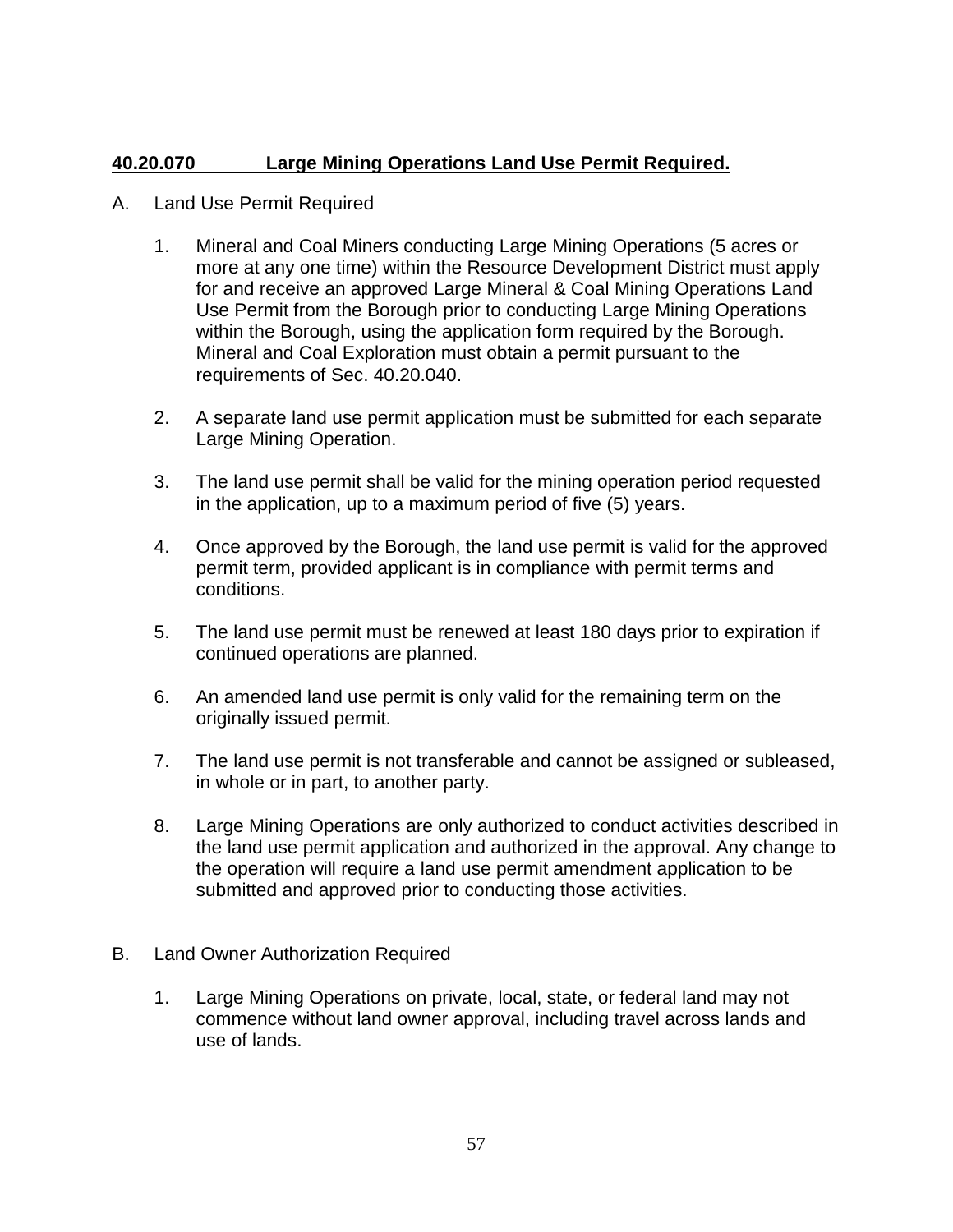**40.20.070 Large Mining Operations Land Use Permit Required.**

A. Land Use Permit Required

1. Mineral and Coal Miners conducting Large Mining Operations (5 acres or more at any one time) within the Resource Development District must apply for and receive an approved Large Mineral & Coal Mining Operations Land Use Permit from the Borough prior to conducting Large Mining Operations within the Borough, using the application form required by the Borough. Mineral and Coal Exploration must obtain a permit pursuant to the requirements of Sec. 40.20.040.

2. A separate land use permit application must be submitted for each separate Large Mining Operation.

3. The land use permit shall be valid for the mining operation period requested in the application, up to a maximum period of five (5) years.

4. Once approved by the Borough, the land use permit is valid for the approved permit term, provided applicant is in compliance with permit terms and conditions.

5. The land use permit must be renewed at least 180 days prior to expiration if continued operations are planned.

6. An amended land use permit is only valid for the remaining term on the originally issued permit.

7. The land use permit is not transferable and cannot be assigned or subleased, in whole or in part, to another party.

8. Large Mining Operations are only authorized to conduct activities described in the land use permit application and authorized in the approval. Any change to the operation will require a land use permit amendment application to be submitted and approved prior to conducting those activities.

B. Land Owner Authorization Required

1. Large Mining Operations on private, local, state, or federal land may not commence without land owner approval, including travel across lands and use of lands.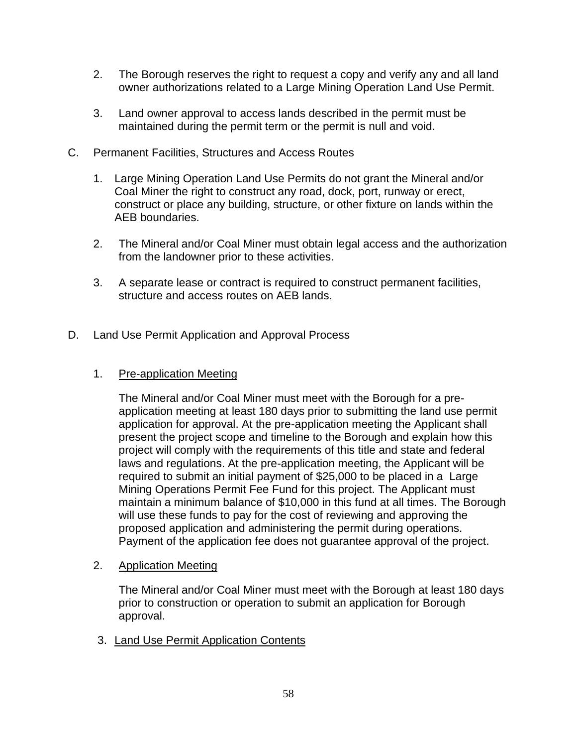2. The Borough reserves the right to request a copy and verify any and all land owner authorizations related to a Large Mining Operation Land Use Permit.

3. Land owner approval to access lands described in the permit must be maintained during the permit term or the permit is null and void.

C. Permanent Facilities, Structures and Access Routes

1. Large Mining Operation Land Use Permits do not grant the Mineral and/or Coal Miner the right to construct any road, dock, port, runway or erect, construct or place any building, structure, or other fixture on lands within the AEB boundaries.

2. The Mineral and/or Coal Miner must obtain legal access and the authorization from the landowner prior to these activities.

3. A separate lease or contract is required to construct permanent facilities, structure and access routes on AEB lands.

D. Land Use Permit Application and Approval Process

1. <u>Pre-application Meeting</u>

The Mineral and/or Coal Miner must meet with the Borough for a pre-application meeting at least 180 days prior to submitting the land use permit application for approval. At the pre-application meeting the Applicant shall present the project scope and timeline to the Borough and explain how this project will comply with the requirements of this title and state and federal laws and regulations. At the pre-application meeting, the Applicant will be required to submit an initial payment of $25,000 to be placed in a Large Mining Operations Permit Fee Fund for this project. The Applicant must maintain a minimum balance of $10,000 in this fund at all times. The Borough will use these funds to pay for the cost of reviewing and approving the proposed application and administering the permit during operations. Payment of the application fee does not guarantee approval of the project.

2. <u>Application Meeting</u>

The Mineral and/or Coal Miner must meet with the Borough at least 180 days prior to construction or operation to submit an application for Borough approval.

3. <u>Land Use Permit Application Contents</u>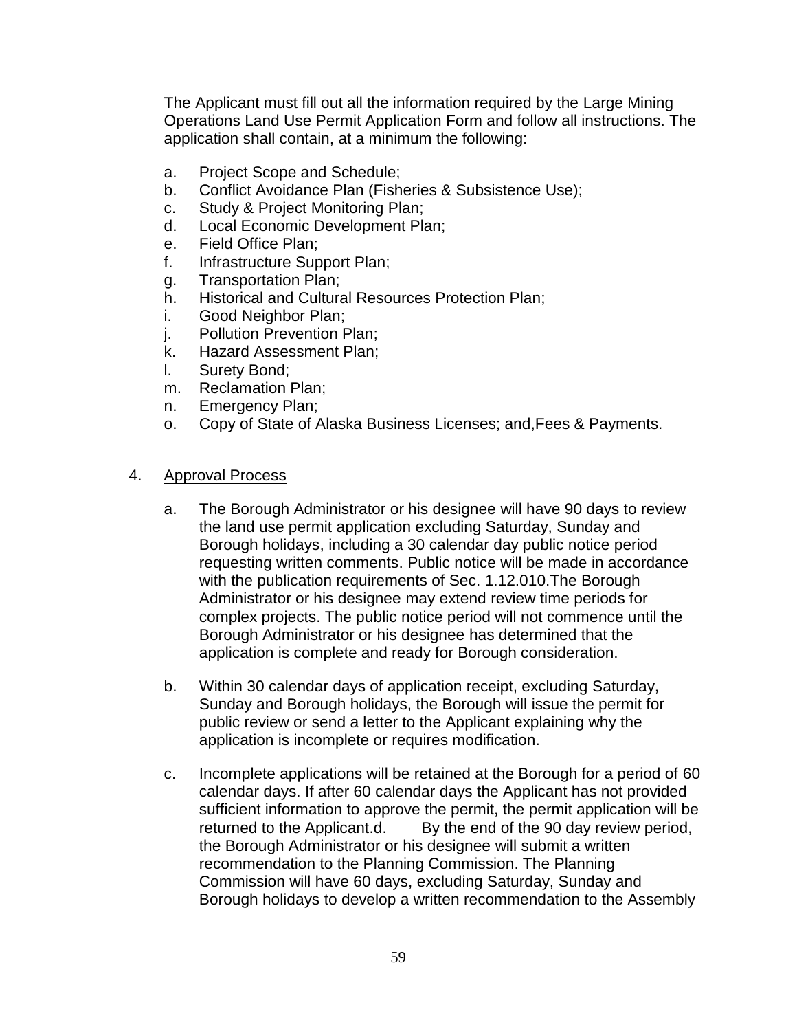The Applicant must fill out all the information required by the Large Mining Operations Land Use Permit Application Form and follow all instructions. The application shall contain, at a minimum the following:

a. Project Scope and Schedule;
b. Conflict Avoidance Plan (Fisheries & Subsistence Use);
c. Study & Project Monitoring Plan;
d. Local Economic Development Plan;
e. Field Office Plan;
f. Infrastructure Support Plan;
g. Transportation Plan;
h. Historical and Cultural Resources Protection Plan;
i. Good Neighbor Plan;
j. Pollution Prevention Plan;
k. Hazard Assessment Plan;
l. Surety Bond;
m. Reclamation Plan;
n. Emergency Plan;
o. Copy of State of Alaska Business Licenses; and,Fees & Payments.

4. <u>Approval Process</u>

   a. The Borough Administrator or his designee will have 90 days to review the land use permit application excluding Saturday, Sunday and Borough holidays, including a 30 calendar day public notice period requesting written comments. Public notice will be made in accordance with the publication requirements of Sec. 1.12.010.The Borough Administrator or his designee may extend review time periods for complex projects. The public notice period will not commence until the Borough Administrator or his designee has determined that the application is complete and ready for Borough consideration.

   b. Within 30 calendar days of application receipt, excluding Saturday, Sunday and Borough holidays, the Borough will issue the permit for public review or send a letter to the Applicant explaining why the application is incomplete or requires modification.

   c. Incomplete applications will be retained at the Borough for a period of 60 calendar days. If after 60 calendar days the Applicant has not provided sufficient information to approve the permit, the permit application will be returned to the Applicant.d. By the end of the 90 day review period, the Borough Administrator or his designee will submit a written recommendation to the Planning Commission. The Planning Commission will have 60 days, excluding Saturday, Sunday and Borough holidays to develop a written recommendation to the Assembly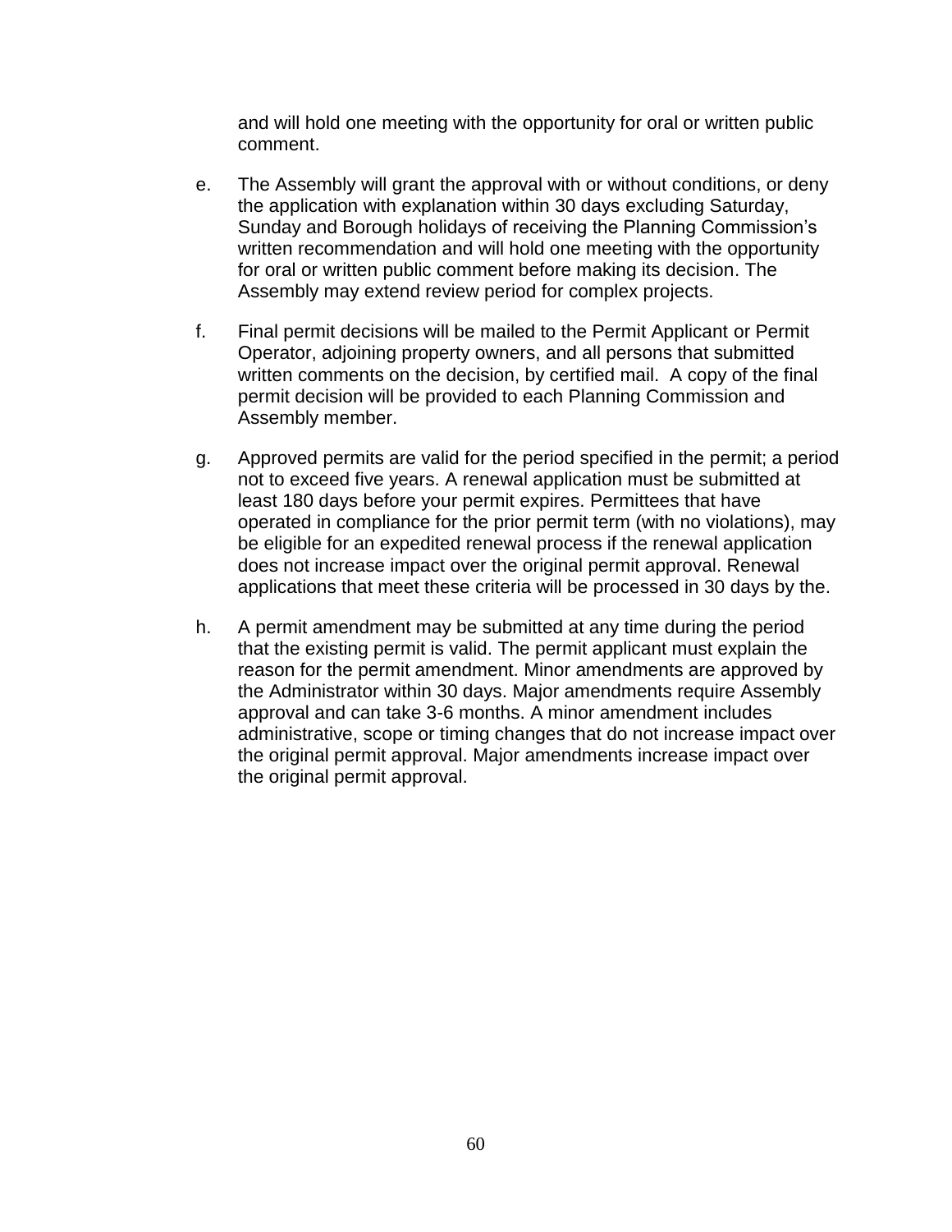and will hold one meeting with the opportunity for oral or written public comment.

e. The Assembly will grant the approval with or without conditions, or deny the application with explanation within 30 days excluding Saturday, Sunday and Borough holidays of receiving the Planning Commission's written recommendation and will hold one meeting with the opportunity for oral or written public comment before making its decision. The Assembly may extend review period for complex projects.

f. Final permit decisions will be mailed to the Permit Applicant or Permit Operator, adjoining property owners, and all persons that submitted written comments on the decision, by certified mail. A copy of the final permit decision will be provided to each Planning Commission and Assembly member.

g. Approved permits are valid for the period specified in the permit; a period not to exceed five years. A renewal application must be submitted at least 180 days before your permit expires. Permittees that have operated in compliance for the prior permit term (with no violations), may be eligible for an expedited renewal process if the renewal application does not increase impact over the original permit approval. Renewal applications that meet these criteria will be processed in 30 days by the.

h. A permit amendment may be submitted at any time during the period that the existing permit is valid. The permit applicant must explain the reason for the permit amendment. Minor amendments are approved by the Administrator within 30 days. Major amendments require Assembly approval and can take 3-6 months. A minor amendment includes administrative, scope or timing changes that do not increase impact over the original permit approval. Major amendments increase impact over the original permit approval.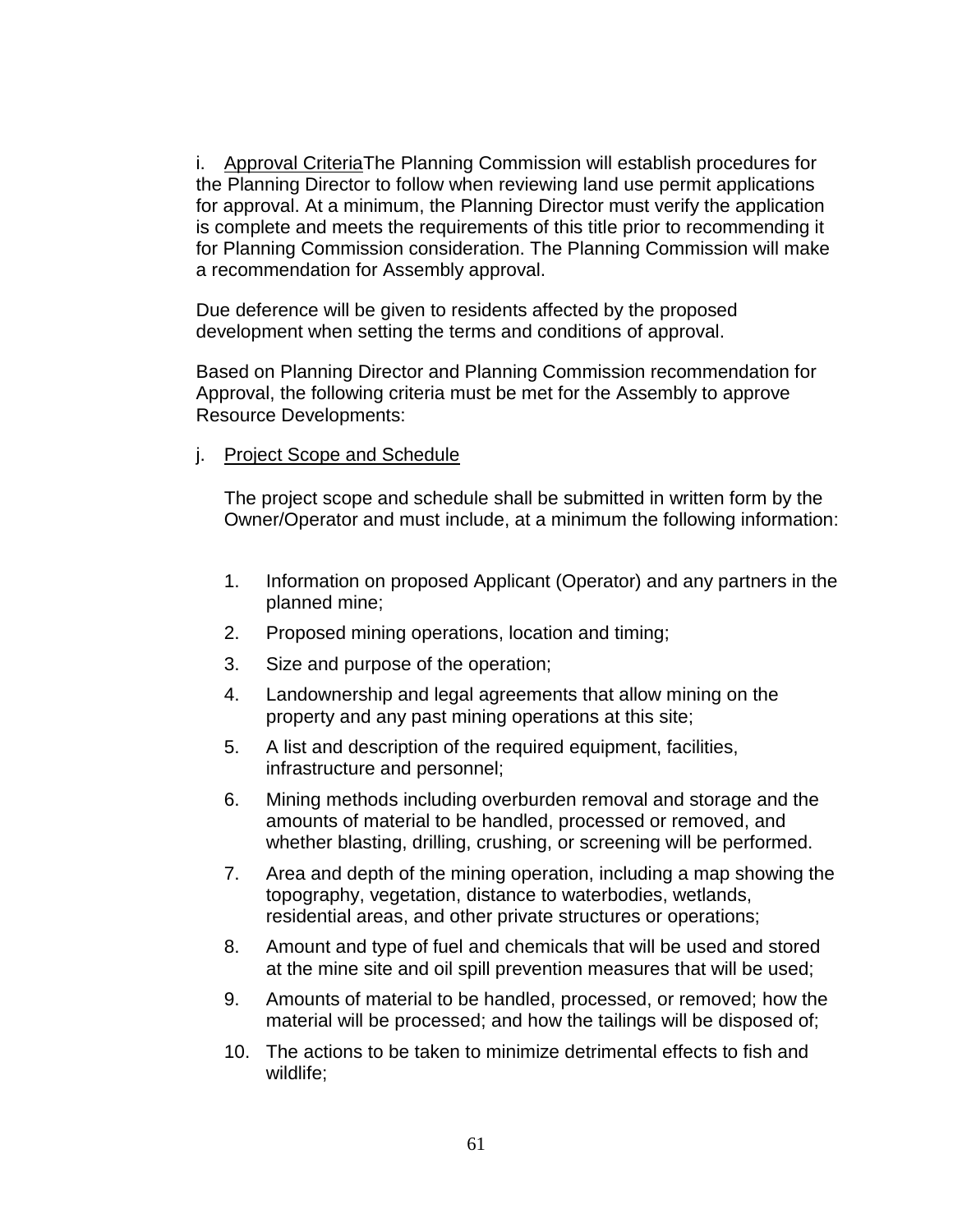i. Approval CriteriaThe Planning Commission will establish procedures for the Planning Director to follow when reviewing land use permit applications for approval. At a minimum, the Planning Director must verify the application is complete and meets the requirements of this title prior to recommending it for Planning Commission consideration. The Planning Commission will make a recommendation for Assembly approval.

Due deference will be given to residents affected by the proposed development when setting the terms and conditions of approval.

Based on Planning Director and Planning Commission recommendation for Approval, the following criteria must be met for the Assembly to approve Resource Developments:

j. Project Scope and Schedule

The project scope and schedule shall be submitted in written form by the Owner/Operator and must include, at a minimum the following information:

1. Information on proposed Applicant (Operator) and any partners in the planned mine;
2. Proposed mining operations, location and timing;
3. Size and purpose of the operation;
4. Landownership and legal agreements that allow mining on the property and any past mining operations at this site;
5. A list and description of the required equipment, facilities, infrastructure and personnel;
6. Mining methods including overburden removal and storage and the amounts of material to be handled, processed or removed, and whether blasting, drilling, crushing, or screening will be performed.
7. Area and depth of the mining operation, including a map showing the topography, vegetation, distance to waterbodies, wetlands, residential areas, and other private structures or operations;
8. Amount and type of fuel and chemicals that will be used and stored at the mine site and oil spill prevention measures that will be used;
9. Amounts of material to be handled, processed, or removed; how the material will be processed; and how the tailings will be disposed of;
10. The actions to be taken to minimize detrimental effects to fish and wildlife;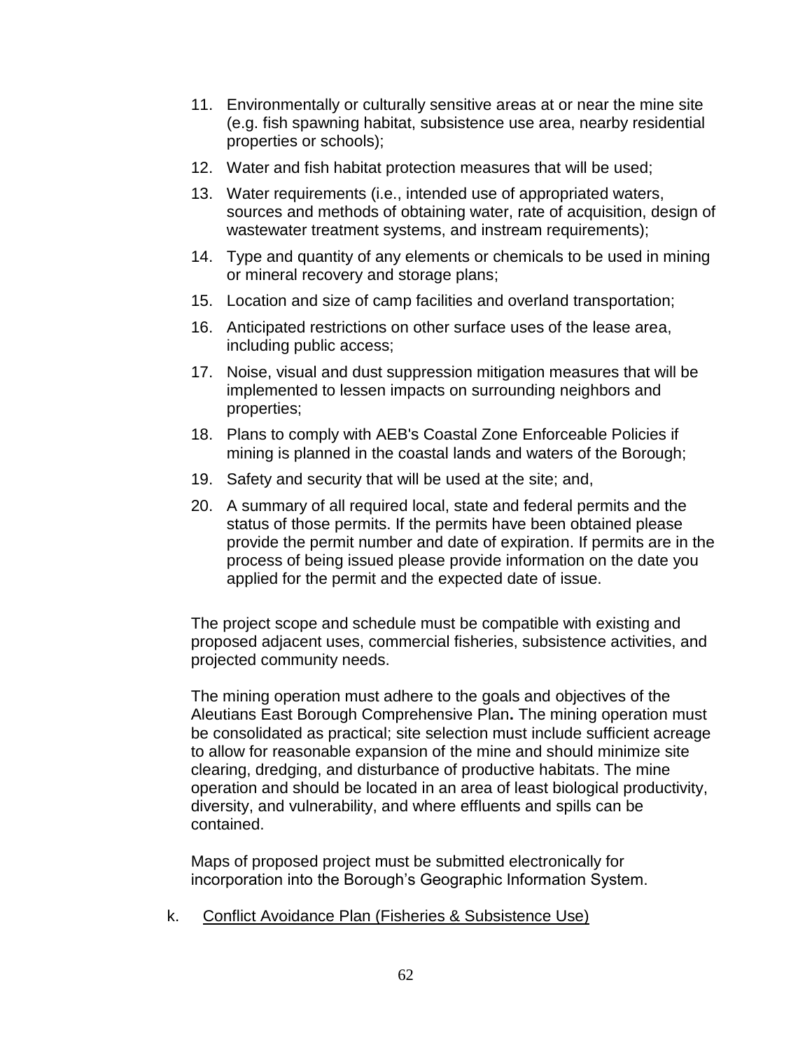11. Environmentally or culturally sensitive areas at or near the mine site (e.g. fish spawning habitat, subsistence use area, nearby residential properties or schools);
12. Water and fish habitat protection measures that will be used;
13. Water requirements (i.e., intended use of appropriated waters, sources and methods of obtaining water, rate of acquisition, design of wastewater treatment systems, and instream requirements);
14. Type and quantity of any elements or chemicals to be used in mining or mineral recovery and storage plans;
15. Location and size of camp facilities and overland transportation;
16. Anticipated restrictions on other surface uses of the lease area, including public access;
17. Noise, visual and dust suppression mitigation measures that will be implemented to lessen impacts on surrounding neighbors and properties;
18. Plans to comply with AEB's Coastal Zone Enforceable Policies if mining is planned in the coastal lands and waters of the Borough;
19. Safety and security that will be used at the site; and,
20. A summary of all required local, state and federal permits and the status of those permits. If the permits have been obtained please provide the permit number and date of expiration. If permits are in the process of being issued please provide information on the date you applied for the permit and the expected date of issue.

The project scope and schedule must be compatible with existing and proposed adjacent uses, commercial fisheries, subsistence activities, and projected community needs.

The mining operation must adhere to the goals and objectives of the Aleutians East Borough Comprehensive Plan**.** The mining operation must be consolidated as practical; site selection must include sufficient acreage to allow for reasonable expansion of the mine and should minimize site clearing, dredging, and disturbance of productive habitats. The mine operation and should be located in an area of least biological productivity, diversity, and vulnerability, and where effluents and spills can be contained.

Maps of proposed project must be submitted electronically for incorporation into the Borough's Geographic Information System.

k. <u>Conflict Avoidance Plan (Fisheries & Subsistence Use)</u>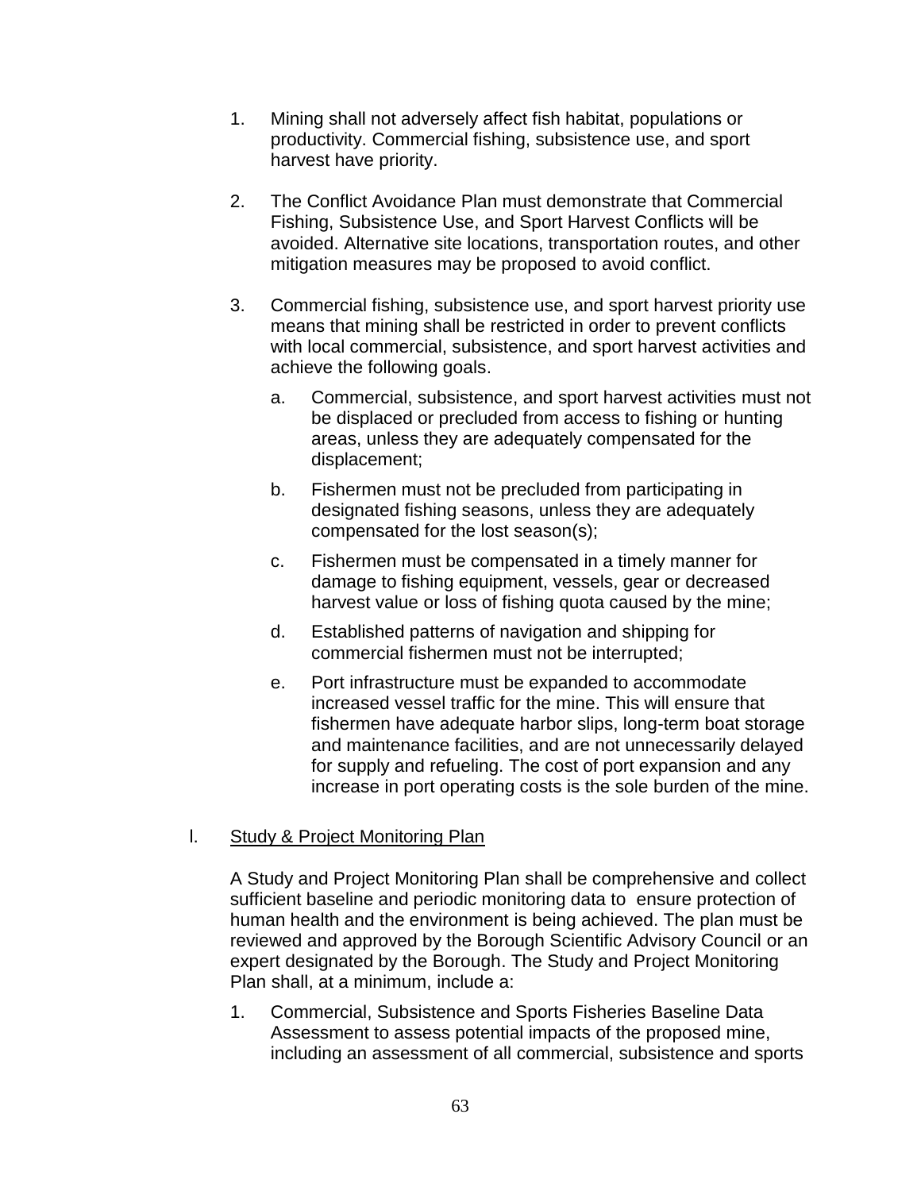1. Mining shall not adversely affect fish habitat, populations or productivity. Commercial fishing, subsistence use, and sport harvest have priority.

2. The Conflict Avoidance Plan must demonstrate that Commercial Fishing, Subsistence Use, and Sport Harvest Conflicts will be avoided. Alternative site locations, transportation routes, and other mitigation measures may be proposed to avoid conflict.

3. Commercial fishing, subsistence use, and sport harvest priority use means that mining shall be restricted in order to prevent conflicts with local commercial, subsistence, and sport harvest activities and achieve the following goals.

   a. Commercial, subsistence, and sport harvest activities must not be displaced or precluded from access to fishing or hunting areas, unless they are adequately compensated for the displacement;

   b. Fishermen must not be precluded from participating in designated fishing seasons, unless they are adequately compensated for the lost season(s);

   c. Fishermen must be compensated in a timely manner for damage to fishing equipment, vessels, gear or decreased harvest value or loss of fishing quota caused by the mine;

   d. Established patterns of navigation and shipping for commercial fishermen must not be interrupted;

   e. Port infrastructure must be expanded to accommodate increased vessel traffic for the mine. This will ensure that fishermen have adequate harbor slips, long-term boat storage and maintenance facilities, and are not unnecessarily delayed for supply and refueling. The cost of port expansion and any increase in port operating costs is the sole burden of the mine.

l. <u>Study & Project Monitoring Plan</u>

A Study and Project Monitoring Plan shall be comprehensive and collect sufficient baseline and periodic monitoring data to ensure protection of human health and the environment is being achieved. The plan must be reviewed and approved by the Borough Scientific Advisory Council or an expert designated by the Borough. The Study and Project Monitoring Plan shall, at a minimum, include a:

1. Commercial, Subsistence and Sports Fisheries Baseline Data Assessment to assess potential impacts of the proposed mine, including an assessment of all commercial, subsistence and sports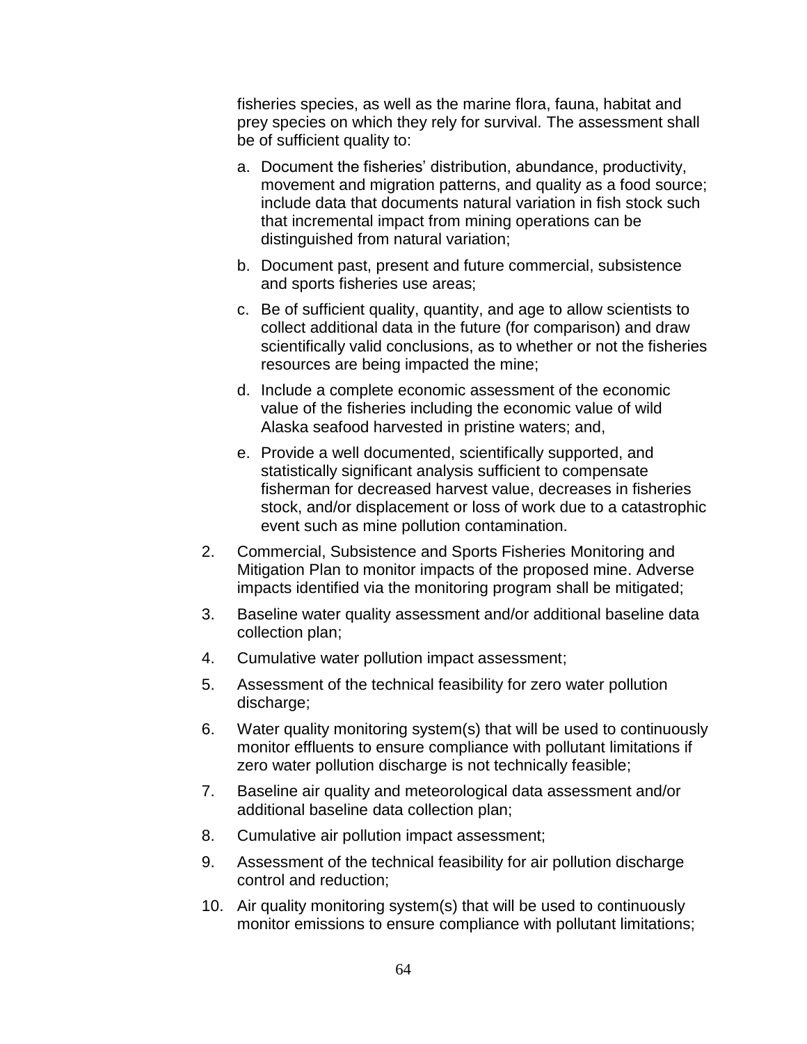fisheries species, as well as the marine flora, fauna, habitat and prey species on which they rely for survival. The assessment shall be of sufficient quality to:

a. Document the fisheries' distribution, abundance, productivity, movement and migration patterns, and quality as a food source; include data that documents natural variation in fish stock such that incremental impact from mining operations can be distinguished from natural variation;

b. Document past, present and future commercial, subsistence and sports fisheries use areas;

c. Be of sufficient quality, quantity, and age to allow scientists to collect additional data in the future (for comparison) and draw scientifically valid conclusions, as to whether or not the fisheries resources are being impacted the mine;

d. Include a complete economic assessment of the economic value of the fisheries including the economic value of wild Alaska seafood harvested in pristine waters; and,

e. Provide a well documented, scientifically supported, and statistically significant analysis sufficient to compensate fisherman for decreased harvest value, decreases in fisheries stock, and/or displacement or loss of work due to a catastrophic event such as mine pollution contamination.

2. Commercial, Subsistence and Sports Fisheries Monitoring and Mitigation Plan to monitor impacts of the proposed mine. Adverse impacts identified via the monitoring program shall be mitigated;

3. Baseline water quality assessment and/or additional baseline data collection plan;

4. Cumulative water pollution impact assessment;

5. Assessment of the technical feasibility for zero water pollution discharge;

6. Water quality monitoring system(s) that will be used to continuously monitor effluents to ensure compliance with pollutant limitations if zero water pollution discharge is not technically feasible;

7. Baseline air quality and meteorological data assessment and/or additional baseline data collection plan;

8. Cumulative air pollution impact assessment;

9. Assessment of the technical feasibility for air pollution discharge control and reduction;

10. Air quality monitoring system(s) that will be used to continuously monitor emissions to ensure compliance with pollutant limitations;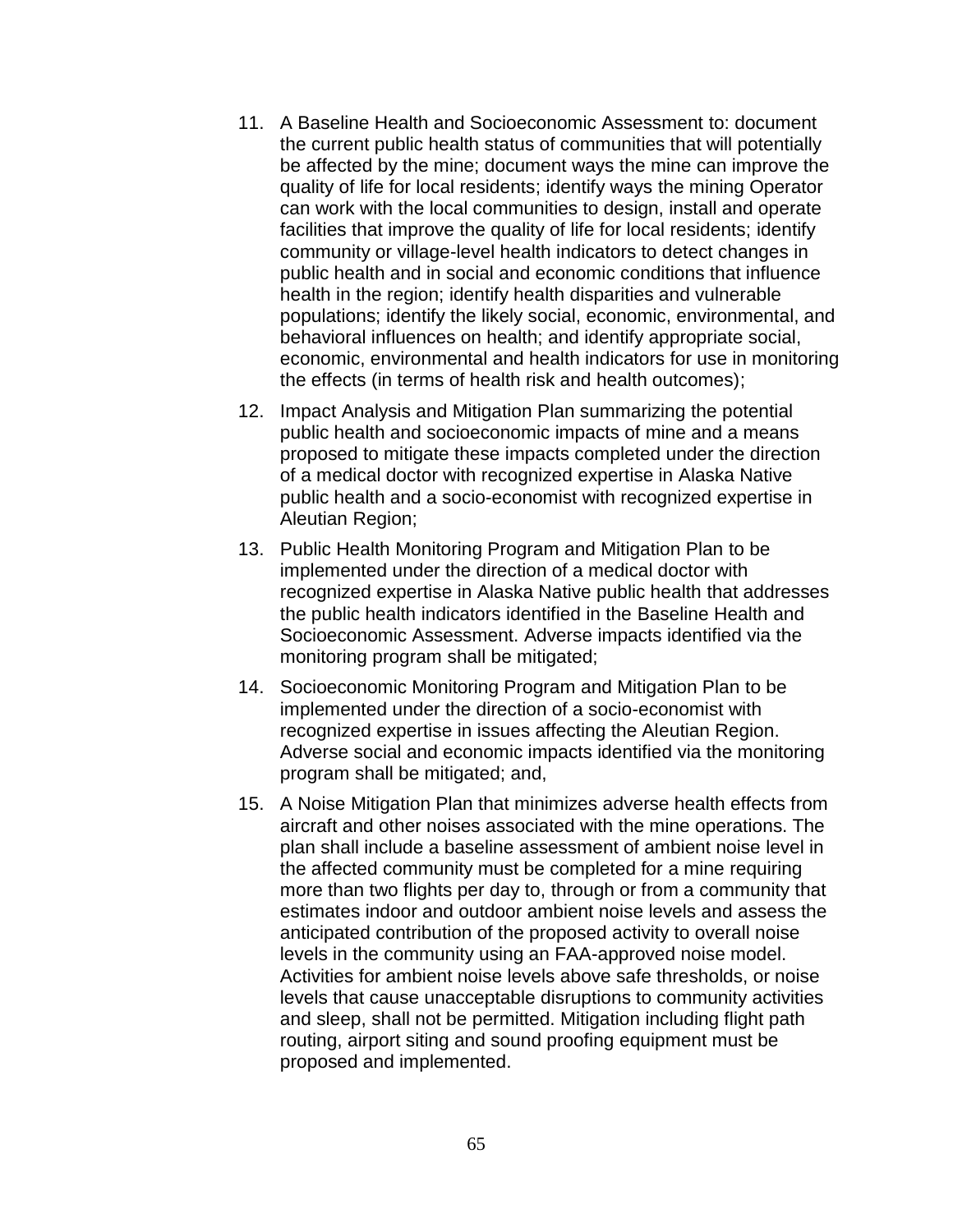11. A Baseline Health and Socioeconomic Assessment to: document the current public health status of communities that will potentially be affected by the mine; document ways the mine can improve the quality of life for local residents; identify ways the mining Operator can work with the local communities to design, install and operate facilities that improve the quality of life for local residents; identify community or village-level health indicators to detect changes in public health and in social and economic conditions that influence health in the region; identify health disparities and vulnerable populations; identify the likely social, economic, environmental, and behavioral influences on health; and identify appropriate social, economic, environmental and health indicators for use in monitoring the effects (in terms of health risk and health outcomes);

12. Impact Analysis and Mitigation Plan summarizing the potential public health and socioeconomic impacts of mine and a means proposed to mitigate these impacts completed under the direction of a medical doctor with recognized expertise in Alaska Native public health and a socio-economist with recognized expertise in Aleutian Region;

13. Public Health Monitoring Program and Mitigation Plan to be implemented under the direction of a medical doctor with recognized expertise in Alaska Native public health that addresses the public health indicators identified in the Baseline Health and Socioeconomic Assessment. Adverse impacts identified via the monitoring program shall be mitigated;

14. Socioeconomic Monitoring Program and Mitigation Plan to be implemented under the direction of a socio-economist with recognized expertise in issues affecting the Aleutian Region. Adverse social and economic impacts identified via the monitoring program shall be mitigated; and,

15. A Noise Mitigation Plan that minimizes adverse health effects from aircraft and other noises associated with the mine operations. The plan shall include a baseline assessment of ambient noise level in the affected community must be completed for a mine requiring more than two flights per day to, through or from a community that estimates indoor and outdoor ambient noise levels and assess the anticipated contribution of the proposed activity to overall noise levels in the community using an FAA-approved noise model. Activities for ambient noise levels above safe thresholds, or noise levels that cause unacceptable disruptions to community activities and sleep, shall not be permitted. Mitigation including flight path routing, airport siting and sound proofing equipment must be proposed and implemented.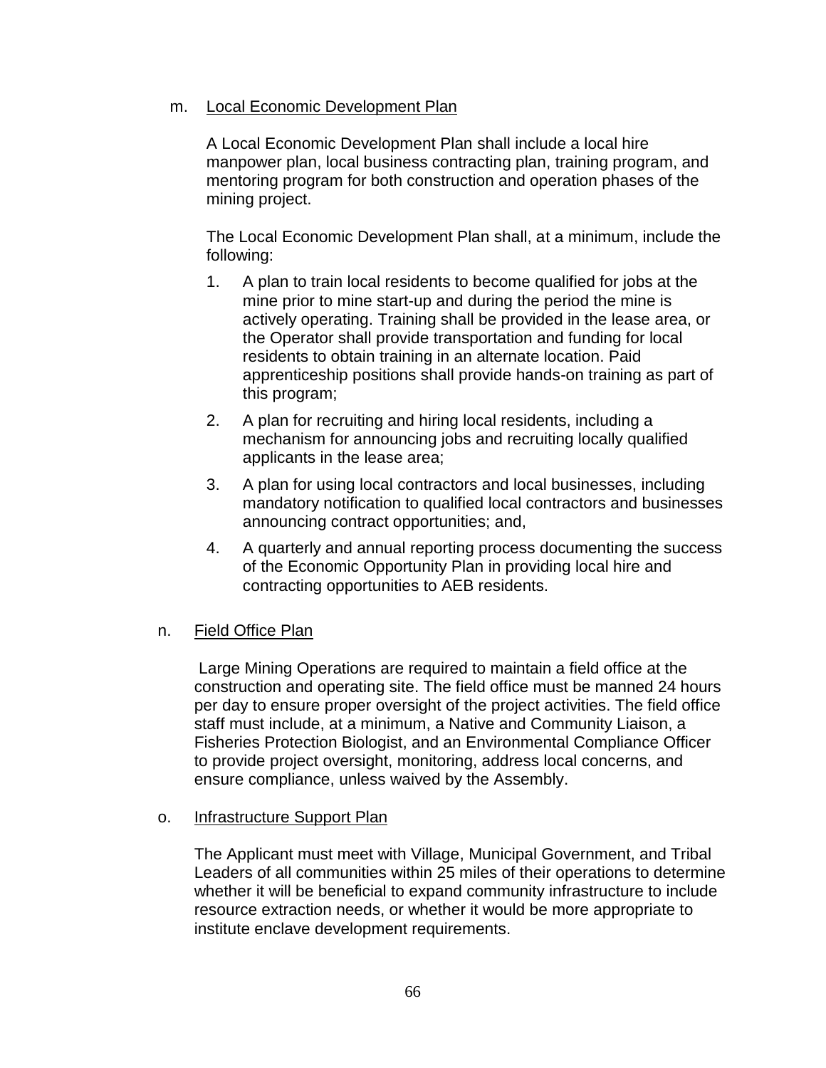m. Local Economic Development Plan

A Local Economic Development Plan shall include a local hire manpower plan, local business contracting plan, training program, and mentoring program for both construction and operation phases of the mining project.

The Local Economic Development Plan shall, at a minimum, include the following:

1. A plan to train local residents to become qualified for jobs at the mine prior to mine start-up and during the period the mine is actively operating. Training shall be provided in the lease area, or the Operator shall provide transportation and funding for local residents to obtain training in an alternate location. Paid apprenticeship positions shall provide hands-on training as part of this program;
2. A plan for recruiting and hiring local residents, including a mechanism for announcing jobs and recruiting locally qualified applicants in the lease area;
3. A plan for using local contractors and local businesses, including mandatory notification to qualified local contractors and businesses announcing contract opportunities; and,
4. A quarterly and annual reporting process documenting the success of the Economic Opportunity Plan in providing local hire and contracting opportunities to AEB residents.

n. Field Office Plan

Large Mining Operations are required to maintain a field office at the construction and operating site. The field office must be manned 24 hours per day to ensure proper oversight of the project activities. The field office staff must include, at a minimum, a Native and Community Liaison, a Fisheries Protection Biologist, and an Environmental Compliance Officer to provide project oversight, monitoring, address local concerns, and ensure compliance, unless waived by the Assembly.

o. Infrastructure Support Plan

The Applicant must meet with Village, Municipal Government, and Tribal Leaders of all communities within 25 miles of their operations to determine whether it will be beneficial to expand community infrastructure to include resource extraction needs, or whether it would be more appropriate to institute enclave development requirements.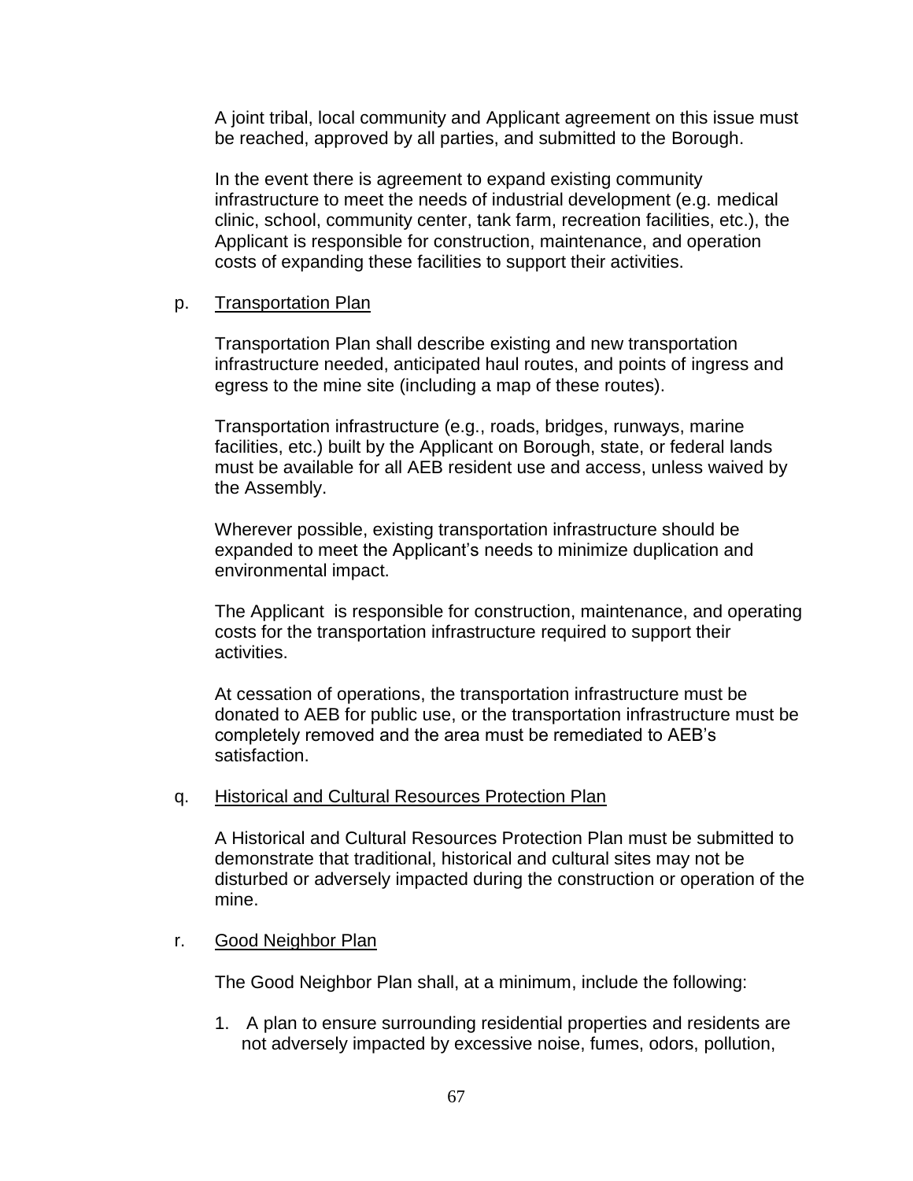A joint tribal, local community and Applicant agreement on this issue must be reached, approved by all parties, and submitted to the Borough.

In the event there is agreement to expand existing community infrastructure to meet the needs of industrial development (e.g. medical clinic, school, community center, tank farm, recreation facilities, etc.), the Applicant is responsible for construction, maintenance, and operation costs of expanding these facilities to support their activities.

p. <u>Transportation Plan</u>

Transportation Plan shall describe existing and new transportation infrastructure needed, anticipated haul routes, and points of ingress and egress to the mine site (including a map of these routes).

Transportation infrastructure (e.g., roads, bridges, runways, marine facilities, etc.) built by the Applicant on Borough, state, or federal lands must be available for all AEB resident use and access, unless waived by the Assembly.

Wherever possible, existing transportation infrastructure should be expanded to meet the Applicant's needs to minimize duplication and environmental impact.

The Applicant is responsible for construction, maintenance, and operating costs for the transportation infrastructure required to support their activities.

At cessation of operations, the transportation infrastructure must be donated to AEB for public use, or the transportation infrastructure must be completely removed and the area must be remediated to AEB's satisfaction.

q. <u>Historical and Cultural Resources Protection Plan</u>

A Historical and Cultural Resources Protection Plan must be submitted to demonstrate that traditional, historical and cultural sites may not be disturbed or adversely impacted during the construction or operation of the mine.

r. <u>Good Neighbor Plan</u>

The Good Neighbor Plan shall, at a minimum, include the following:

1. A plan to ensure surrounding residential properties and residents are not adversely impacted by excessive noise, fumes, odors, pollution,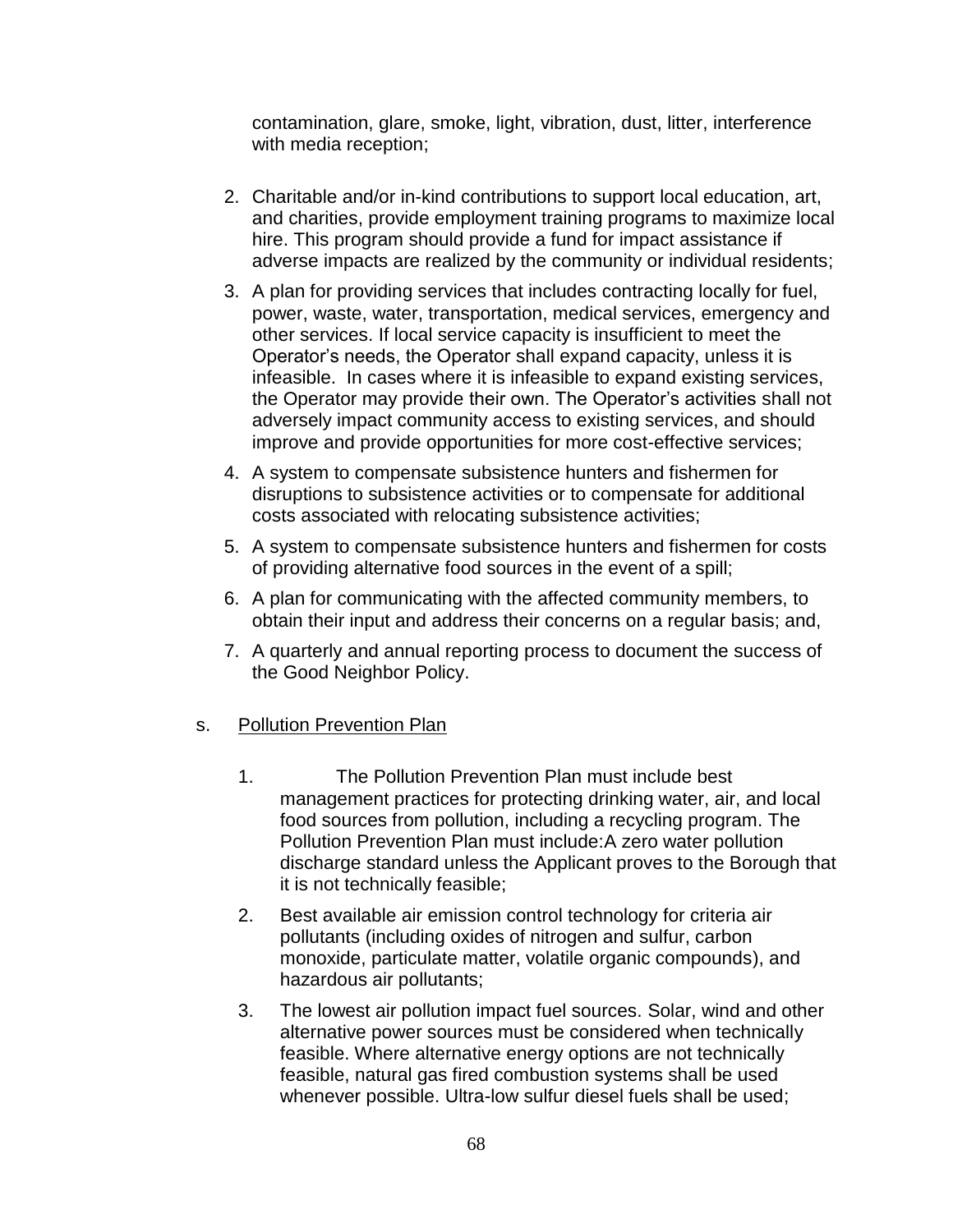contamination, glare, smoke, light, vibration, dust, litter, interference with media reception;

2. Charitable and/or in-kind contributions to support local education, art, and charities, provide employment training programs to maximize local hire. This program should provide a fund for impact assistance if adverse impacts are realized by the community or individual residents;
3. A plan for providing services that includes contracting locally for fuel, power, waste, water, transportation, medical services, emergency and other services. If local service capacity is insufficient to meet the Operator's needs, the Operator shall expand capacity, unless it is infeasible. In cases where it is infeasible to expand existing services, the Operator may provide their own. The Operator's activities shall not adversely impact community access to existing services, and should improve and provide opportunities for more cost-effective services;
4. A system to compensate subsistence hunters and fishermen for disruptions to subsistence activities or to compensate for additional costs associated with relocating subsistence activities;
5. A system to compensate subsistence hunters and fishermen for costs of providing alternative food sources in the event of a spill;
6. A plan for communicating with the affected community members, to obtain their input and address their concerns on a regular basis; and,
7. A quarterly and annual reporting process to document the success of the Good Neighbor Policy.

s. Pollution Prevention Plan

1. The Pollution Prevention Plan must include best management practices for protecting drinking water, air, and local food sources from pollution, including a recycling program. The Pollution Prevention Plan must include:A zero water pollution discharge standard unless the Applicant proves to the Borough that it is not technically feasible;
2. Best available air emission control technology for criteria air pollutants (including oxides of nitrogen and sulfur, carbon monoxide, particulate matter, volatile organic compounds), and hazardous air pollutants;
3. The lowest air pollution impact fuel sources. Solar, wind and other alternative power sources must be considered when technically feasible. Where alternative energy options are not technically feasible, natural gas fired combustion systems shall be used whenever possible. Ultra-low sulfur diesel fuels shall be used;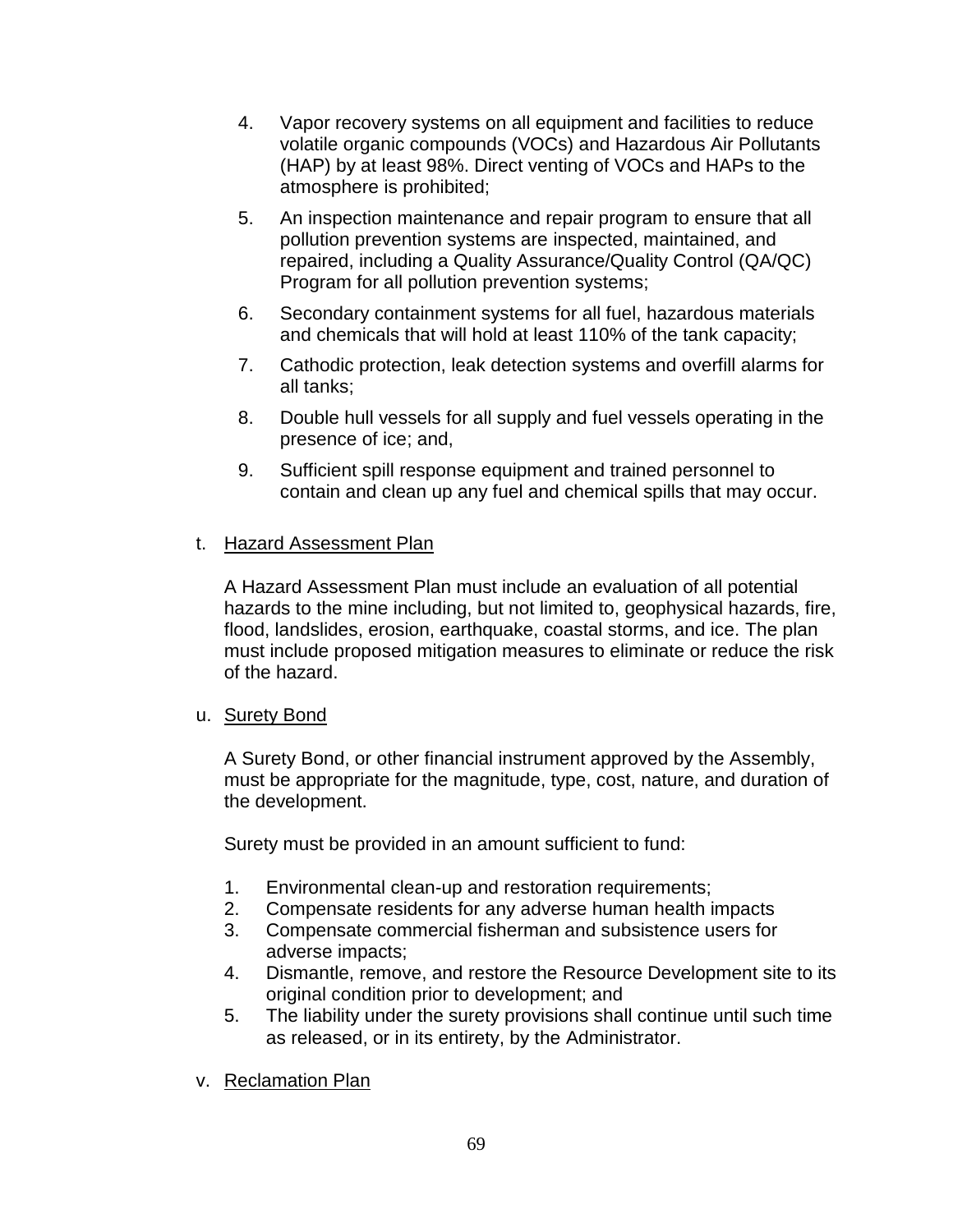4. Vapor recovery systems on all equipment and facilities to reduce volatile organic compounds (VOCs) and Hazardous Air Pollutants (HAP) by at least 98%. Direct venting of VOCs and HAPs to the atmosphere is prohibited;
5. An inspection maintenance and repair program to ensure that all pollution prevention systems are inspected, maintained, and repaired, including a Quality Assurance/Quality Control (QA/QC) Program for all pollution prevention systems;
6. Secondary containment systems for all fuel, hazardous materials and chemicals that will hold at least 110% of the tank capacity;
7. Cathodic protection, leak detection systems and overfill alarms for all tanks;
8. Double hull vessels for all supply and fuel vessels operating in the presence of ice; and,
9. Sufficient spill response equipment and trained personnel to contain and clean up any fuel and chemical spills that may occur.

t. <u>Hazard Assessment Plan</u>

A Hazard Assessment Plan must include an evaluation of all potential hazards to the mine including, but not limited to, geophysical hazards, fire, flood, landslides, erosion, earthquake, coastal storms, and ice. The plan must include proposed mitigation measures to eliminate or reduce the risk of the hazard.

u. <u>Surety Bond</u>

A Surety Bond, or other financial instrument approved by the Assembly, must be appropriate for the magnitude, type, cost, nature, and duration of the development.

Surety must be provided in an amount sufficient to fund:

1. Environmental clean-up and restoration requirements;
2. Compensate residents for any adverse human health impacts
3. Compensate commercial fisherman and subsistence users for adverse impacts;
4. Dismantle, remove, and restore the Resource Development site to its original condition prior to development; and
5. The liability under the surety provisions shall continue until such time as released, or in its entirety, by the Administrator.

v. <u>Reclamation Plan</u>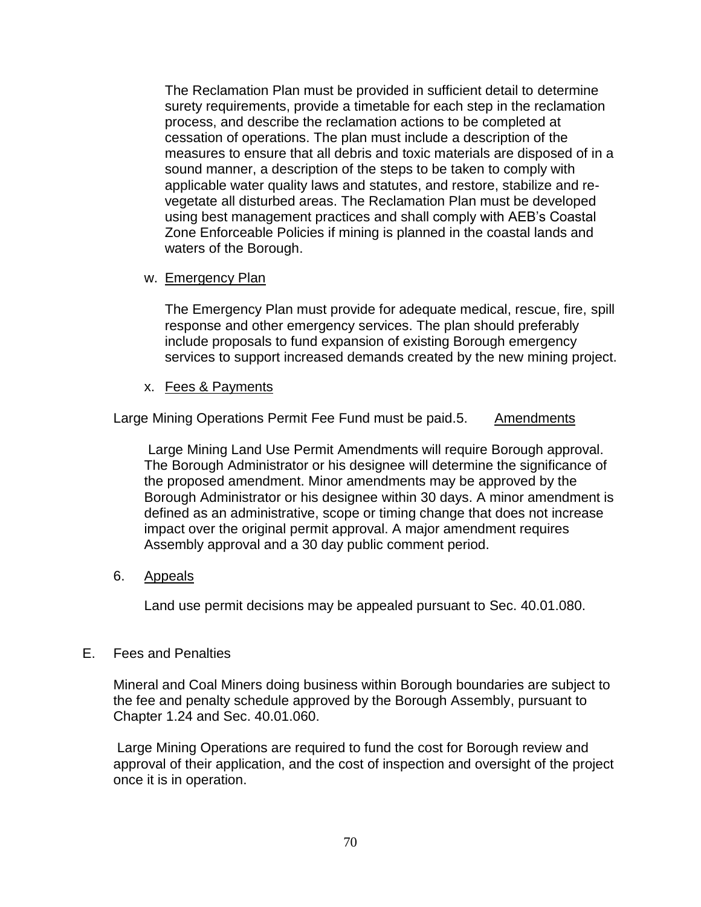The Reclamation Plan must be provided in sufficient detail to determine surety requirements, provide a timetable for each step in the reclamation process, and describe the reclamation actions to be completed at cessation of operations. The plan must include a description of the measures to ensure that all debris and toxic materials are disposed of in a sound manner, a description of the steps to be taken to comply with applicable water quality laws and statutes, and restore, stabilize and re-vegetate all disturbed areas. The Reclamation Plan must be developed using best management practices and shall comply with AEB's Coastal Zone Enforceable Policies if mining is planned in the coastal lands and waters of the Borough.

w. Emergency Plan

The Emergency Plan must provide for adequate medical, rescue, fire, spill response and other emergency services. The plan should preferably include proposals to fund expansion of existing Borough emergency services to support increased demands created by the new mining project.

x. Fees & Payments

Large Mining Operations Permit Fee Fund must be paid.

5. Amendments

Large Mining Land Use Permit Amendments will require Borough approval. The Borough Administrator or his designee will determine the significance of the proposed amendment. Minor amendments may be approved by the Borough Administrator or his designee within 30 days. A minor amendment is defined as an administrative, scope or timing change that does not increase impact over the original permit approval. A major amendment requires Assembly approval and a 30 day public comment period.

6. Appeals

Land use permit decisions may be appealed pursuant to Sec. 40.01.080.

E. Fees and Penalties

Mineral and Coal Miners doing business within Borough boundaries are subject to the fee and penalty schedule approved by the Borough Assembly, pursuant to Chapter 1.24 and Sec. 40.01.060.

Large Mining Operations are required to fund the cost for Borough review and approval of their application, and the cost of inspection and oversight of the project once it is in operation.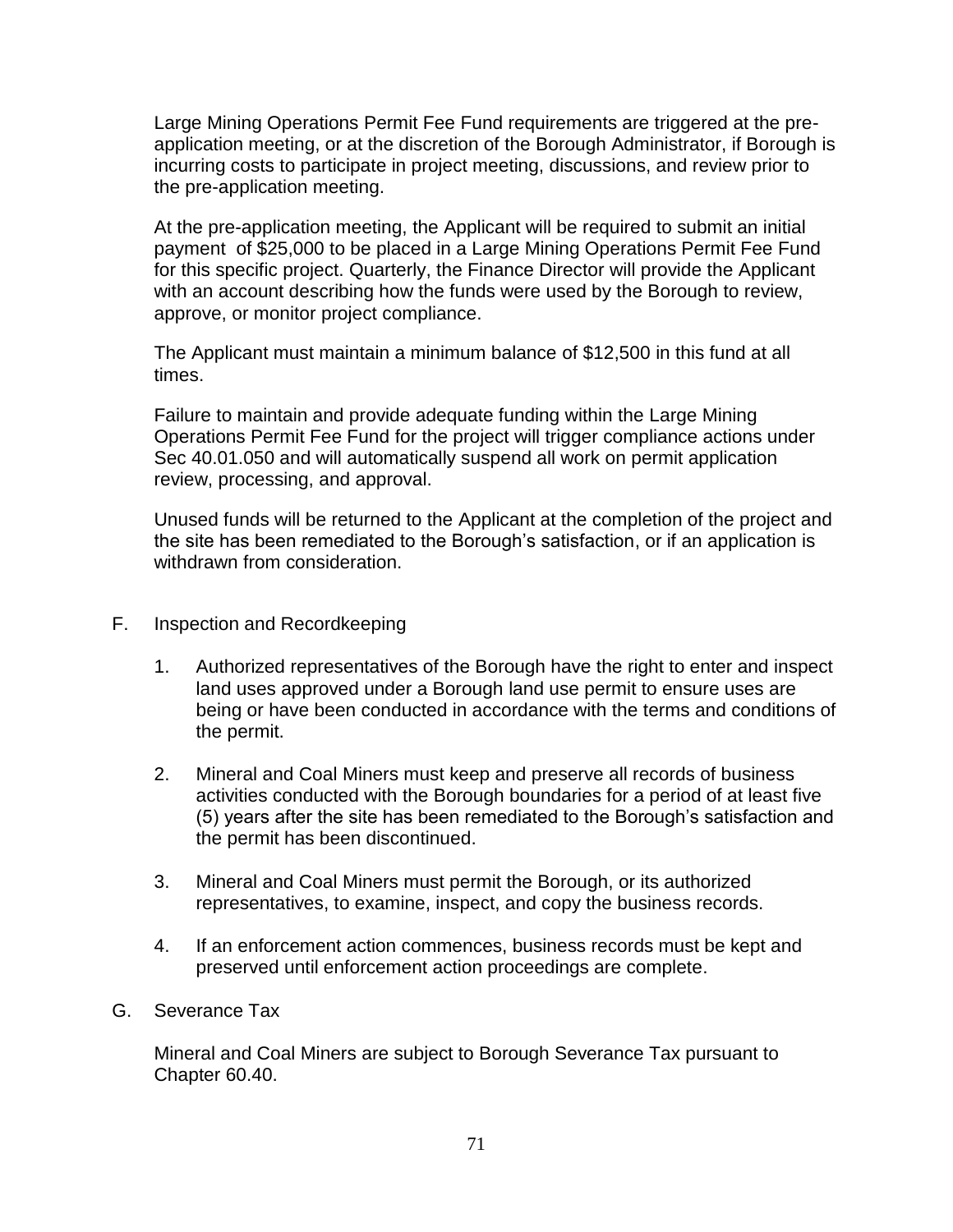Large Mining Operations Permit Fee Fund requirements are triggered at the pre-application meeting, or at the discretion of the Borough Administrator, if Borough is incurring costs to participate in project meeting, discussions, and review prior to the pre-application meeting.

At the pre-application meeting, the Applicant will be required to submit an initial payment of $25,000 to be placed in a Large Mining Operations Permit Fee Fund for this specific project. Quarterly, the Finance Director will provide the Applicant with an account describing how the funds were used by the Borough to review, approve, or monitor project compliance.

The Applicant must maintain a minimum balance of $12,500 in this fund at all times.

Failure to maintain and provide adequate funding within the Large Mining Operations Permit Fee Fund for the project will trigger compliance actions under Sec 40.01.050 and will automatically suspend all work on permit application review, processing, and approval.

Unused funds will be returned to the Applicant at the completion of the project and the site has been remediated to the Borough's satisfaction, or if an application is withdrawn from consideration.

F. Inspection and Recordkeeping

1. Authorized representatives of the Borough have the right to enter and inspect land uses approved under a Borough land use permit to ensure uses are being or have been conducted in accordance with the terms and conditions of the permit.

2. Mineral and Coal Miners must keep and preserve all records of business activities conducted with the Borough boundaries for a period of at least five (5) years after the site has been remediated to the Borough's satisfaction and the permit has been discontinued.

3. Mineral and Coal Miners must permit the Borough, or its authorized representatives, to examine, inspect, and copy the business records.

4. If an enforcement action commences, business records must be kept and preserved until enforcement action proceedings are complete.

G. Severance Tax

Mineral and Coal Miners are subject to Borough Severance Tax pursuant to Chapter 60.40.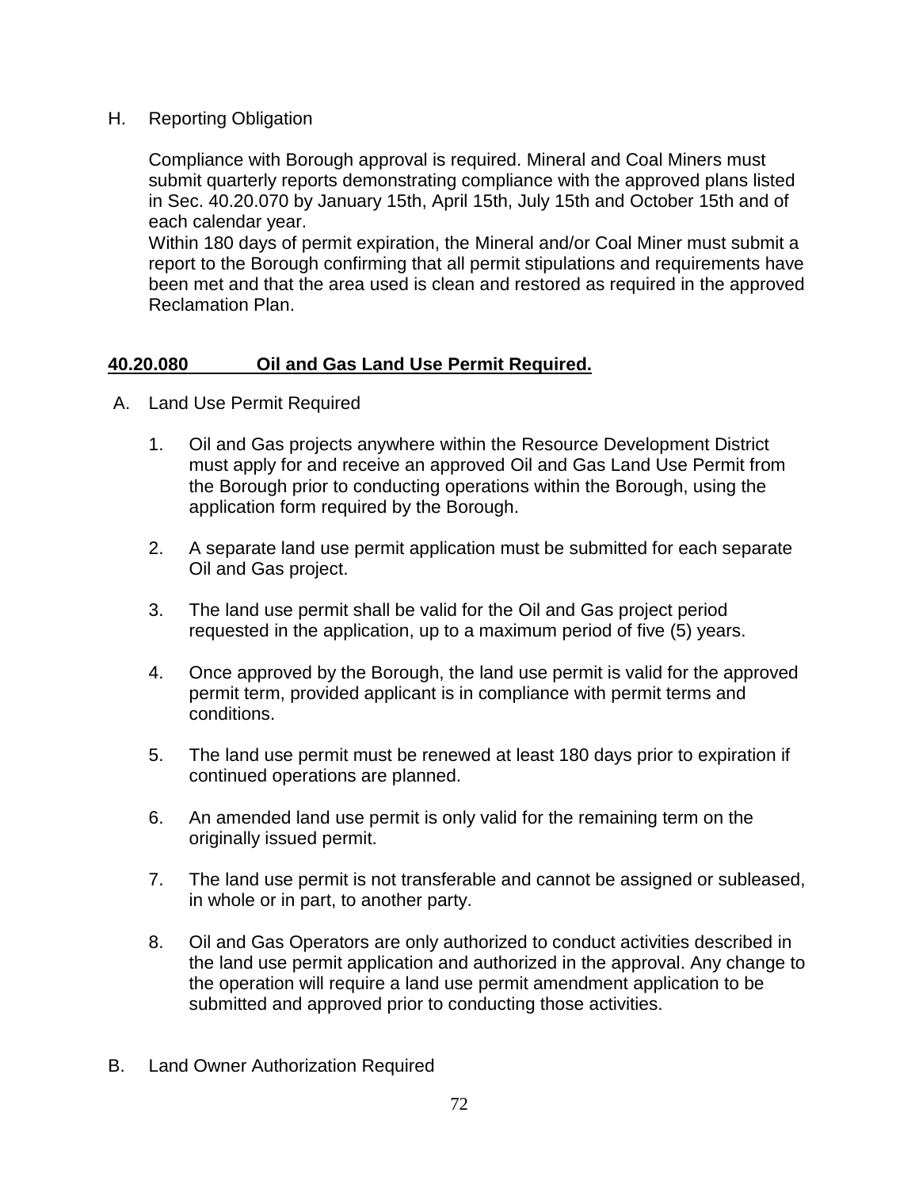H. Reporting Obligation

Compliance with Borough approval is required. Mineral and Coal Miners must submit quarterly reports demonstrating compliance with the approved plans listed in Sec. 40.20.070 by January 15th, April 15th, July 15th and October 15th and of each calendar year.
Within 180 days of permit expiration, the Mineral and/or Coal Miner must submit a report to the Borough confirming that all permit stipulations and requirements have been met and that the area used is clean and restored as required in the approved Reclamation Plan.

**40.20.080 Oil and Gas Land Use Permit Required.**

A. Land Use Permit Required

1. Oil and Gas projects anywhere within the Resource Development District must apply for and receive an approved Oil and Gas Land Use Permit from the Borough prior to conducting operations within the Borough, using the application form required by the Borough.

2. A separate land use permit application must be submitted for each separate Oil and Gas project.

3. The land use permit shall be valid for the Oil and Gas project period requested in the application, up to a maximum period of five (5) years.

4. Once approved by the Borough, the land use permit is valid for the approved permit term, provided applicant is in compliance with permit terms and conditions.

5. The land use permit must be renewed at least 180 days prior to expiration if continued operations are planned.

6. An amended land use permit is only valid for the remaining term on the originally issued permit.

7. The land use permit is not transferable and cannot be assigned or subleased, in whole or in part, to another party.

8. Oil and Gas Operators are only authorized to conduct activities described in the land use permit application and authorized in the approval. Any change to the operation will require a land use permit amendment application to be submitted and approved prior to conducting those activities.

B. Land Owner Authorization Required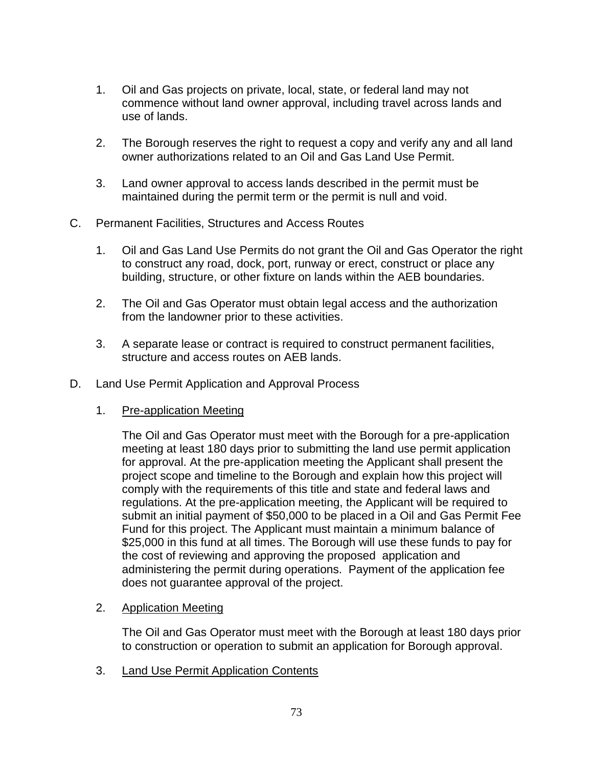1. Oil and Gas projects on private, local, state, or federal land may not commence without land owner approval, including travel across lands and use of lands.

2. The Borough reserves the right to request a copy and verify any and all land owner authorizations related to an Oil and Gas Land Use Permit.

3. Land owner approval to access lands described in the permit must be maintained during the permit term or the permit is null and void.

C. Permanent Facilities, Structures and Access Routes

   1. Oil and Gas Land Use Permits do not grant the Oil and Gas Operator the right to construct any road, dock, port, runway or erect, construct or place any building, structure, or other fixture on lands within the AEB boundaries.

   2. The Oil and Gas Operator must obtain legal access and the authorization from the landowner prior to these activities.

   3. A separate lease or contract is required to construct permanent facilities, structure and access routes on AEB lands.

D. Land Use Permit Application and Approval Process

   1. <u>Pre-application Meeting</u>

      The Oil and Gas Operator must meet with the Borough for a pre-application meeting at least 180 days prior to submitting the land use permit application for approval. At the pre-application meeting the Applicant shall present the project scope and timeline to the Borough and explain how this project will comply with the requirements of this title and state and federal laws and regulations. At the pre-application meeting, the Applicant will be required to submit an initial payment of $50,000 to be placed in a Oil and Gas Permit Fee Fund for this project. The Applicant must maintain a minimum balance of $25,000 in this fund at all times. The Borough will use these funds to pay for the cost of reviewing and approving the proposed application and administering the permit during operations. Payment of the application fee does not guarantee approval of the project.

   2. <u>Application Meeting</u>

      The Oil and Gas Operator must meet with the Borough at least 180 days prior to construction or operation to submit an application for Borough approval.

   3. <u>Land Use Permit Application Contents</u>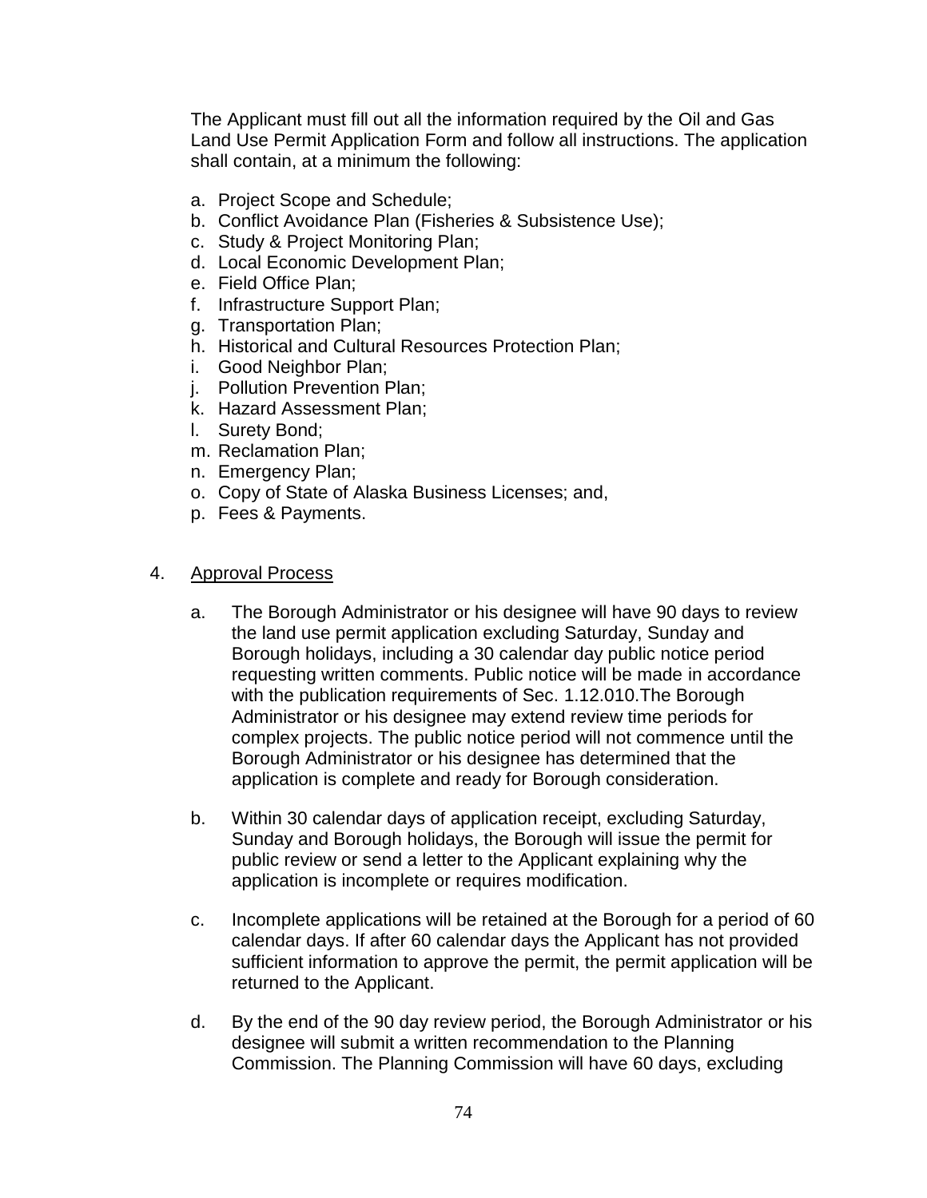The Applicant must fill out all the information required by the Oil and Gas Land Use Permit Application Form and follow all instructions. The application shall contain, at a minimum the following:

a. Project Scope and Schedule;
b. Conflict Avoidance Plan (Fisheries & Subsistence Use);
c. Study & Project Monitoring Plan;
d. Local Economic Development Plan;
e. Field Office Plan;
f. Infrastructure Support Plan;
g. Transportation Plan;
h. Historical and Cultural Resources Protection Plan;
i. Good Neighbor Plan;
j. Pollution Prevention Plan;
k. Hazard Assessment Plan;
l. Surety Bond;
m. Reclamation Plan;
n. Emergency Plan;
o. Copy of State of Alaska Business Licenses; and,
p. Fees & Payments.

4. <u>Approval Process</u>

a. The Borough Administrator or his designee will have 90 days to review the land use permit application excluding Saturday, Sunday and Borough holidays, including a 30 calendar day public notice period requesting written comments. Public notice will be made in accordance with the publication requirements of Sec. 1.12.010.The Borough Administrator or his designee may extend review time periods for complex projects. The public notice period will not commence until the Borough Administrator or his designee has determined that the application is complete and ready for Borough consideration.

b. Within 30 calendar days of application receipt, excluding Saturday, Sunday and Borough holidays, the Borough will issue the permit for public review or send a letter to the Applicant explaining why the application is incomplete or requires modification.

c. Incomplete applications will be retained at the Borough for a period of 60 calendar days. If after 60 calendar days the Applicant has not provided sufficient information to approve the permit, the permit application will be returned to the Applicant.

d. By the end of the 90 day review period, the Borough Administrator or his designee will submit a written recommendation to the Planning Commission. The Planning Commission will have 60 days, excluding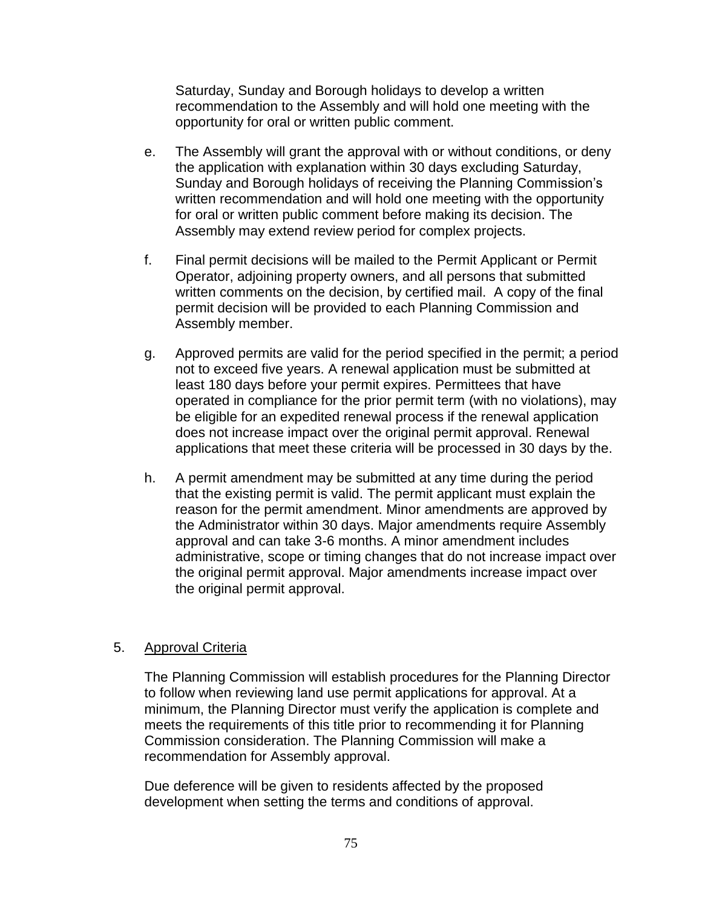Saturday, Sunday and Borough holidays to develop a written recommendation to the Assembly and will hold one meeting with the opportunity for oral or written public comment.

e. The Assembly will grant the approval with or without conditions, or deny the application with explanation within 30 days excluding Saturday, Sunday and Borough holidays of receiving the Planning Commission's written recommendation and will hold one meeting with the opportunity for oral or written public comment before making its decision. The Assembly may extend review period for complex projects.

f. Final permit decisions will be mailed to the Permit Applicant or Permit Operator, adjoining property owners, and all persons that submitted written comments on the decision, by certified mail. A copy of the final permit decision will be provided to each Planning Commission and Assembly member.

g. Approved permits are valid for the period specified in the permit; a period not to exceed five years. A renewal application must be submitted at least 180 days before your permit expires. Permittees that have operated in compliance for the prior permit term (with no violations), may be eligible for an expedited renewal process if the renewal application does not increase impact over the original permit approval. Renewal applications that meet these criteria will be processed in 30 days by the.

h. A permit amendment may be submitted at any time during the period that the existing permit is valid. The permit applicant must explain the reason for the permit amendment. Minor amendments are approved by the Administrator within 30 days. Major amendments require Assembly approval and can take 3-6 months. A minor amendment includes administrative, scope or timing changes that do not increase impact over the original permit approval. Major amendments increase impact over the original permit approval.

5. <u>Approval Criteria</u>

The Planning Commission will establish procedures for the Planning Director to follow when reviewing land use permit applications for approval. At a minimum, the Planning Director must verify the application is complete and meets the requirements of this title prior to recommending it for Planning Commission consideration. The Planning Commission will make a recommendation for Assembly approval.

Due deference will be given to residents affected by the proposed development when setting the terms and conditions of approval.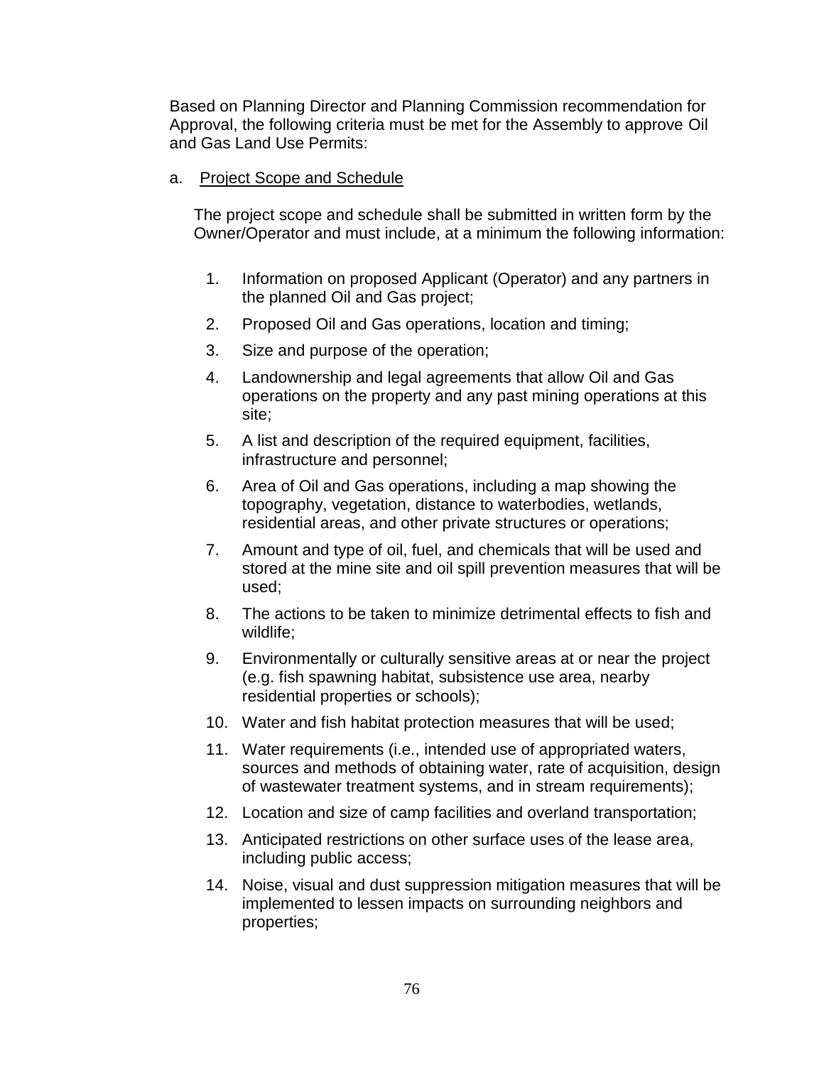Based on Planning Director and Planning Commission recommendation for Approval, the following criteria must be met for the Assembly to approve Oil and Gas Land Use Permits:

a. Project Scope and Schedule

The project scope and schedule shall be submitted in written form by the Owner/Operator and must include, at a minimum the following information:

1. Information on proposed Applicant (Operator) and any partners in the planned Oil and Gas project;
2. Proposed Oil and Gas operations, location and timing;
3. Size and purpose of the operation;
4. Landownership and legal agreements that allow Oil and Gas operations on the property and any past mining operations at this site;
5. A list and description of the required equipment, facilities, infrastructure and personnel;
6. Area of Oil and Gas operations, including a map showing the topography, vegetation, distance to waterbodies, wetlands, residential areas, and other private structures or operations;
7. Amount and type of oil, fuel, and chemicals that will be used and stored at the mine site and oil spill prevention measures that will be used;
8. The actions to be taken to minimize detrimental effects to fish and wildlife;
9. Environmentally or culturally sensitive areas at or near the project (e.g. fish spawning habitat, subsistence use area, nearby residential properties or schools);
10. Water and fish habitat protection measures that will be used;
11. Water requirements (i.e., intended use of appropriated waters, sources and methods of obtaining water, rate of acquisition, design of wastewater treatment systems, and in stream requirements);
12. Location and size of camp facilities and overland transportation;
13. Anticipated restrictions on other surface uses of the lease area, including public access;
14. Noise, visual and dust suppression mitigation measures that will be implemented to lessen impacts on surrounding neighbors and properties;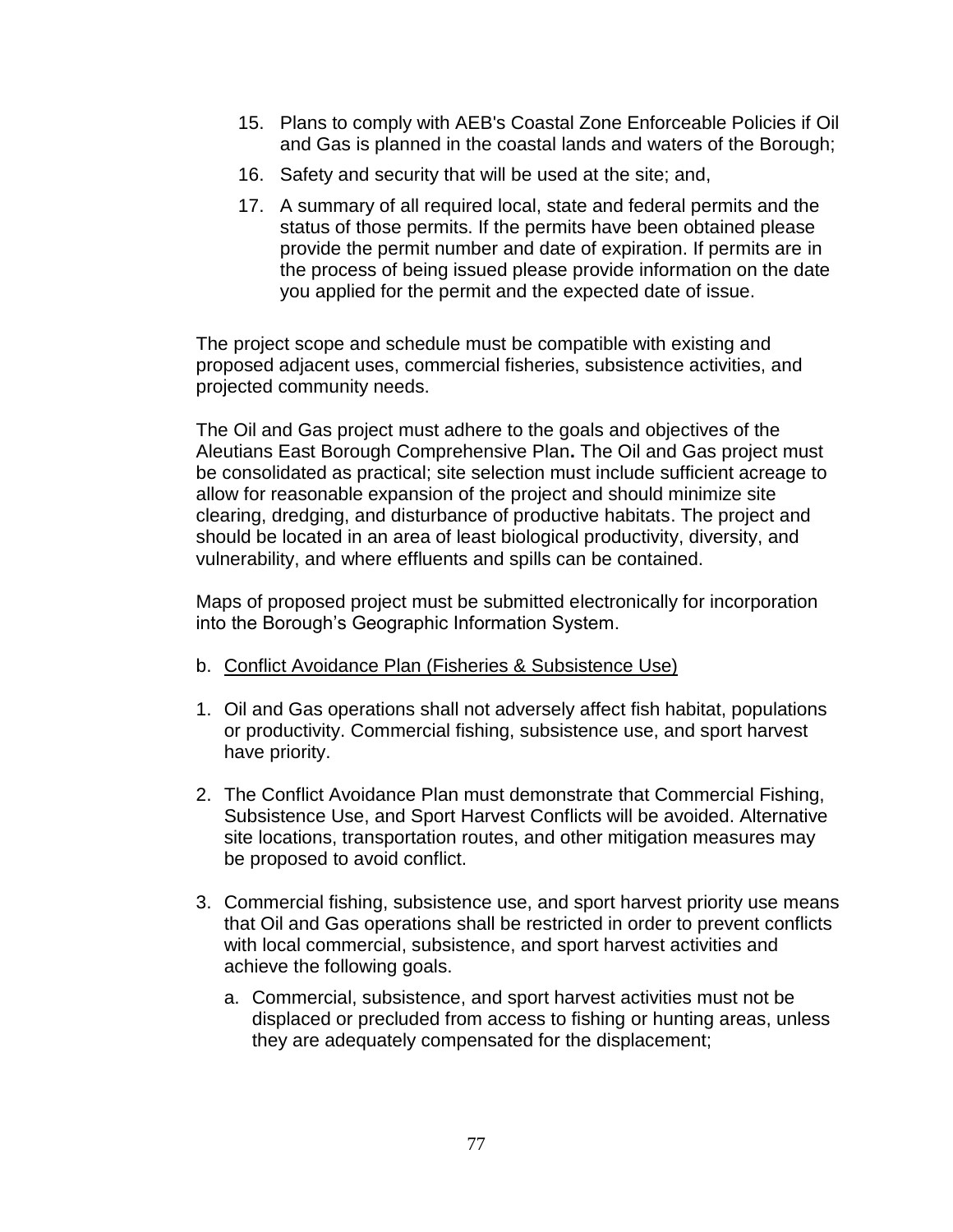15. Plans to comply with AEB's Coastal Zone Enforceable Policies if Oil and Gas is planned in the coastal lands and waters of the Borough;
16. Safety and security that will be used at the site; and,
17. A summary of all required local, state and federal permits and the status of those permits. If the permits have been obtained please provide the permit number and date of expiration. If permits are in the process of being issued please provide information on the date you applied for the permit and the expected date of issue.

The project scope and schedule must be compatible with existing and proposed adjacent uses, commercial fisheries, subsistence activities, and projected community needs.

The Oil and Gas project must adhere to the goals and objectives of the Aleutians East Borough Comprehensive Plan**.** The Oil and Gas project must be consolidated as practical; site selection must include sufficient acreage to allow for reasonable expansion of the project and should minimize site clearing, dredging, and disturbance of productive habitats. The project and should be located in an area of least biological productivity, diversity, and vulnerability, and where effluents and spills can be contained.

Maps of proposed project must be submitted electronically for incorporation into the Borough's Geographic Information System.

b. <u>Conflict Avoidance Plan (Fisheries & Subsistence Use)</u>

1. Oil and Gas operations shall not adversely affect fish habitat, populations or productivity. Commercial fishing, subsistence use, and sport harvest have priority.
2. The Conflict Avoidance Plan must demonstrate that Commercial Fishing, Subsistence Use, and Sport Harvest Conflicts will be avoided. Alternative site locations, transportation routes, and other mitigation measures may be proposed to avoid conflict.
3. Commercial fishing, subsistence use, and sport harvest priority use means that Oil and Gas operations shall be restricted in order to prevent conflicts with local commercial, subsistence, and sport harvest activities and achieve the following goals.
   a. Commercial, subsistence, and sport harvest activities must not be displaced or precluded from access to fishing or hunting areas, unless they are adequately compensated for the displacement;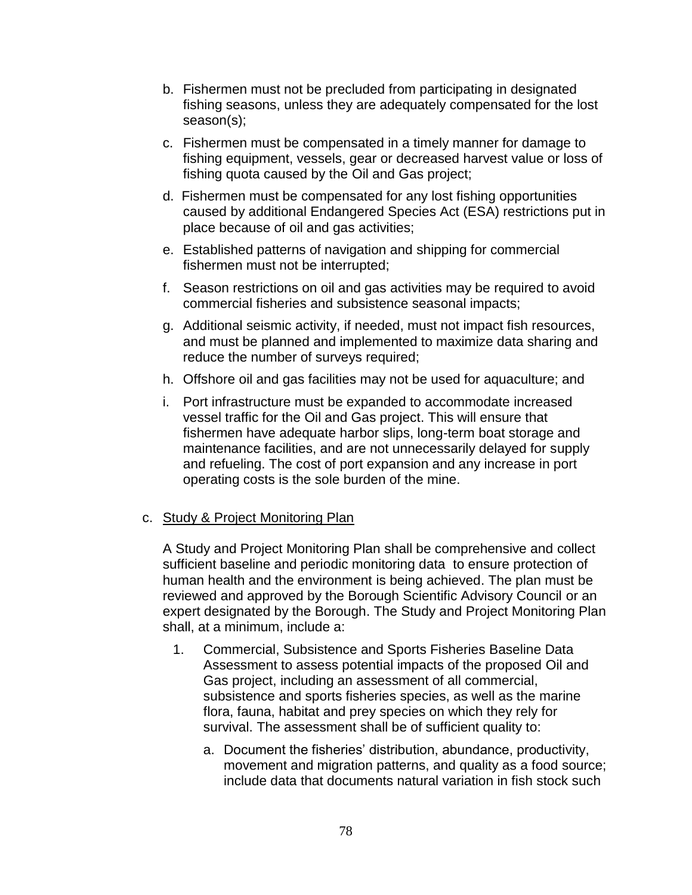b. Fishermen must not be precluded from participating in designated fishing seasons, unless they are adequately compensated for the lost season(s);

c. Fishermen must be compensated in a timely manner for damage to fishing equipment, vessels, gear or decreased harvest value or loss of fishing quota caused by the Oil and Gas project;

d. Fishermen must be compensated for any lost fishing opportunities caused by additional Endangered Species Act (ESA) restrictions put in place because of oil and gas activities;

e. Established patterns of navigation and shipping for commercial fishermen must not be interrupted;

f. Season restrictions on oil and gas activities may be required to avoid commercial fisheries and subsistence seasonal impacts;

g. Additional seismic activity, if needed, must not impact fish resources, and must be planned and implemented to maximize data sharing and reduce the number of surveys required;

h. Offshore oil and gas facilities may not be used for aquaculture; and

i. Port infrastructure must be expanded to accommodate increased vessel traffic for the Oil and Gas project. This will ensure that fishermen have adequate harbor slips, long-term boat storage and maintenance facilities, and are not unnecessarily delayed for supply and refueling. The cost of port expansion and any increase in port operating costs is the sole burden of the mine.

c. <u>Study & Project Monitoring Plan</u>

A Study and Project Monitoring Plan shall be comprehensive and collect sufficient baseline and periodic monitoring data to ensure protection of human health and the environment is being achieved. The plan must be reviewed and approved by the Borough Scientific Advisory Council or an expert designated by the Borough. The Study and Project Monitoring Plan shall, at a minimum, include a:

1. Commercial, Subsistence and Sports Fisheries Baseline Data Assessment to assess potential impacts of the proposed Oil and Gas project, including an assessment of all commercial, subsistence and sports fisheries species, as well as the marine flora, fauna, habitat and prey species on which they rely for survival. The assessment shall be of sufficient quality to:

   a. Document the fisheries' distribution, abundance, productivity, movement and migration patterns, and quality as a food source; include data that documents natural variation in fish stock such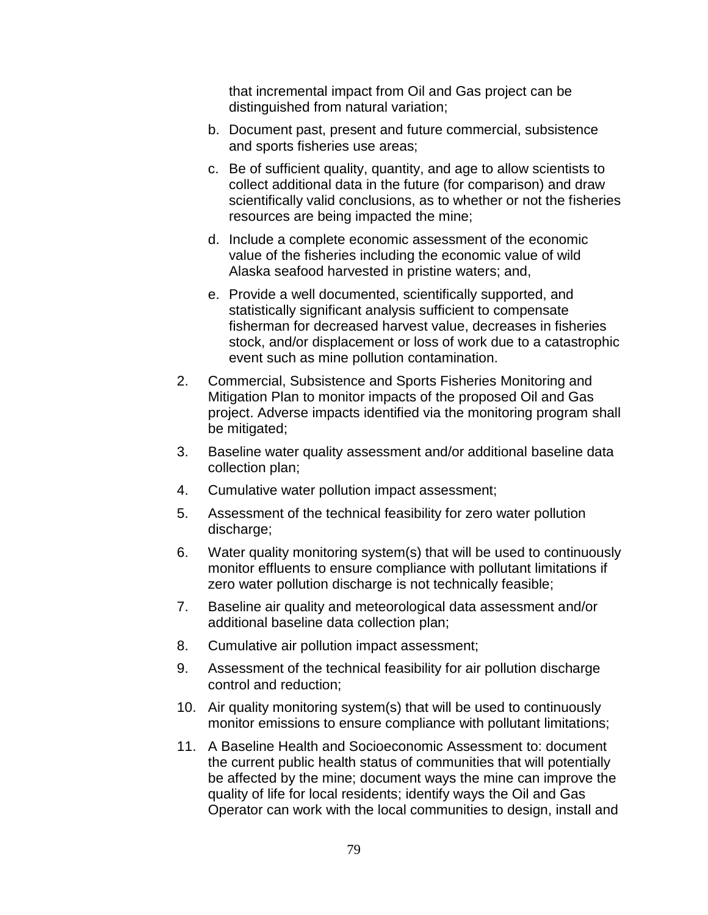that incremental impact from Oil and Gas project can be distinguished from natural variation;

b. Document past, present and future commercial, subsistence and sports fisheries use areas;

c. Be of sufficient quality, quantity, and age to allow scientists to collect additional data in the future (for comparison) and draw scientifically valid conclusions, as to whether or not the fisheries resources are being impacted the mine;

d. Include a complete economic assessment of the economic value of the fisheries including the economic value of wild Alaska seafood harvested in pristine waters; and,

e. Provide a well documented, scientifically supported, and statistically significant analysis sufficient to compensate fisherman for decreased harvest value, decreases in fisheries stock, and/or displacement or loss of work due to a catastrophic event such as mine pollution contamination.

2. Commercial, Subsistence and Sports Fisheries Monitoring and Mitigation Plan to monitor impacts of the proposed Oil and Gas project. Adverse impacts identified via the monitoring program shall be mitigated;

3. Baseline water quality assessment and/or additional baseline data collection plan;

4. Cumulative water pollution impact assessment;

5. Assessment of the technical feasibility for zero water pollution discharge;

6. Water quality monitoring system(s) that will be used to continuously monitor effluents to ensure compliance with pollutant limitations if zero water pollution discharge is not technically feasible;

7. Baseline air quality and meteorological data assessment and/or additional baseline data collection plan;

8. Cumulative air pollution impact assessment;

9. Assessment of the technical feasibility for air pollution discharge control and reduction;

10. Air quality monitoring system(s) that will be used to continuously monitor emissions to ensure compliance with pollutant limitations;

11. A Baseline Health and Socioeconomic Assessment to: document the current public health status of communities that will potentially be affected by the mine; document ways the mine can improve the quality of life for local residents; identify ways the Oil and Gas Operator can work with the local communities to design, install and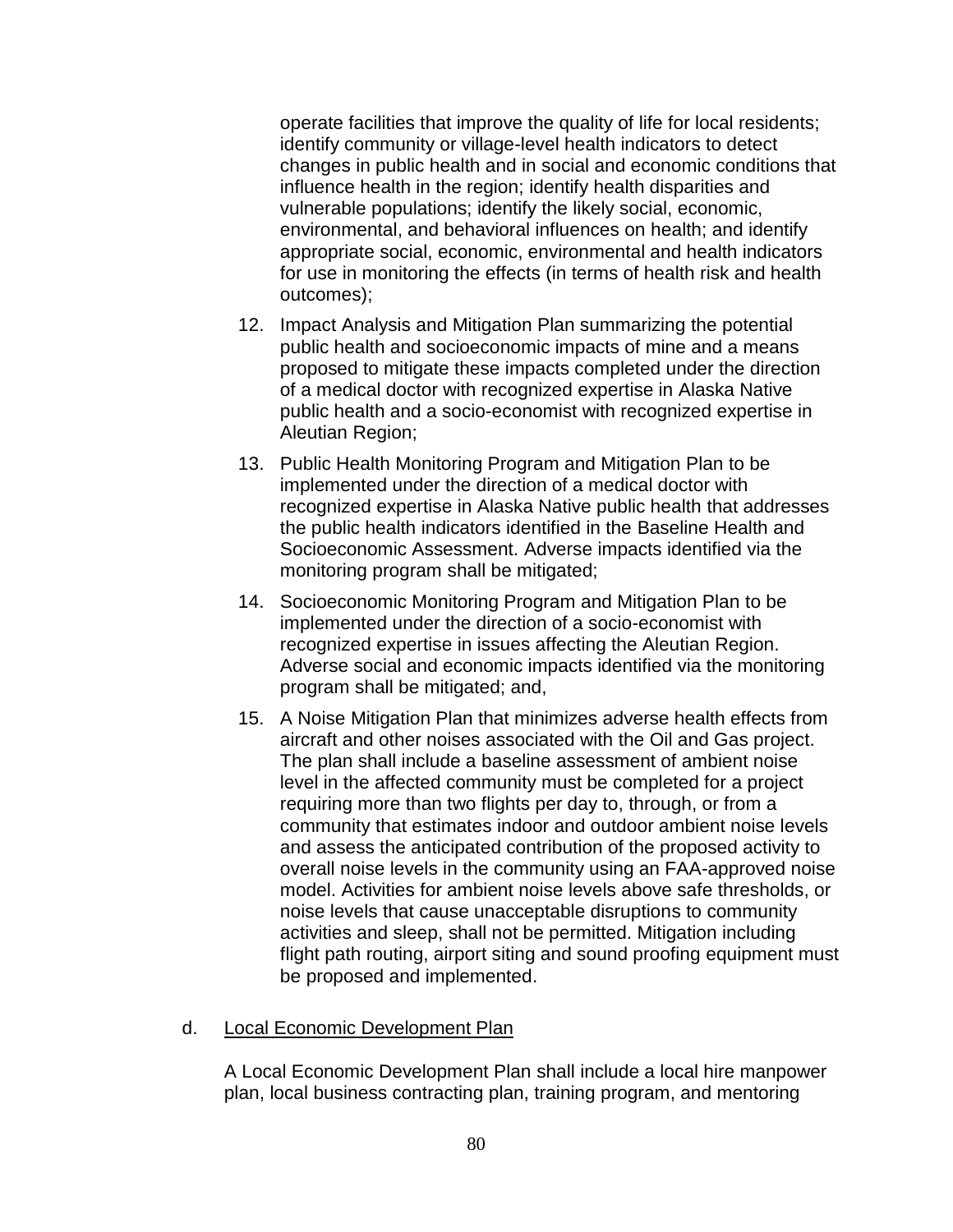operate facilities that improve the quality of life for local residents; identify community or village-level health indicators to detect changes in public health and in social and economic conditions that influence health in the region; identify health disparities and vulnerable populations; identify the likely social, economic, environmental, and behavioral influences on health; and identify appropriate social, economic, environmental and health indicators for use in monitoring the effects (in terms of health risk and health outcomes);

12. Impact Analysis and Mitigation Plan summarizing the potential public health and socioeconomic impacts of mine and a means proposed to mitigate these impacts completed under the direction of a medical doctor with recognized expertise in Alaska Native public health and a socio-economist with recognized expertise in Aleutian Region;

13. Public Health Monitoring Program and Mitigation Plan to be implemented under the direction of a medical doctor with recognized expertise in Alaska Native public health that addresses the public health indicators identified in the Baseline Health and Socioeconomic Assessment. Adverse impacts identified via the monitoring program shall be mitigated;

14. Socioeconomic Monitoring Program and Mitigation Plan to be implemented under the direction of a socio-economist with recognized expertise in issues affecting the Aleutian Region. Adverse social and economic impacts identified via the monitoring program shall be mitigated; and,

15. A Noise Mitigation Plan that minimizes adverse health effects from aircraft and other noises associated with the Oil and Gas project. The plan shall include a baseline assessment of ambient noise level in the affected community must be completed for a project requiring more than two flights per day to, through, or from a community that estimates indoor and outdoor ambient noise levels and assess the anticipated contribution of the proposed activity to overall noise levels in the community using an FAA-approved noise model. Activities for ambient noise levels above safe thresholds, or noise levels that cause unacceptable disruptions to community activities and sleep, shall not be permitted. Mitigation including flight path routing, airport siting and sound proofing equipment must be proposed and implemented.

d. Local Economic Development Plan

A Local Economic Development Plan shall include a local hire manpower plan, local business contracting plan, training program, and mentoring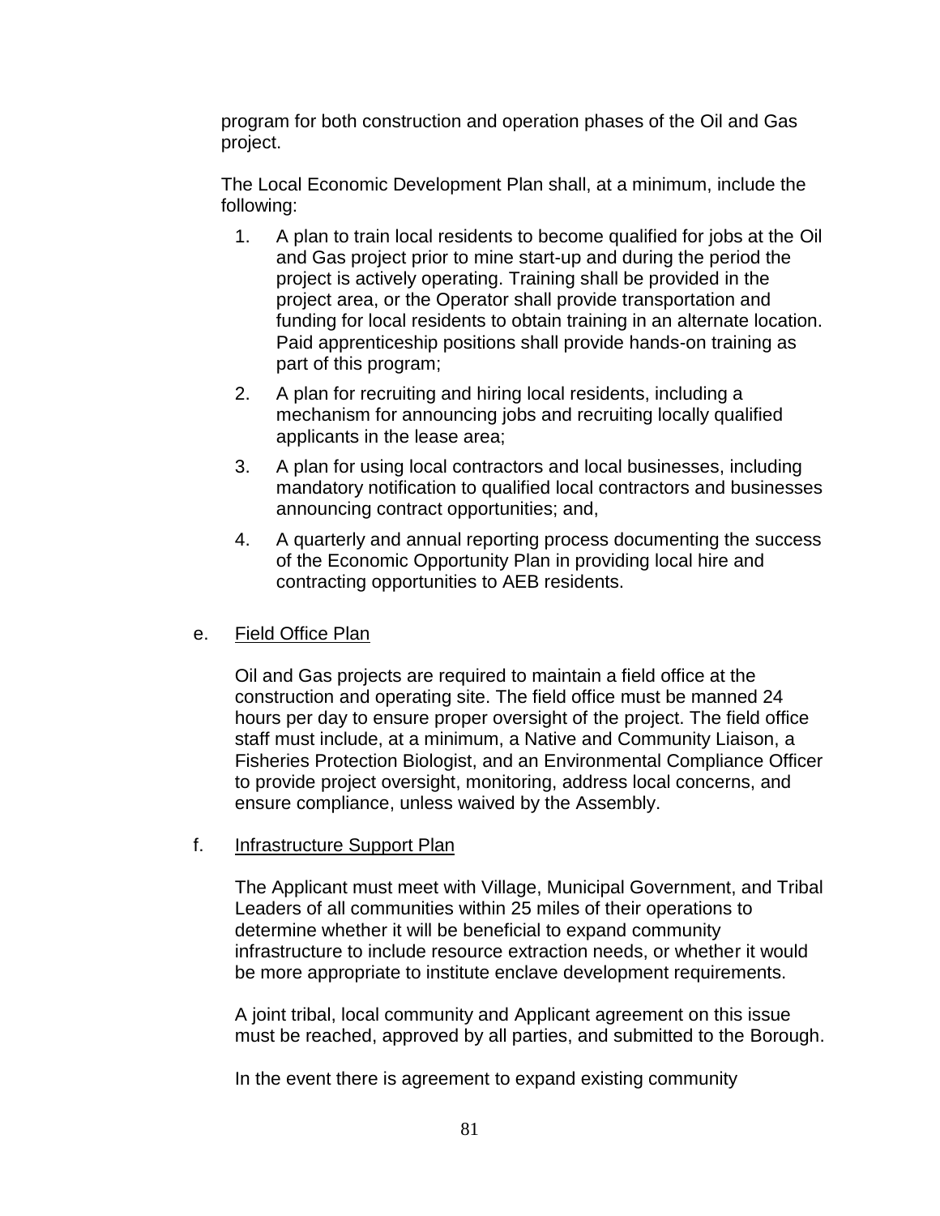program for both construction and operation phases of the Oil and Gas project.

The Local Economic Development Plan shall, at a minimum, include the following:

1. A plan to train local residents to become qualified for jobs at the Oil and Gas project prior to mine start-up and during the period the project is actively operating. Training shall be provided in the project area, or the Operator shall provide transportation and funding for local residents to obtain training in an alternate location. Paid apprenticeship positions shall provide hands-on training as part of this program;
2. A plan for recruiting and hiring local residents, including a mechanism for announcing jobs and recruiting locally qualified applicants in the lease area;
3. A plan for using local contractors and local businesses, including mandatory notification to qualified local contractors and businesses announcing contract opportunities; and,
4. A quarterly and annual reporting process documenting the success of the Economic Opportunity Plan in providing local hire and contracting opportunities to AEB residents.

e. <u>Field Office Plan</u>

Oil and Gas projects are required to maintain a field office at the construction and operating site. The field office must be manned 24 hours per day to ensure proper oversight of the project. The field office staff must include, at a minimum, a Native and Community Liaison, a Fisheries Protection Biologist, and an Environmental Compliance Officer to provide project oversight, monitoring, address local concerns, and ensure compliance, unless waived by the Assembly.

f. <u>Infrastructure Support Plan</u>

The Applicant must meet with Village, Municipal Government, and Tribal Leaders of all communities within 25 miles of their operations to determine whether it will be beneficial to expand community infrastructure to include resource extraction needs, or whether it would be more appropriate to institute enclave development requirements.

A joint tribal, local community and Applicant agreement on this issue must be reached, approved by all parties, and submitted to the Borough.

In the event there is agreement to expand existing community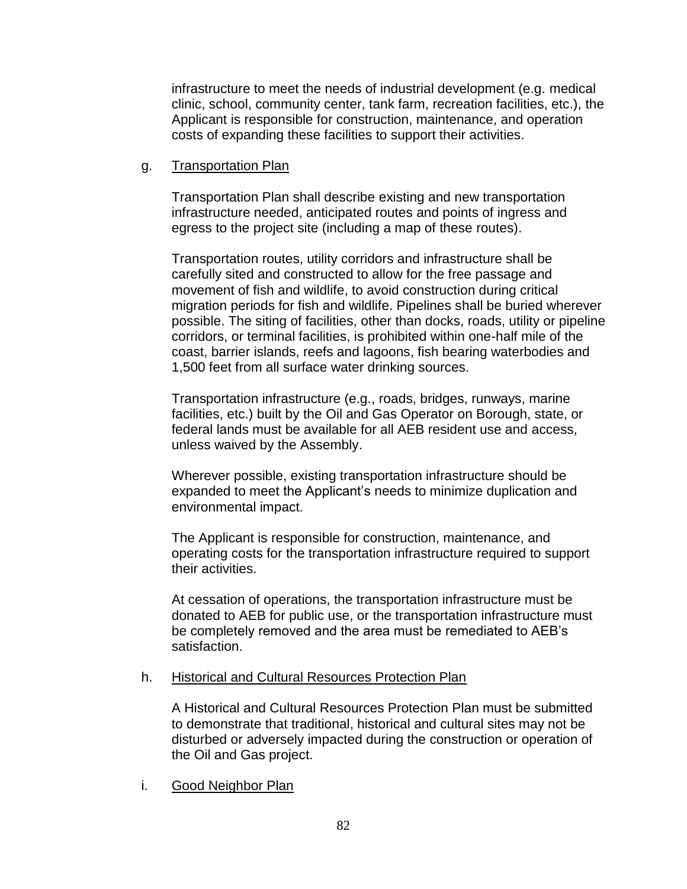infrastructure to meet the needs of industrial development (e.g. medical clinic, school, community center, tank farm, recreation facilities, etc.), the Applicant is responsible for construction, maintenance, and operation costs of expanding these facilities to support their activities.

g. Transportation Plan

Transportation Plan shall describe existing and new transportation infrastructure needed, anticipated routes and points of ingress and egress to the project site (including a map of these routes).

Transportation routes, utility corridors and infrastructure shall be carefully sited and constructed to allow for the free passage and movement of fish and wildlife, to avoid construction during critical migration periods for fish and wildlife. Pipelines shall be buried wherever possible. The siting of facilities, other than docks, roads, utility or pipeline corridors, or terminal facilities, is prohibited within one-half mile of the coast, barrier islands, reefs and lagoons, fish bearing waterbodies and 1,500 feet from all surface water drinking sources.

Transportation infrastructure (e.g., roads, bridges, runways, marine facilities, etc.) built by the Oil and Gas Operator on Borough, state, or federal lands must be available for all AEB resident use and access, unless waived by the Assembly.

Wherever possible, existing transportation infrastructure should be expanded to meet the Applicant's needs to minimize duplication and environmental impact.

The Applicant is responsible for construction, maintenance, and operating costs for the transportation infrastructure required to support their activities.

At cessation of operations, the transportation infrastructure must be donated to AEB for public use, or the transportation infrastructure must be completely removed and the area must be remediated to AEB's satisfaction.

h. Historical and Cultural Resources Protection Plan

A Historical and Cultural Resources Protection Plan must be submitted to demonstrate that traditional, historical and cultural sites may not be disturbed or adversely impacted during the construction or operation of the Oil and Gas project.

i. Good Neighbor Plan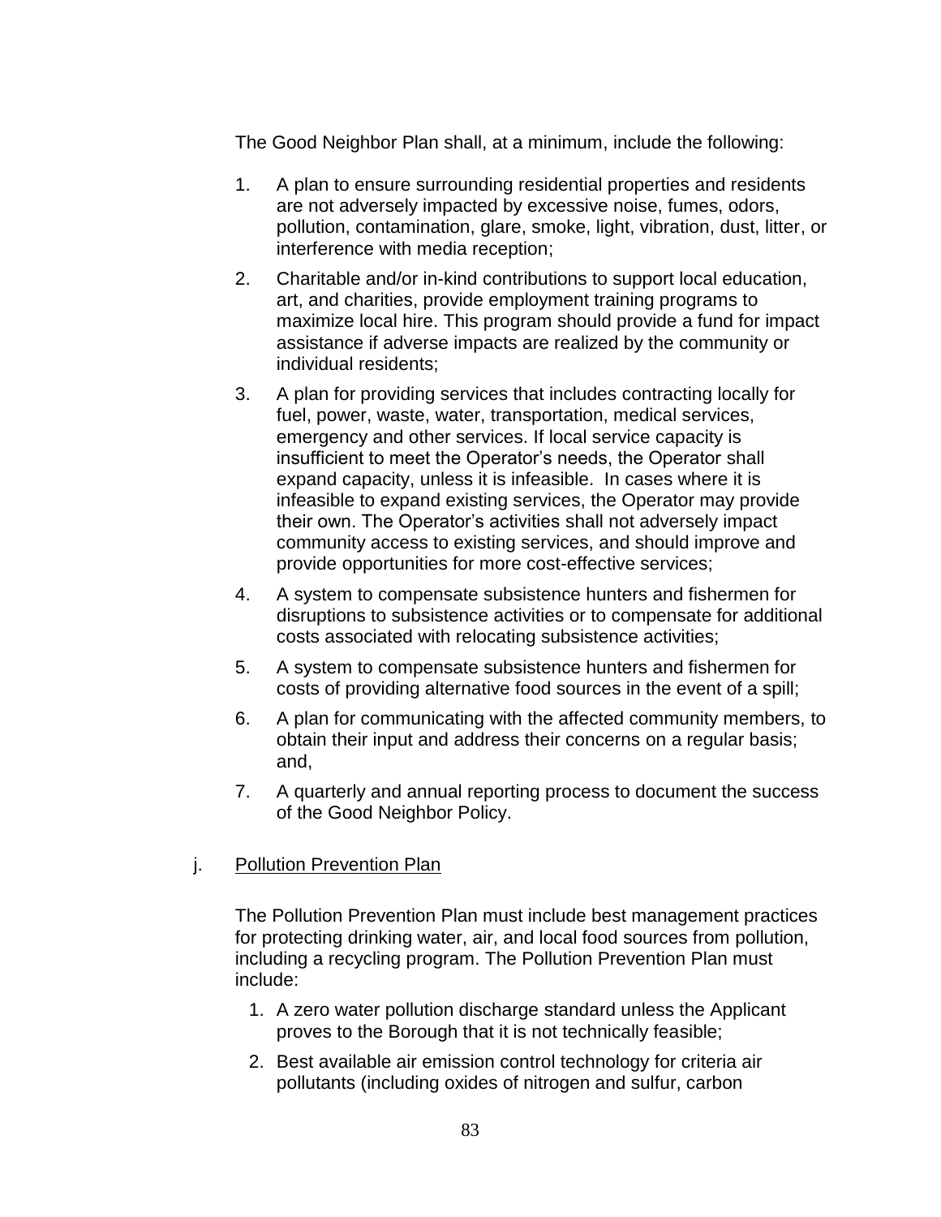The Good Neighbor Plan shall, at a minimum, include the following:

1. A plan to ensure surrounding residential properties and residents are not adversely impacted by excessive noise, fumes, odors, pollution, contamination, glare, smoke, light, vibration, dust, litter, or interference with media reception;
2. Charitable and/or in-kind contributions to support local education, art, and charities, provide employment training programs to maximize local hire. This program should provide a fund for impact assistance if adverse impacts are realized by the community or individual residents;
3. A plan for providing services that includes contracting locally for fuel, power, waste, water, transportation, medical services, emergency and other services. If local service capacity is insufficient to meet the Operator's needs, the Operator shall expand capacity, unless it is infeasible. In cases where it is infeasible to expand existing services, the Operator may provide their own. The Operator's activities shall not adversely impact community access to existing services, and should improve and provide opportunities for more cost-effective services;
4. A system to compensate subsistence hunters and fishermen for disruptions to subsistence activities or to compensate for additional costs associated with relocating subsistence activities;
5. A system to compensate subsistence hunters and fishermen for costs of providing alternative food sources in the event of a spill;
6. A plan for communicating with the affected community members, to obtain their input and address their concerns on a regular basis; and,
7. A quarterly and annual reporting process to document the success of the Good Neighbor Policy.

j. <u>Pollution Prevention Plan</u>

The Pollution Prevention Plan must include best management practices for protecting drinking water, air, and local food sources from pollution, including a recycling program. The Pollution Prevention Plan must include:

1. A zero water pollution discharge standard unless the Applicant proves to the Borough that it is not technically feasible;
2. Best available air emission control technology for criteria air pollutants (including oxides of nitrogen and sulfur, carbon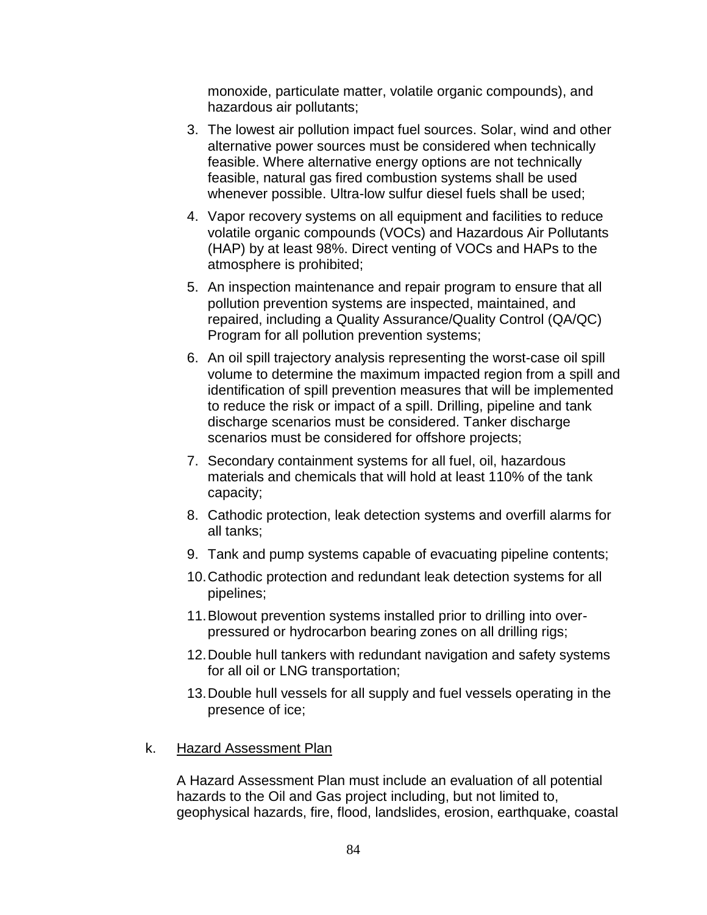monoxide, particulate matter, volatile organic compounds), and hazardous air pollutants;

3. The lowest air pollution impact fuel sources. Solar, wind and other alternative power sources must be considered when technically feasible. Where alternative energy options are not technically feasible, natural gas fired combustion systems shall be used whenever possible. Ultra-low sulfur diesel fuels shall be used;
4. Vapor recovery systems on all equipment and facilities to reduce volatile organic compounds (VOCs) and Hazardous Air Pollutants (HAP) by at least 98%. Direct venting of VOCs and HAPs to the atmosphere is prohibited;
5. An inspection maintenance and repair program to ensure that all pollution prevention systems are inspected, maintained, and repaired, including a Quality Assurance/Quality Control (QA/QC) Program for all pollution prevention systems;
6. An oil spill trajectory analysis representing the worst-case oil spill volume to determine the maximum impacted region from a spill and identification of spill prevention measures that will be implemented to reduce the risk or impact of a spill. Drilling, pipeline and tank discharge scenarios must be considered. Tanker discharge scenarios must be considered for offshore projects;
7. Secondary containment systems for all fuel, oil, hazardous materials and chemicals that will hold at least 110% of the tank capacity;
8. Cathodic protection, leak detection systems and overfill alarms for all tanks;
9. Tank and pump systems capable of evacuating pipeline contents;
10. Cathodic protection and redundant leak detection systems for all pipelines;
11. Blowout prevention systems installed prior to drilling into over-pressured or hydrocarbon bearing zones on all drilling rigs;
12. Double hull tankers with redundant navigation and safety systems for all oil or LNG transportation;
13. Double hull vessels for all supply and fuel vessels operating in the presence of ice;

k. <u>Hazard Assessment Plan</u>

A Hazard Assessment Plan must include an evaluation of all potential hazards to the Oil and Gas project including, but not limited to, geophysical hazards, fire, flood, landslides, erosion, earthquake, coastal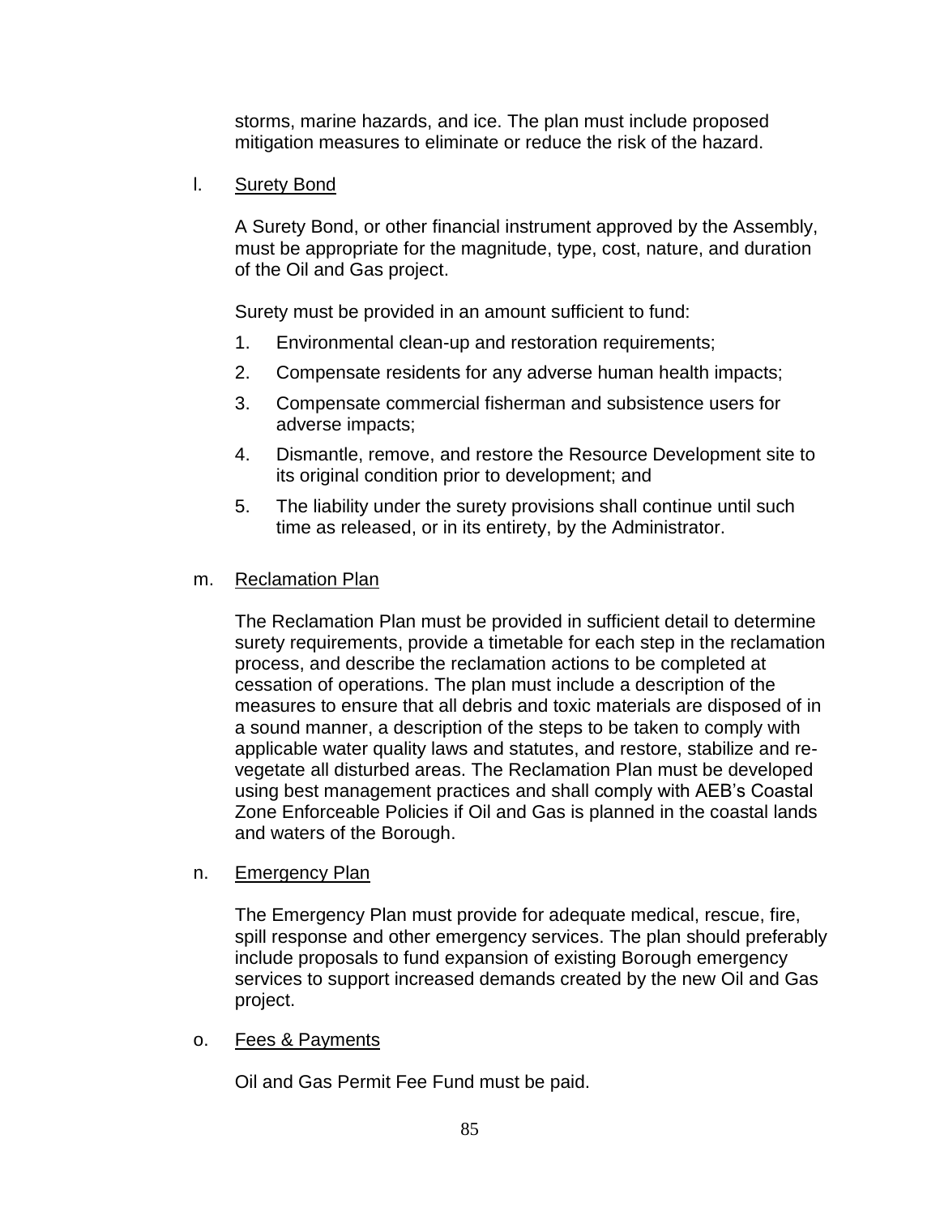storms, marine hazards, and ice. The plan must include proposed mitigation measures to eliminate or reduce the risk of the hazard.

l. Surety Bond

A Surety Bond, or other financial instrument approved by the Assembly, must be appropriate for the magnitude, type, cost, nature, and duration of the Oil and Gas project.

Surety must be provided in an amount sufficient to fund:

1. Environmental clean-up and restoration requirements;
2. Compensate residents for any adverse human health impacts;
3. Compensate commercial fisherman and subsistence users for adverse impacts;
4. Dismantle, remove, and restore the Resource Development site to its original condition prior to development; and
5. The liability under the surety provisions shall continue until such time as released, or in its entirety, by the Administrator.

m. Reclamation Plan

The Reclamation Plan must be provided in sufficient detail to determine surety requirements, provide a timetable for each step in the reclamation process, and describe the reclamation actions to be completed at cessation of operations. The plan must include a description of the measures to ensure that all debris and toxic materials are disposed of in a sound manner, a description of the steps to be taken to comply with applicable water quality laws and statutes, and restore, stabilize and re-vegetate all disturbed areas. The Reclamation Plan must be developed using best management practices and shall comply with AEB's Coastal Zone Enforceable Policies if Oil and Gas is planned in the coastal lands and waters of the Borough.

n. Emergency Plan

The Emergency Plan must provide for adequate medical, rescue, fire, spill response and other emergency services. The plan should preferably include proposals to fund expansion of existing Borough emergency services to support increased demands created by the new Oil and Gas project.

o. Fees & Payments

Oil and Gas Permit Fee Fund must be paid.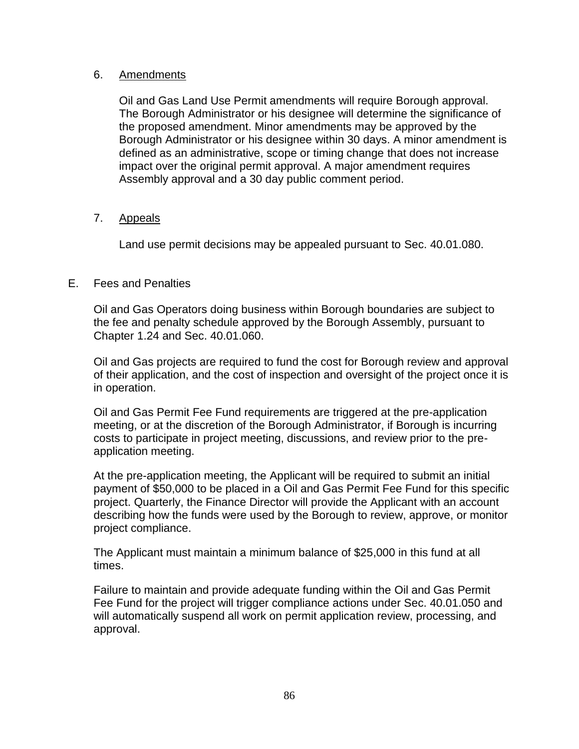6. Amendments

   Oil and Gas Land Use Permit amendments will require Borough approval. The Borough Administrator or his designee will determine the significance of the proposed amendment. Minor amendments may be approved by the Borough Administrator or his designee within 30 days. A minor amendment is defined as an administrative, scope or timing change that does not increase impact over the original permit approval. A major amendment requires Assembly approval and a 30 day public comment period.

7. Appeals

   Land use permit decisions may be appealed pursuant to Sec. 40.01.080.

E. Fees and Penalties

   Oil and Gas Operators doing business within Borough boundaries are subject to the fee and penalty schedule approved by the Borough Assembly, pursuant to Chapter 1.24 and Sec. 40.01.060.

   Oil and Gas projects are required to fund the cost for Borough review and approval of their application, and the cost of inspection and oversight of the project once it is in operation.

   Oil and Gas Permit Fee Fund requirements are triggered at the pre-application meeting, or at the discretion of the Borough Administrator, if Borough is incurring costs to participate in project meeting, discussions, and review prior to the pre-application meeting.

   At the pre-application meeting, the Applicant will be required to submit an initial payment of $50,000 to be placed in a Oil and Gas Permit Fee Fund for this specific project. Quarterly, the Finance Director will provide the Applicant with an account describing how the funds were used by the Borough to review, approve, or monitor project compliance.

   The Applicant must maintain a minimum balance of $25,000 in this fund at all times.

   Failure to maintain and provide adequate funding within the Oil and Gas Permit Fee Fund for the project will trigger compliance actions under Sec. 40.01.050 and will automatically suspend all work on permit application review, processing, and approval.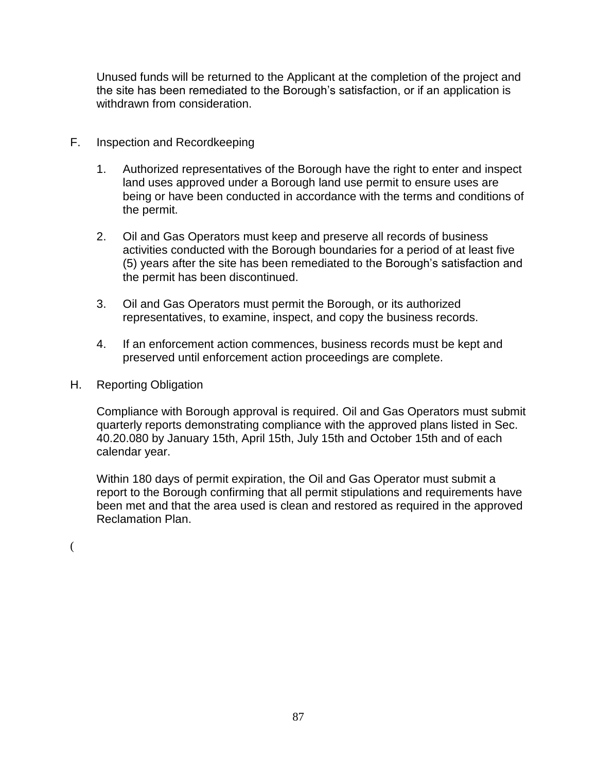Unused funds will be returned to the Applicant at the completion of the project and the site has been remediated to the Borough's satisfaction, or if an application is withdrawn from consideration.

F. Inspection and Recordkeeping

1. Authorized representatives of the Borough have the right to enter and inspect land uses approved under a Borough land use permit to ensure uses are being or have been conducted in accordance with the terms and conditions of the permit.

2. Oil and Gas Operators must keep and preserve all records of business activities conducted with the Borough boundaries for a period of at least five (5) years after the site has been remediated to the Borough's satisfaction and the permit has been discontinued.

3. Oil and Gas Operators must permit the Borough, or its authorized representatives, to examine, inspect, and copy the business records.

4. If an enforcement action commences, business records must be kept and preserved until enforcement action proceedings are complete.

H. Reporting Obligation

Compliance with Borough approval is required. Oil and Gas Operators must submit quarterly reports demonstrating compliance with the approved plans listed in Sec. 40.20.080 by January 15th, April 15th, July 15th and October 15th and of each calendar year.

Within 180 days of permit expiration, the Oil and Gas Operator must submit a report to the Borough confirming that all permit stipulations and requirements have been met and that the area used is clean and restored as required in the approved Reclamation Plan.

(